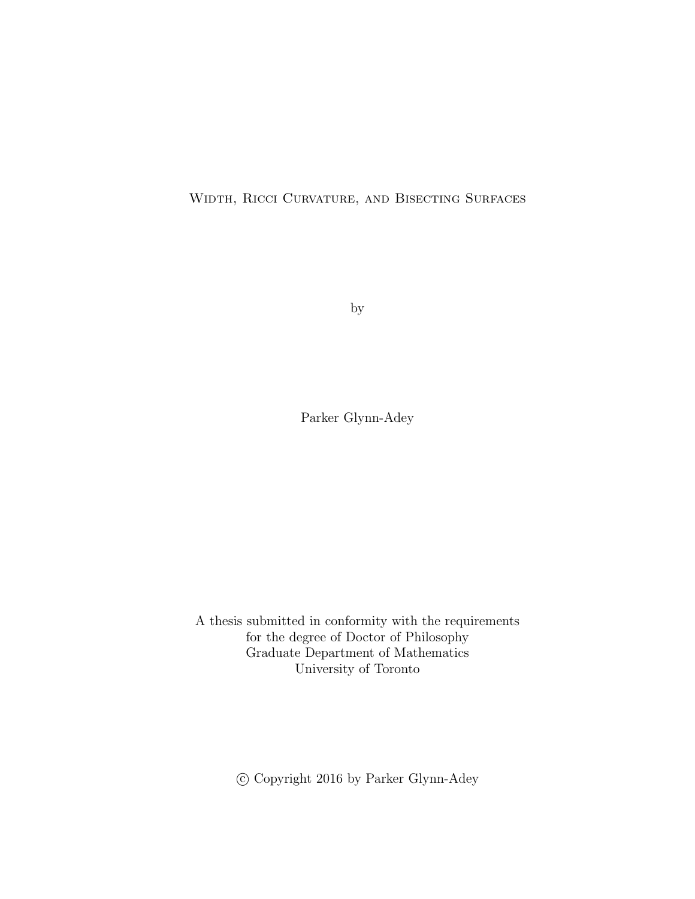# Width, Ricci Curvature, and Bisecting Surfaces

by

Parker Glynn-Adey

A thesis submitted in conformity with the requirements
for the degree of Doctor of Philosophy
Graduate Department of Mathematics
University of Toronto

© Copyright 2016 by Parker Glynn-Adey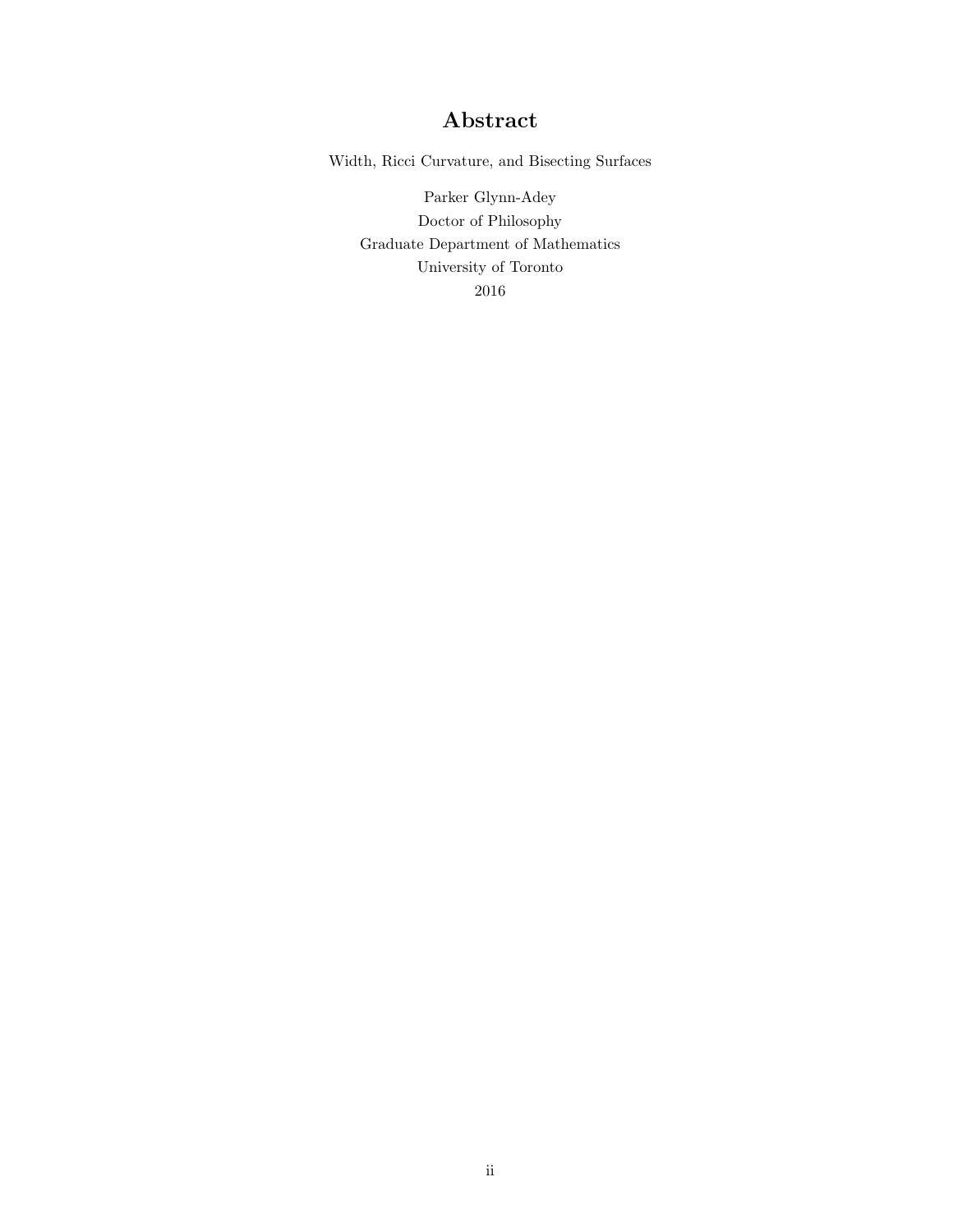## Abstract

Width, Ricci Curvature, and Bisecting Surfaces

Parker Glynn-Adey
Doctor of Philosophy
Graduate Department of Mathematics
University of Toronto
2016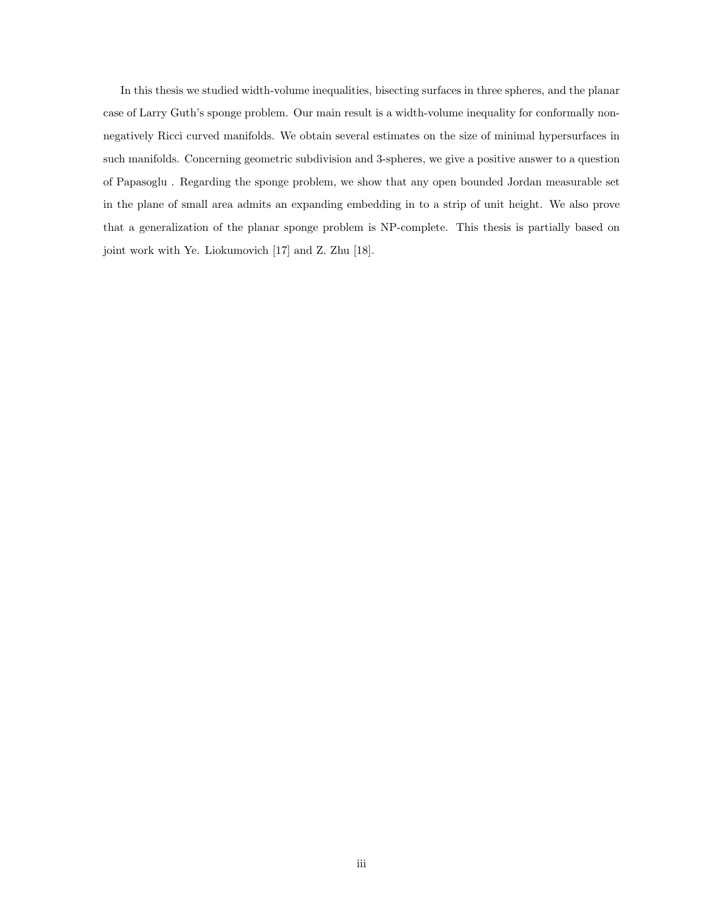In this thesis we studied width-volume inequalities, bisecting surfaces in three spheres, and the planar case of Larry Guth's sponge problem. Our main result is a width-volume inequality for conformally non-negatively Ricci curved manifolds. We obtain several estimates on the size of minimal hypersurfaces in such manifolds. Concerning geometric subdivision and 3-spheres, we give a positive answer to a question of Papasoglu . Regarding the sponge problem, we show that any open bounded Jordan measurable set in the plane of small area admits an expanding embedding in to a strip of unit height. We also prove that a generalization of the planar sponge problem is NP-complete. This thesis is partially based on joint work with Ye. Liokumovich [17] and Z. Zhu [18].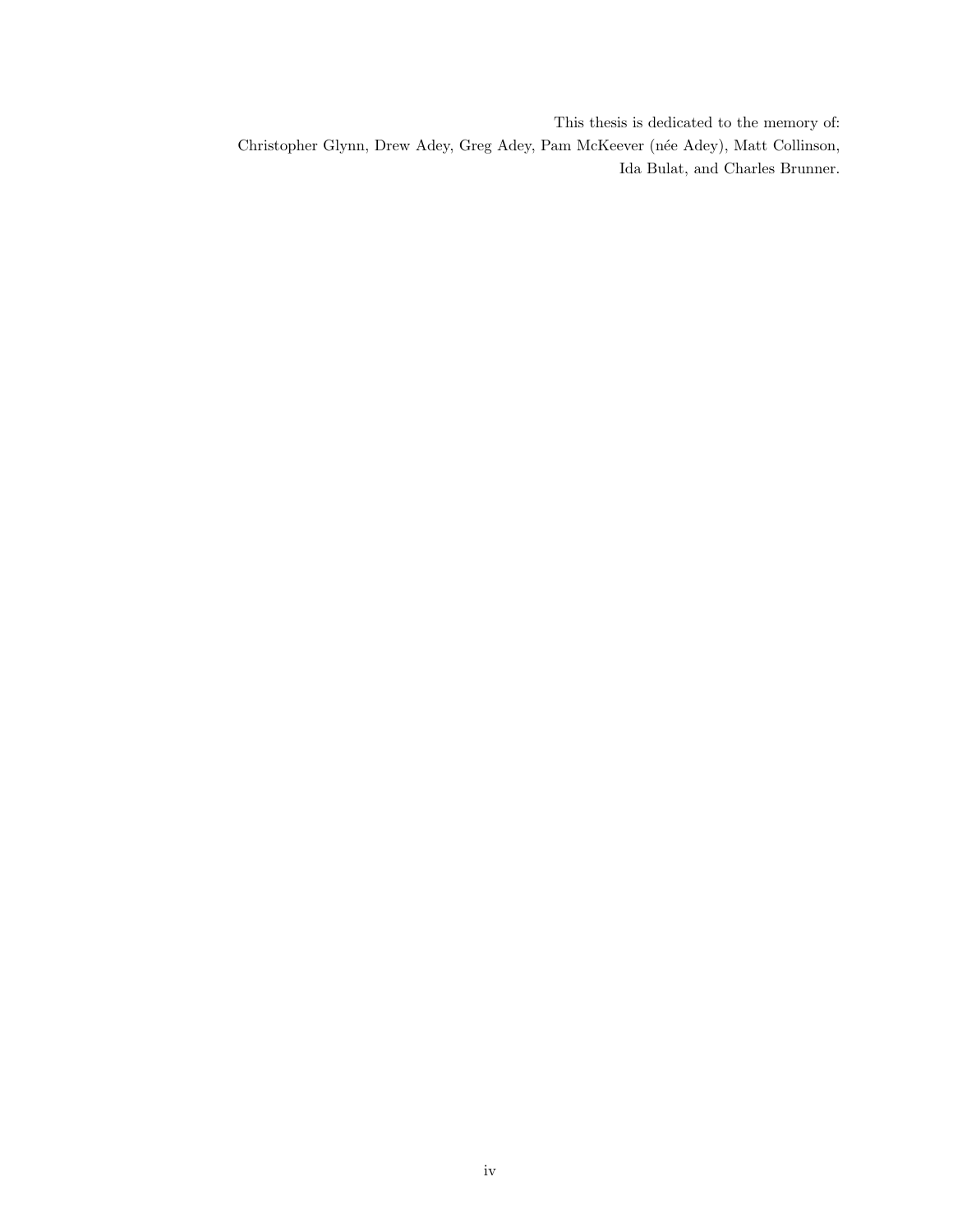This thesis is dedicated to the memory of:
Christopher Glynn, Drew Adey, Greg Adey, Pam McKeever (née Adey), Matt Collinson, Ida Bulat, and Charles Brunner.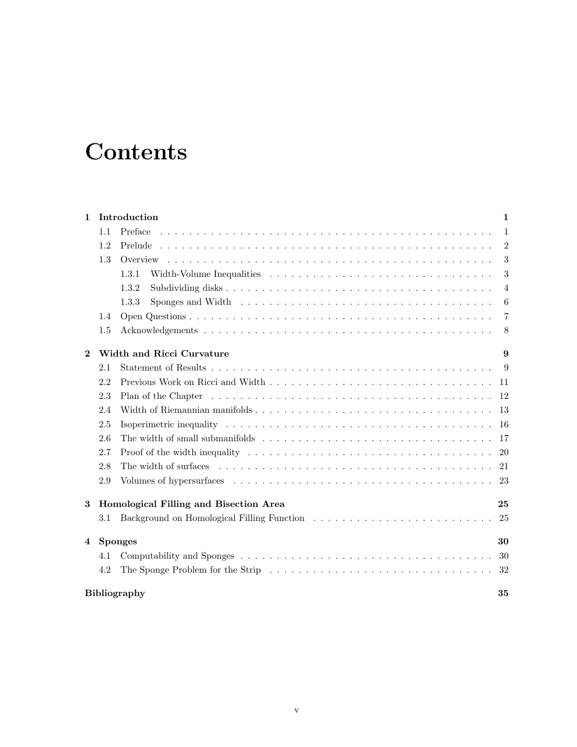# Contents

**1 Introduction** **1**

- 1.1 Preface . . . 1
- 1.2 Prelude . . . 2
- 1.3 Overview . . . 3
  - 1.3.1 Width-Volume Inequalities . . . 3
  - 1.3.2 Subdividing disks . . . 4
  - 1.3.3 Sponges and Width . . . 6
- 1.4 Open Questions . . . 7
- 1.5 Acknowledgements . . . 8

**2 Width and Ricci Curvature** **9**

- 2.1 Statement of Results . . . 9
- 2.2 Previous Work on Ricci and Width . . . 11
- 2.3 Plan of the Chapter . . . 12
- 2.4 Width of Riemannian manifolds . . . 13
- 2.5 Isoperimetric inequality . . . 16
- 2.6 The width of small submanifolds . . . 17
- 2.7 Proof of the width inequality . . . 20
- 2.8 The width of surfaces . . . 21
- 2.9 Volumes of hypersurfaces . . . 23

**3 Homological Filling and Bisection Area** **25**

- 3.1 Background on Homological Filling Function . . . 25

**4 Sponges** **30**

- 4.1 Computability and Sponges . . . 30
- 4.2 The Sponge Problem for the Strip . . . 32

**Bibliography** **35**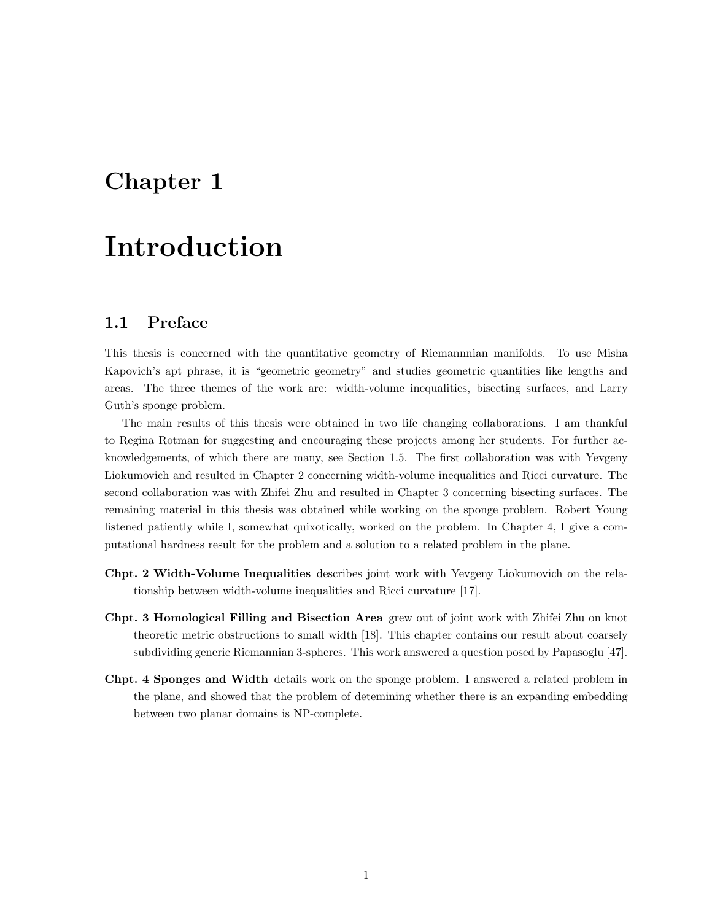# Chapter 1

# Introduction

## 1.1 Preface

This thesis is concerned with the quantitative geometry of Riemannnian manifolds. To use Misha Kapovich's apt phrase, it is "geometric geometry" and studies geometric quantities like lengths and areas. The three themes of the work are: width-volume inequalities, bisecting surfaces, and Larry Guth's sponge problem.

The main results of this thesis were obtained in two life changing collaborations. I am thankful to Regina Rotman for suggesting and encouraging these projects among her students. For further acknowledgements, of which there are many, see Section 1.5. The first collaboration was with Yevgeny Liokumovich and resulted in Chapter 2 concerning width-volume inequalities and Ricci curvature. The second collaboration was with Zhifei Zhu and resulted in Chapter 3 concerning bisecting surfaces. The remaining material in this thesis was obtained while working on the sponge problem. Robert Young listened patiently while I, somewhat quixotically, worked on the problem. In Chapter 4, I give a computational hardness result for the problem and a solution to a related problem in the plane.

**Chpt. 2 Width-Volume Inequalities** describes joint work with Yevgeny Liokumovich on the relationship between width-volume inequalities and Ricci curvature [17].

**Chpt. 3 Homological Filling and Bisection Area** grew out of joint work with Zhifei Zhu on knot theoretic metric obstructions to small width [18]. This chapter contains our result about coarsely subdividing generic Riemannian 3-spheres. This work answered a question posed by Papasoglu [47].

**Chpt. 4 Sponges and Width** details work on the sponge problem. I answered a related problem in the plane, and showed that the problem of detemining whether there is an expanding embedding between two planar domains is NP-complete.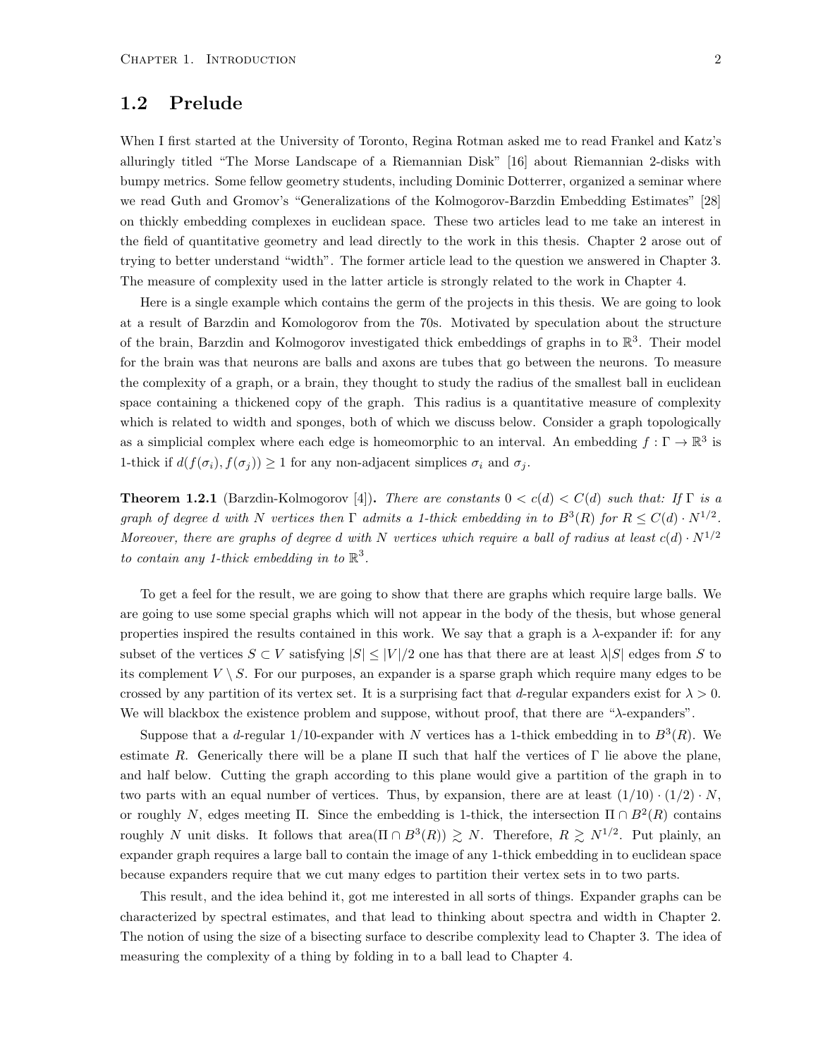## 1.2 Prelude

When I first started at the University of Toronto, Regina Rotman asked me to read Frankel and Katz's alluringly titled "The Morse Landscape of a Riemannian Disk" [16] about Riemannian 2-disks with bumpy metrics. Some fellow geometry students, including Dominic Dotterrer, organized a seminar where we read Guth and Gromov's "Generalizations of the Kolmogorov-Barzdin Embedding Estimates" [28] on thickly embedding complexes in euclidean space. These two articles lead to me take an interest in the field of quantitative geometry and lead directly to the work in this thesis. Chapter 2 arose out of trying to better understand "width". The former article lead to the question we answered in Chapter 3. The measure of complexity used in the latter article is strongly related to the work in Chapter 4.

Here is a single example which contains the germ of the projects in this thesis. We are going to look at a result of Barzdin and Komologorov from the 70s. Motivated by speculation about the structure of the brain, Barzdin and Kolmogorov investigated thick embeddings of graphs in to $\mathbb{R}^3$. Their model for the brain was that neurons are balls and axons are tubes that go between the neurons. To measure the complexity of a graph, or a brain, they thought to study the radius of the smallest ball in euclidean space containing a thickened copy of the graph. This radius is a quantitative measure of complexity which is related to width and sponges, both of which we discuss below. Consider a graph topologically as a simplicial complex where each edge is homeomorphic to an interval. An embedding $f : \Gamma \to \mathbb{R}^3$ is 1-thick if $d(f(\sigma_i), f(\sigma_j)) \geq 1$ for any non-adjacent simplices $\sigma_i$ and $\sigma_j$.

**Theorem 1.2.1** (Barzdin-Kolmogorov [4])**.** *There are constants $0 < c(d) < C(d)$ such that: If $\Gamma$ is a graph of degree $d$ with $N$ vertices then $\Gamma$ admits a 1-thick embedding in to $B^3(R)$ for $R \leq C(d) \cdot N^{1/2}$. Moreover, there are graphs of degree $d$ with $N$ vertices which require a ball of radius at least $c(d) \cdot N^{1/2}$ to contain any 1-thick embedding in to $\mathbb{R}^3$.*

To get a feel for the result, we are going to show that there are graphs which require large balls. We are going to use some special graphs which will not appear in the body of the thesis, but whose general properties inspired the results contained in this work. We say that a graph is a $\lambda$-expander if: for any subset of the vertices $S \subset V$ satisfying $|S| \leq |V|/2$ one has that there are at least $\lambda|S|$ edges from $S$ to its complement $V \setminus S$. For our purposes, an expander is a sparse graph which require many edges to be crossed by any partition of its vertex set. It is a surprising fact that $d$-regular expanders exist for $\lambda > 0$. We will blackbox the existence problem and suppose, without proof, that there are "$\lambda$-expanders".

Suppose that a $d$-regular $1/10$-expander with $N$ vertices has a 1-thick embedding in to $B^3(R)$. We estimate $R$. Generically there will be a plane $\Pi$ such that half the vertices of $\Gamma$ lie above the plane, and half below. Cutting the graph according to this plane would give a partition of the graph in to two parts with an equal number of vertices. Thus, by expansion, there are at least $(1/10) \cdot (1/2) \cdot N$, or roughly $N$, edges meeting $\Pi$. Since the embedding is 1-thick, the intersection $\Pi \cap B^2(R)$ contains roughly $N$ unit disks. It follows that $\text{area}(\Pi \cap B^3(R)) \gtrsim N$. Therefore, $R \gtrsim N^{1/2}$. Put plainly, an expander graph requires a large ball to contain the image of any 1-thick embedding in to euclidean space because expanders require that we cut many edges to partition their vertex sets in to two parts.

This result, and the idea behind it, got me interested in all sorts of things. Expander graphs can be characterized by spectral estimates, and that lead to thinking about spectra and width in Chapter 2. The notion of using the size of a bisecting surface to describe complexity lead to Chapter 3. The idea of measuring the complexity of a thing by folding in to a ball lead to Chapter 4.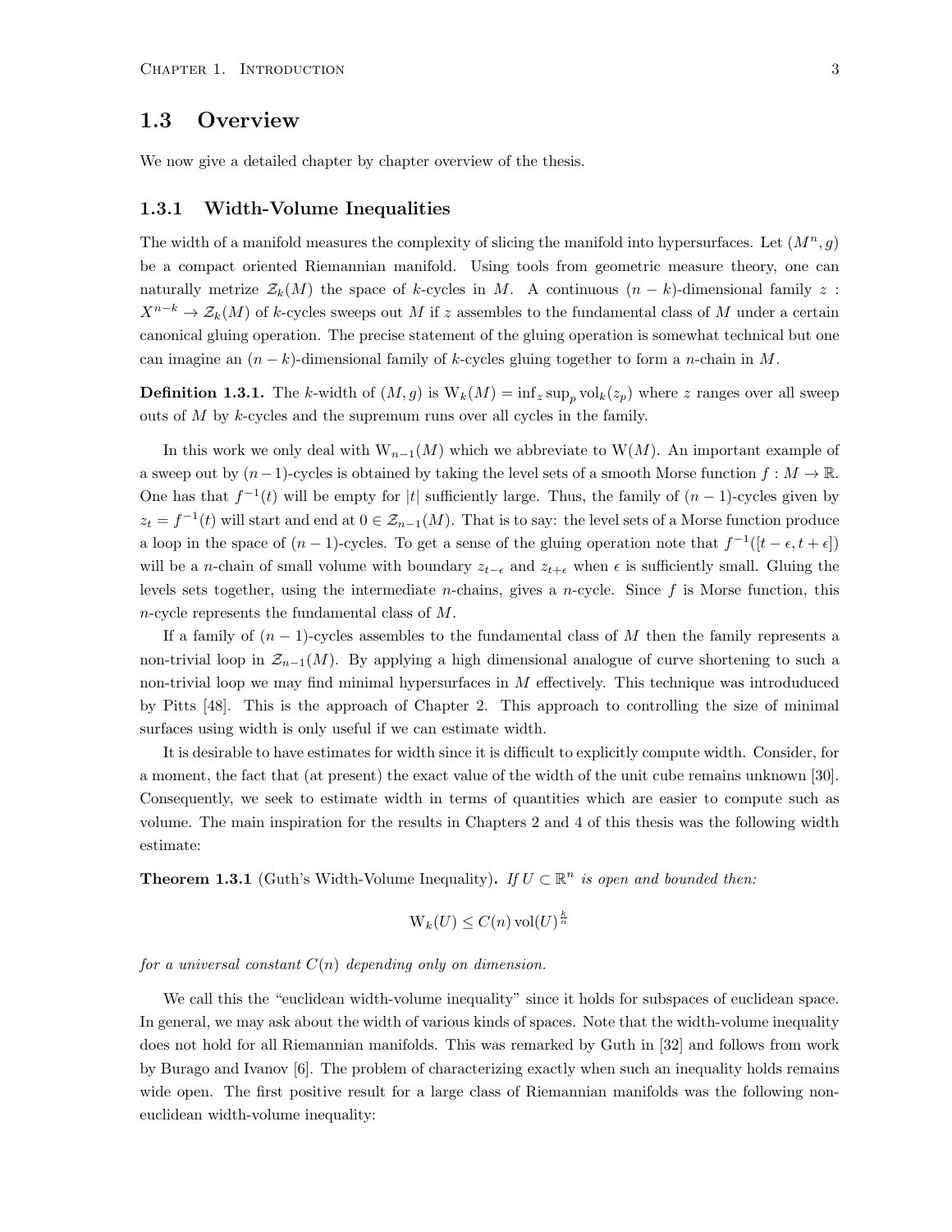## 1.3 Overview

We now give a detailed chapter by chapter overview of the thesis.

### 1.3.1 Width-Volume Inequalities

The width of a manifold measures the complexity of slicing the manifold into hypersurfaces. Let $(M^n, g)$ be a compact oriented Riemannian manifold. Using tools from geometric measure theory, one can naturally metrize $\mathcal{Z}_k(M)$ the space of $k$-cycles in $M$. A continuous $(n-k)$-dimensional family $z : X^{n-k} \to \mathcal{Z}_k(M)$ of $k$-cycles sweeps out $M$ if $z$ assembles to the fundamental class of $M$ under a certain canonical gluing operation. The precise statement of the gluing operation is somewhat technical but one can imagine an $(n-k)$-dimensional family of $k$-cycles gluing together to form a $n$-chain in $M$.

**Definition 1.3.1.** The $k$-width of $(M, g)$ is $\mathrm{W}_k(M) = \inf_z \sup_p \mathrm{vol}_k(z_p)$ where $z$ ranges over all sweep outs of $M$ by $k$-cycles and the supremum runs over all cycles in the family.

In this work we only deal with $\mathrm{W}_{n-1}(M)$ which we abbreviate to $\mathrm{W}(M)$. An important example of a sweep out by $(n-1)$-cycles is obtained by taking the level sets of a smooth Morse function $f : M \to \mathbb{R}$. One has that $f^{-1}(t)$ will be empty for $|t|$ sufficiently large. Thus, the family of $(n-1)$-cycles given by $z_t = f^{-1}(t)$ will start and end at $0 \in \mathcal{Z}_{n-1}(M)$. That is to say: the level sets of a Morse function produce a loop in the space of $(n-1)$-cycles. To get a sense of the gluing operation note that $f^{-1}([t-\epsilon, t+\epsilon])$ will be a $n$-chain of small volume with boundary $z_{t-\epsilon}$ and $z_{t+\epsilon}$ when $\epsilon$ is sufficiently small. Gluing the levels sets together, using the intermediate $n$-chains, gives a $n$-cycle. Since $f$ is Morse function, this $n$-cycle represents the fundamental class of $M$.

If a family of $(n-1)$-cycles assembles to the fundamental class of $M$ then the family represents a non-trivial loop in $\mathcal{Z}_{n-1}(M)$. By applying a high dimensional analogue of curve shortening to such a non-trivial loop we may find minimal hypersurfaces in $M$ effectively. This technique was introduduced by Pitts [48]. This is the approach of Chapter 2. This approach to controlling the size of minimal surfaces using width is only useful if we can estimate width.

It is desirable to have estimates for width since it is difficult to explicitly compute width. Consider, for a moment, the fact that (at present) the exact value of the width of the unit cube remains unknown [30]. Consequently, we seek to estimate width in terms of quantities which are easier to compute such as volume. The main inspiration for the results in Chapters 2 and 4 of this thesis was the following width estimate:

**Theorem 1.3.1** (Guth's Width-Volume Inequality)**.** *If $U \subset \mathbb{R}^n$ is open and bounded then:*

$$\mathrm{W}_k(U) \leq C(n)\,\mathrm{vol}(U)^{\frac{k}{n}}$$

*for a universal constant $C(n)$ depending only on dimension.*

We call this the "euclidean width-volume inequality" since it holds for subspaces of euclidean space. In general, we may ask about the width of various kinds of spaces. Note that the width-volume inequality does not hold for all Riemannian manifolds. This was remarked by Guth in [32] and follows from work by Burago and Ivanov [6]. The problem of characterizing exactly when such an inequality holds remains wide open. The first positive result for a large class of Riemannian manifolds was the following non-euclidean width-volume inequality: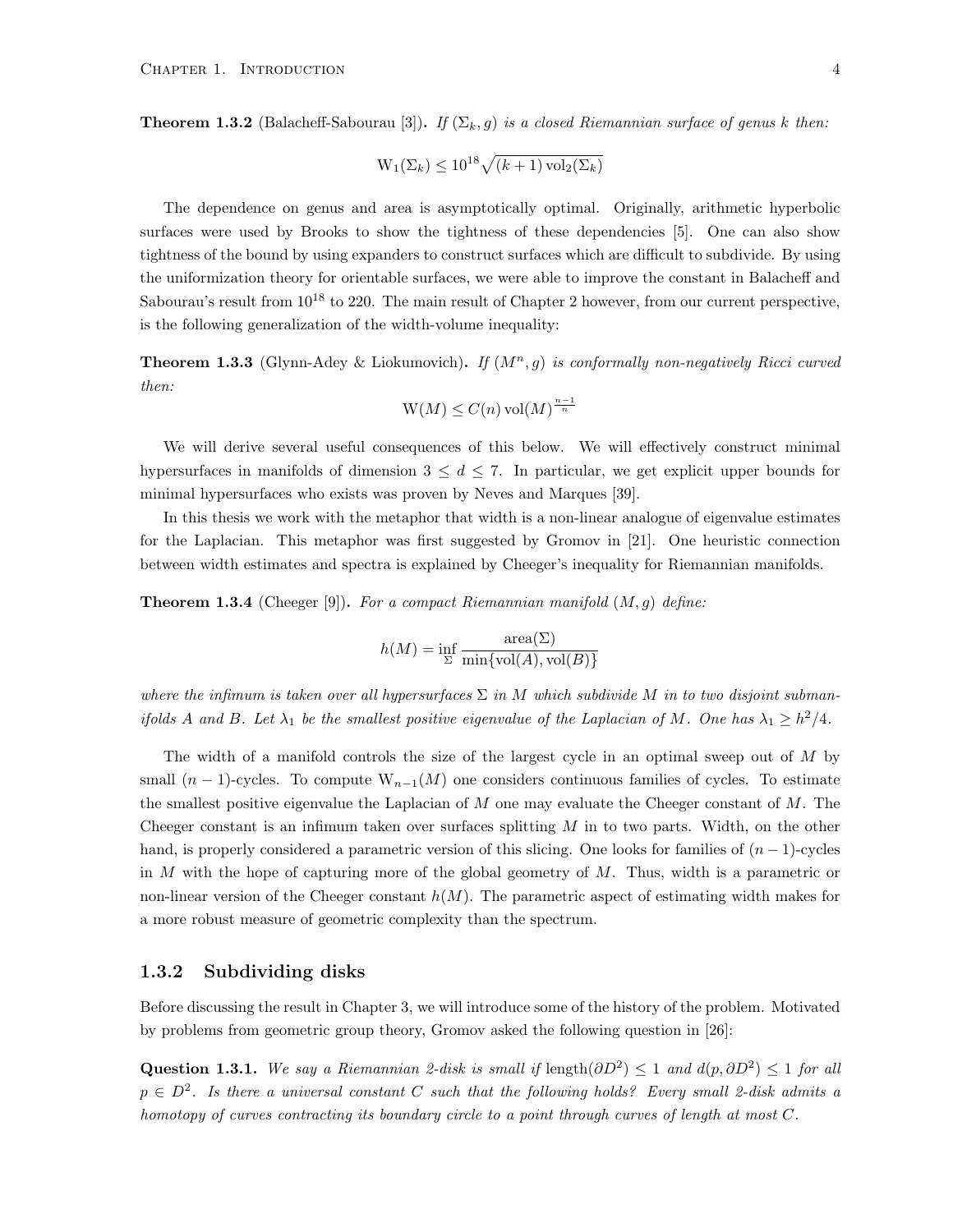**Theorem 1.3.2** (Balacheff-Sabourau [3])**.** *If $(\Sigma_k, g)$ is a closed Riemannian surface of genus $k$ then:*

$$\mathrm{W}_1(\Sigma_k) \leq 10^{18}\sqrt{(k+1)\operatorname{vol}_2(\Sigma_k)}$$

The dependence on genus and area is asymptotically optimal. Originally, arithmetic hyperbolic surfaces were used by Brooks to show the tightness of these dependencies [5]. One can also show tightness of the bound by using expanders to construct surfaces which are difficult to subdivide. By using the uniformization theory for orientable surfaces, we were able to improve the constant in Balacheff and Sabourau's result from $10^{18}$ to 220. The main result of Chapter 2 however, from our current perspective, is the following generalization of the width-volume inequality:

**Theorem 1.3.3** (Glynn-Adey & Liokumovich)**.** *If $(M^n, g)$ is conformally non-negatively Ricci curved then:*

$$\mathrm{W}(M) \leq C(n)\operatorname{vol}(M)^{\frac{n-1}{n}}$$

We will derive several useful consequences of this below. We will effectively construct minimal hypersurfaces in manifolds of dimension $3 \leq d \leq 7$. In particular, we get explicit upper bounds for minimal hypersurfaces who exists was proven by Neves and Marques [39].

In this thesis we work with the metaphor that width is a non-linear analogue of eigenvalue estimates for the Laplacian. This metaphor was first suggested by Gromov in [21]. One heuristic connection between width estimates and spectra is explained by Cheeger's inequality for Riemannian manifolds.

**Theorem 1.3.4** (Cheeger [9])**.** *For a compact Riemannian manifold $(M, g)$ define:*

$$h(M) = \inf_{\Sigma} \frac{\operatorname{area}(\Sigma)}{\min\{\operatorname{vol}(A), \operatorname{vol}(B)\}}$$

*where the infimum is taken over all hypersurfaces $\Sigma$ in $M$ which subdivide $M$ in to two disjoint submanifolds $A$ and $B$. Let $\lambda_1$ be the smallest positive eigenvalue of the Laplacian of $M$. One has $\lambda_1 \geq h^2/4$.*

The width of a manifold controls the size of the largest cycle in an optimal sweep out of $M$ by small $(n-1)$-cycles. To compute $\mathrm{W}_{n-1}(M)$ one considers continuous families of cycles. To estimate the smallest positive eigenvalue the Laplacian of $M$ one may evaluate the Cheeger constant of $M$. The Cheeger constant is an infimum taken over surfaces splitting $M$ in to two parts. Width, on the other hand, is properly considered a parametric version of this slicing. One looks for families of $(n-1)$-cycles in $M$ with the hope of capturing more of the global geometry of $M$. Thus, width is a parametric or non-linear version of the Cheeger constant $h(M)$. The parametric aspect of estimating width makes for a more robust measure of geometric complexity than the spectrum.

### 1.3.2 Subdividing disks

Before discussing the result in Chapter 3, we will introduce some of the history of the problem. Motivated by problems from geometric group theory, Gromov asked the following question in [26]:

**Question 1.3.1.** *We say a Riemannian 2-disk is small if $\operatorname{length}(\partial D^2) \leq 1$ and $d(p, \partial D^2) \leq 1$ for all $p \in D^2$. Is there a universal constant $C$ such that the following holds? Every small 2-disk admits a homotopy of curves contracting its boundary circle to a point through curves of length at most $C$.*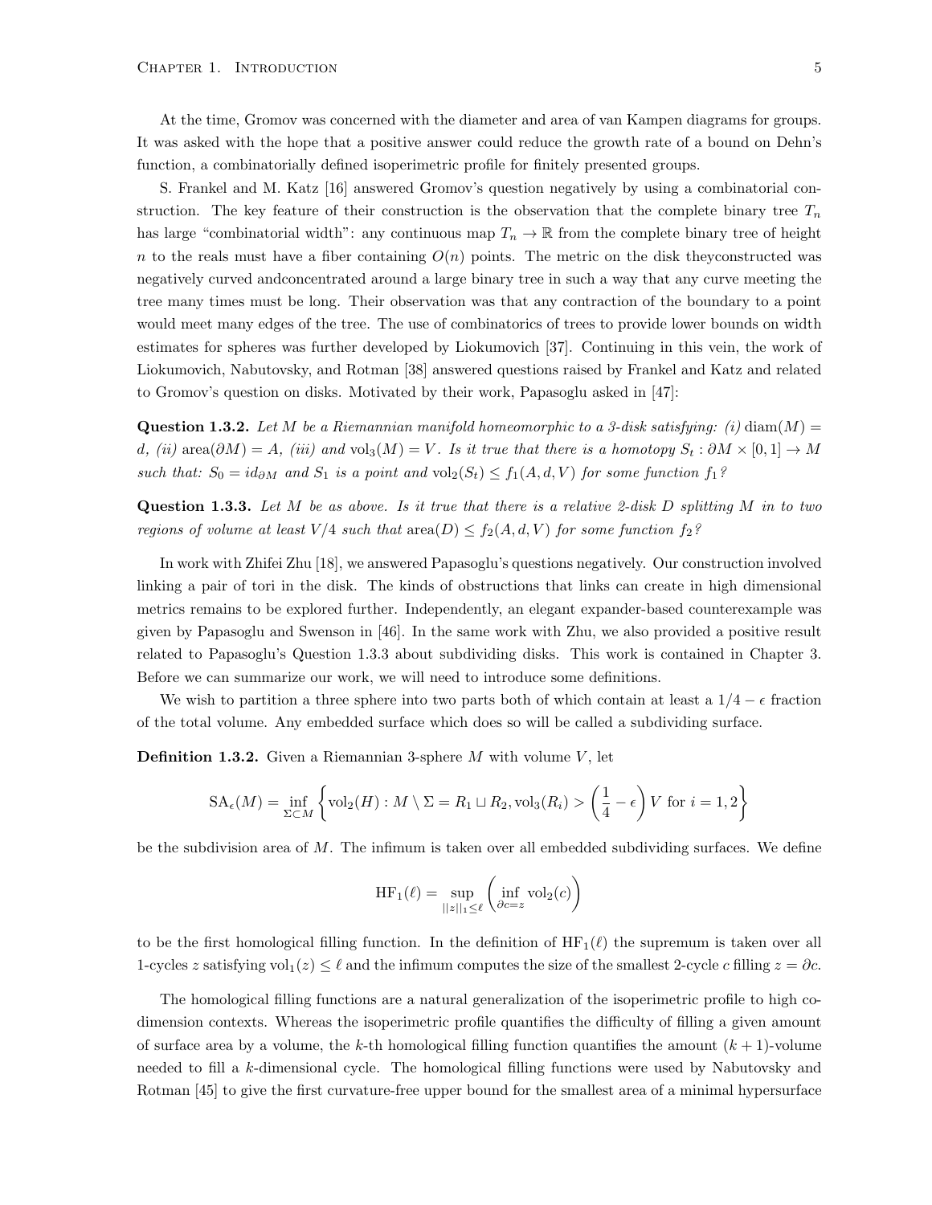At the time, Gromov was concerned with the diameter and area of van Kampen diagrams for groups. It was asked with the hope that a positive answer could reduce the growth rate of a bound on Dehn's function, a combinatorially defined isoperimetric profile for finitely presented groups.

S. Frankel and M. Katz [16] answered Gromov's question negatively by using a combinatorial construction. The key feature of their construction is the observation that the complete binary tree $T_n$ has large "combinatorial width": any continuous map $T_n \to \mathbb{R}$ from the complete binary tree of height $n$ to the reals must have a fiber containing $O(n)$ points. The metric on the disk theyconstructed was negatively curved andconcentrated around a large binary tree in such a way that any curve meeting the tree many times must be long. Their observation was that any contraction of the boundary to a point would meet many edges of the tree. The use of combinatorics of trees to provide lower bounds on width estimates for spheres was further developed by Liokumovich [37]. Continuing in this vein, the work of Liokumovich, Nabutovsky, and Rotman [38] answered questions raised by Frankel and Katz and related to Gromov's question on disks. Motivated by their work, Papasoglu asked in [47]:

**Question 1.3.2.** *Let $M$ be a Riemannian manifold homeomorphic to a 3-disk satisfying: (i) $\operatorname{diam}(M) = d$, (ii) $\operatorname{area}(\partial M) = A$, (iii) and $\operatorname{vol}_3(M) = V$. Is it true that there is a homotopy $S_t : \partial M \times [0,1] \to M$ such that: $S_0 = id_{\partial M}$ and $S_1$ is a point and $\operatorname{vol}_2(S_t) \leq f_1(A, d, V)$ for some function $f_1$?*

**Question 1.3.3.** *Let $M$ be as above. Is it true that there is a relative 2-disk $D$ splitting $M$ in to two regions of volume at least $V/4$ such that $\operatorname{area}(D) \leq f_2(A, d, V)$ for some function $f_2$?*

In work with Zhifei Zhu [18], we answered Papasoglu's questions negatively. Our construction involved linking a pair of tori in the disk. The kinds of obstructions that links can create in high dimensional metrics remains to be explored further. Independently, an elegant expander-based counterexample was given by Papasoglu and Swenson in [46]. In the same work with Zhu, we also provided a positive result related to Papasoglu's Question 1.3.3 about subdividing disks. This work is contained in Chapter 3. Before we can summarize our work, we will need to introduce some definitions.

We wish to partition a three sphere into two parts both of which contain at least a $1/4 - \epsilon$ fraction of the total volume. Any embedded surface which does so will be called a subdividing surface.

**Definition 1.3.2.** Given a Riemannian 3-sphere $M$ with volume $V$, let

$$\operatorname{SA}_\epsilon(M) = \inf_{\Sigma \subset M} \left\{ \operatorname{vol}_2(H) : M \setminus \Sigma = R_1 \sqcup R_2, \operatorname{vol}_3(R_i) > \left(\frac{1}{4} - \epsilon\right) V \text{ for } i = 1, 2 \right\}$$

be the subdivision area of $M$. The infimum is taken over all embedded subdividing surfaces. We define

$$\operatorname{HF}_1(\ell) = \sup_{||z||_1 \leq \ell} \left( \inf_{\partial c = z} \operatorname{vol}_2(c) \right)$$

to be the first homological filling function. In the definition of $\operatorname{HF}_1(\ell)$ the supremum is taken over all 1-cycles $z$ satisfying $\operatorname{vol}_1(z) \leq \ell$ and the infimum computes the size of the smallest 2-cycle $c$ filling $z = \partial c$.

The homological filling functions are a natural generalization of the isoperimetric profile to high codimension contexts. Whereas the isoperimetric profile quantifies the difficulty of filling a given amount of surface area by a volume, the $k$-th homological filling function quantifies the amount $(k+1)$-volume needed to fill a $k$-dimensional cycle. The homological filling functions were used by Nabutovsky and Rotman [45] to give the first curvature-free upper bound for the smallest area of a minimal hypersurface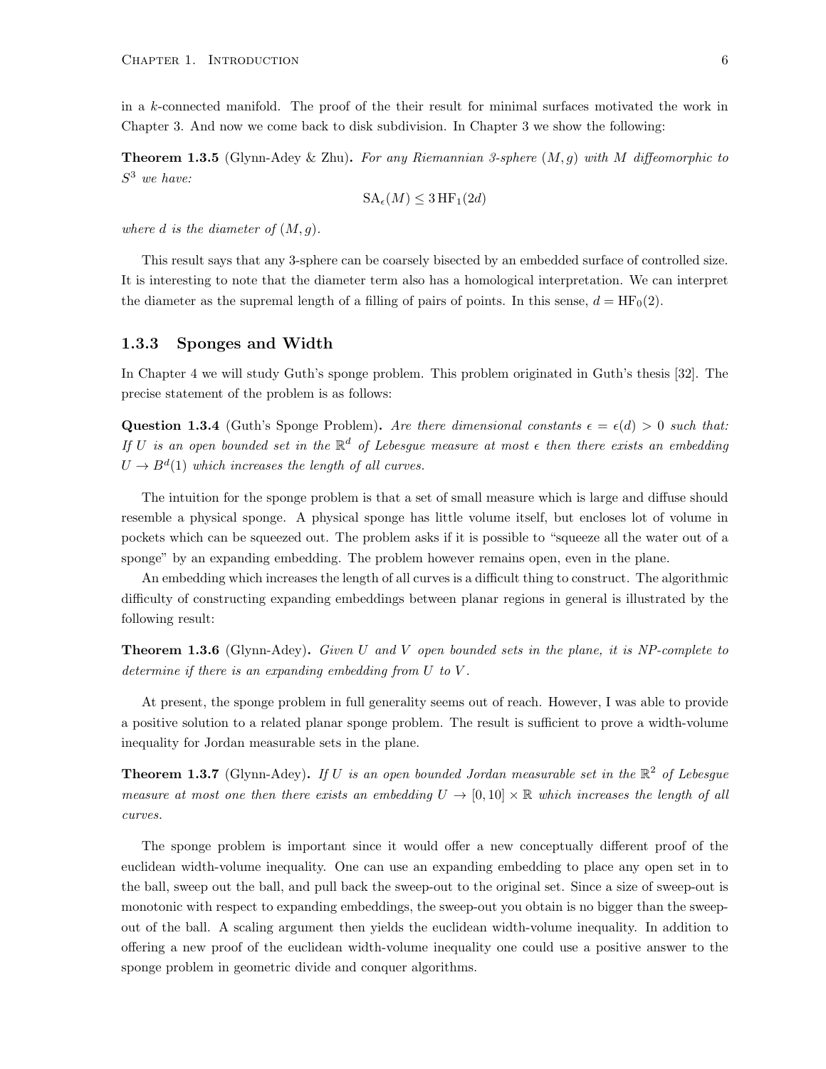in a $k$-connected manifold. The proof of the their result for minimal surfaces motivated the work in Chapter 3. And now we come back to disk subdivision. In Chapter 3 we show the following:

**Theorem 1.3.5** (Glynn-Adey & Zhu)**.** *For any Riemannian 3-sphere $(M, g)$ with $M$ diffeomorphic to $S^3$ we have:*

$$\mathrm{SA}_\epsilon(M) \leq 3\,\mathrm{HF}_1(2d)$$

*where $d$ is the diameter of $(M, g)$.*

This result says that any 3-sphere can be coarsely bisected by an embedded surface of controlled size. It is interesting to note that the diameter term also has a homological interpretation. We can interpret the diameter as the supremal length of a filling of pairs of points. In this sense, $d = \mathrm{HF}_0(2)$.

### 1.3.3 Sponges and Width

In Chapter 4 we will study Guth's sponge problem. This problem originated in Guth's thesis [32]. The precise statement of the problem is as follows:

**Question 1.3.4** (Guth's Sponge Problem)**.** *Are there dimensional constants $\epsilon = \epsilon(d) > 0$ such that: If $U$ is an open bounded set in the $\mathbb{R}^d$ of Lebesgue measure at most $\epsilon$ then there exists an embedding $U \to B^d(1)$ which increases the length of all curves.*

The intuition for the sponge problem is that a set of small measure which is large and diffuse should resemble a physical sponge. A physical sponge has little volume itself, but encloses lot of volume in pockets which can be squeezed out. The problem asks if it is possible to "squeeze all the water out of a sponge" by an expanding embedding. The problem however remains open, even in the plane.

An embedding which increases the length of all curves is a difficult thing to construct. The algorithmic difficulty of constructing expanding embeddings between planar regions in general is illustrated by the following result:

**Theorem 1.3.6** (Glynn-Adey)**.** *Given $U$ and $V$ open bounded sets in the plane, it is NP-complete to determine if there is an expanding embedding from $U$ to $V$.*

At present, the sponge problem in full generality seems out of reach. However, I was able to provide a positive solution to a related planar sponge problem. The result is sufficient to prove a width-volume inequality for Jordan measurable sets in the plane.

**Theorem 1.3.7** (Glynn-Adey)**.** *If $U$ is an open bounded Jordan measurable set in the $\mathbb{R}^2$ of Lebesgue measure at most one then there exists an embedding $U \to [0, 10] \times \mathbb{R}$ which increases the length of all curves.*

The sponge problem is important since it would offer a new conceptually different proof of the euclidean width-volume inequality. One can use an expanding embedding to place any open set in to the ball, sweep out the ball, and pull back the sweep-out to the original set. Since a size of sweep-out is monotonic with respect to expanding embeddings, the sweep-out you obtain is no bigger than the sweep-out of the ball. A scaling argument then yields the euclidean width-volume inequality. In addition to offering a new proof of the euclidean width-volume inequality one could use a positive answer to the sponge problem in geometric divide and conquer algorithms.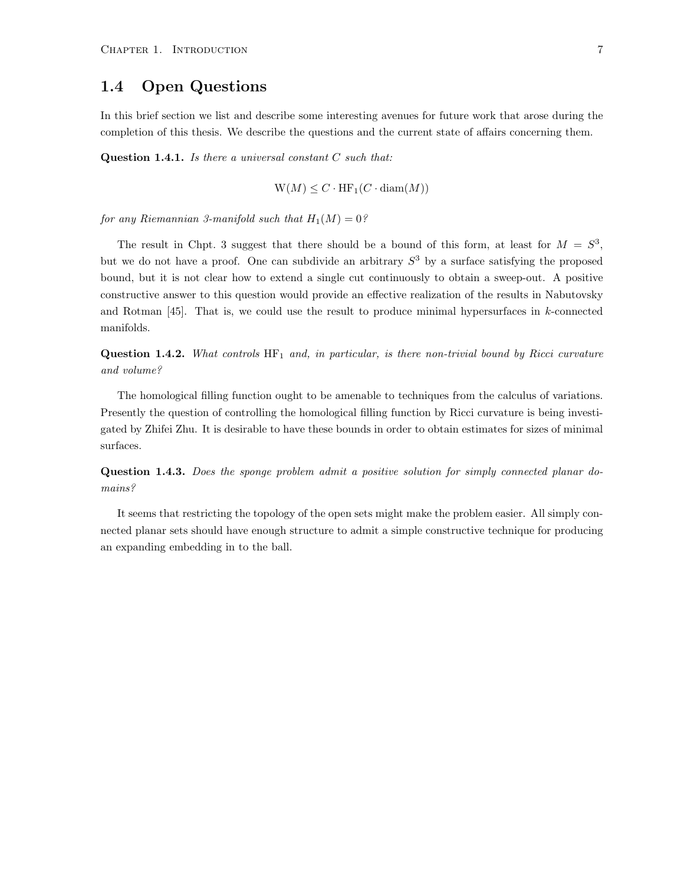## 1.4 Open Questions

In this brief section we list and describe some interesting avenues for future work that arose during the completion of this thesis. We describe the questions and the current state of affairs concerning them.

**Question 1.4.1.** *Is there a universal constant $C$ such that:*

$$\mathrm{W}(M) \leq C \cdot \mathrm{HF}_1(C \cdot \mathrm{diam}(M))$$

*for any Riemannian 3-manifold such that $H_1(M) = 0$?*

The result in Chpt. 3 suggest that there should be a bound of this form, at least for $M = S^3$, but we do not have a proof. One can subdivide an arbitrary $S^3$ by a surface satisfying the proposed bound, but it is not clear how to extend a single cut continuously to obtain a sweep-out. A positive constructive answer to this question would provide an effective realization of the results in Nabutovsky and Rotman [45]. That is, we could use the result to produce minimal hypersurfaces in $k$-connected manifolds.

**Question 1.4.2.** *What controls $\mathrm{HF}_1$ and, in particular, is there non-trivial bound by Ricci curvature and volume?*

The homological filling function ought to be amenable to techniques from the calculus of variations. Presently the question of controlling the homological filling function by Ricci curvature is being investigated by Zhifei Zhu. It is desirable to have these bounds in order to obtain estimates for sizes of minimal surfaces.

**Question 1.4.3.** *Does the sponge problem admit a positive solution for simply connected planar domains?*

It seems that restricting the topology of the open sets might make the problem easier. All simply connected planar sets should have enough structure to admit a simple constructive technique for producing an expanding embedding in to the ball.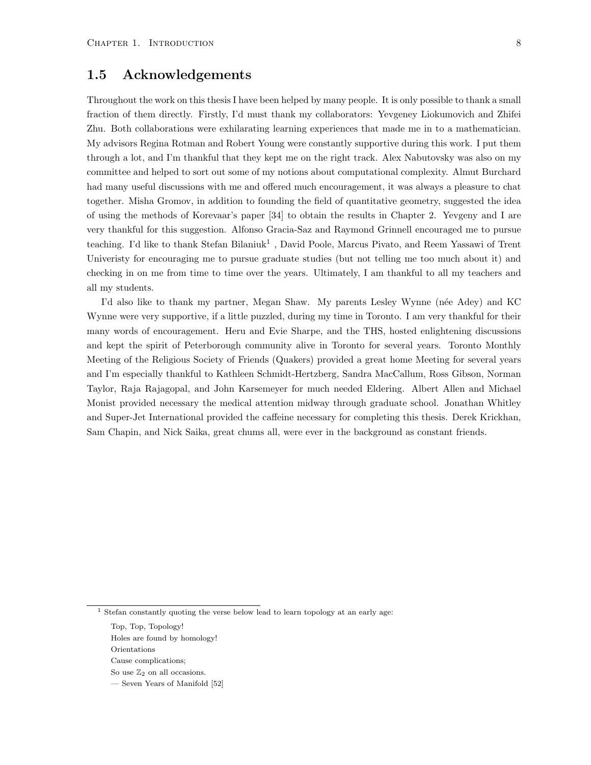## 1.5 Acknowledgements

Throughout the work on this thesis I have been helped by many people. It is only possible to thank a small fraction of them directly. Firstly, I'd must thank my collaborators: Yevgeney Liokumovich and Zhifei Zhu. Both collaborations were exhilarating learning experiences that made me in to a mathematician. My advisors Regina Rotman and Robert Young were constantly supportive during this work. I put them through a lot, and I'm thankful that they kept me on the right track. Alex Nabutovsky was also on my committee and helped to sort out some of my notions about computational complexity. Almut Burchard had many useful discussions with me and offered much encouragement, it was always a pleasure to chat together. Misha Gromov, in addition to founding the field of quantitative geometry, suggested the idea of using the methods of Korevaar's paper [34] to obtain the results in Chapter 2. Yevgeny and I are very thankful for this suggestion. Alfonso Gracia-Saz and Raymond Grinnell encouraged me to pursue teaching. I'd like to thank Stefan Bilaniuk[1] , David Poole, Marcus Pivato, and Reem Yassawi of Trent Univeristy for encouraging me to pursue graduate studies (but not telling me too much about it) and checking in on me from time to time over the years. Ultimately, I am thankful to all my teachers and all my students.

I'd also like to thank my partner, Megan Shaw. My parents Lesley Wynne (née Adey) and KC Wynne were very supportive, if a little puzzled, during my time in Toronto. I am very thankful for their many words of encouragement. Heru and Evie Sharpe, and the THS, hosted enlightening discussions and kept the spirit of Peterborough community alive in Toronto for several years. Toronto Monthly Meeting of the Religious Society of Friends (Quakers) provided a great home Meeting for several years and I'm especially thankful to Kathleen Schmidt-Hertzberg, Sandra MacCallum, Ross Gibson, Norman Taylor, Raja Rajagopal, and John Karsemeyer for much needed Eldering. Albert Allen and Michael Monist provided necessary the medical attention midway through graduate school. Jonathan Whitley and Super-Jet International provided the caffeine necessary for completing this thesis. Derek Krickhan, Sam Chapin, and Nick Saika, great chums all, were ever in the background as constant friends.

---

[1] Stefan constantly quoting the verse below lead to learn topology at an early age:

> Top, Top, Topology!
> Holes are found by homology!
> Orientations
> Cause complications;
> So use $\mathbb{Z}_2$ on all occasions.
> — Seven Years of Manifold [52]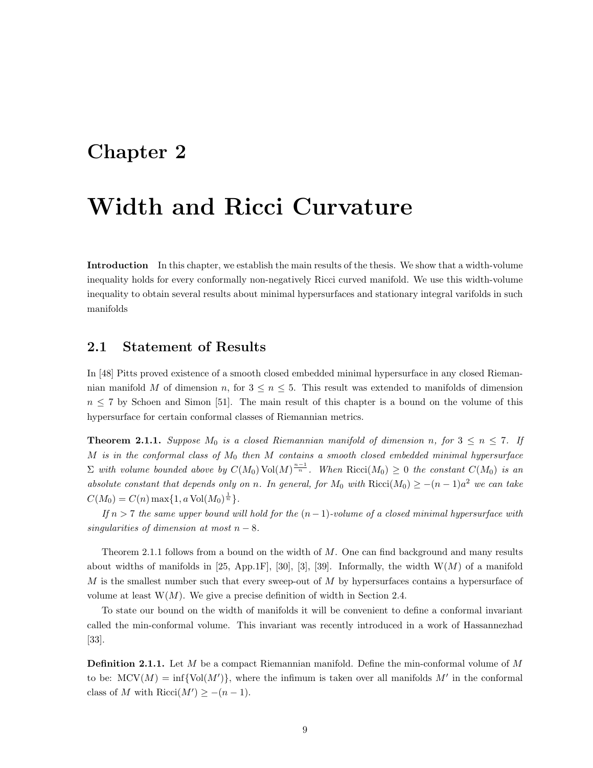# Chapter 2

# Width and Ricci Curvature

**Introduction** In this chapter, we establish the main results of the thesis. We show that a width-volume inequality holds for every conformally non-negatively Ricci curved manifold. We use this width-volume inequality to obtain several results about minimal hypersurfaces and stationary integral varifolds in such manifolds

## 2.1 Statement of Results

In [48] Pitts proved existence of a smooth closed embedded minimal hypersurface in any closed Riemannian manifold $M$ of dimension $n$, for $3 \leq n \leq 5$. This result was extended to manifolds of dimension $n \leq 7$ by Schoen and Simon [51]. The main result of this chapter is a bound on the volume of this hypersurface for certain conformal classes of Riemannian metrics.

**Theorem 2.1.1.** *Suppose $M_0$ is a closed Riemannian manifold of dimension $n$, for $3 \leq n \leq 7$. If $M$ is in the conformal class of $M_0$ then $M$ contains a smooth closed embedded minimal hypersurface $\Sigma$ with volume bounded above by $C(M_0)\operatorname{Vol}(M)^{\frac{n-1}{n}}$. When $\operatorname{Ricci}(M_0) \geq 0$ the constant $C(M_0)$ is an absolute constant that depends only on $n$. In general, for $M_0$ with $\operatorname{Ricci}(M_0) \geq -(n-1)a^2$ we can take $C(M_0) = C(n)\max\{1, a\operatorname{Vol}(M_0)^{\frac{1}{n}}\}$.*

*If $n > 7$ the same upper bound will hold for the $(n-1)$-volume of a closed minimal hypersurface with singularities of dimension at most $n - 8$.*

Theorem 2.1.1 follows from a bound on the width of $M$. One can find background and many results about widths of manifolds in [25, App.1F], [30], [3], [39]. Informally, the width $\operatorname{W}(M)$ of a manifold $M$ is the smallest number such that every sweep-out of $M$ by hypersurfaces contains a hypersurface of volume at least $\operatorname{W}(M)$. We give a precise definition of width in Section 2.4.

To state our bound on the width of manifolds it will be convenient to define a conformal invariant called the min-conformal volume. This invariant was recently introduced in a work of Hassannezhad [33].

**Definition 2.1.1.** Let $M$ be a compact Riemannian manifold. Define the min-conformal volume of $M$ to be: $\operatorname{MCV}(M) = \inf\{\operatorname{Vol}(M')\}$, where the infimum is taken over all manifolds $M'$ in the conformal class of $M$ with $\operatorname{Ricci}(M') \geq -(n-1)$.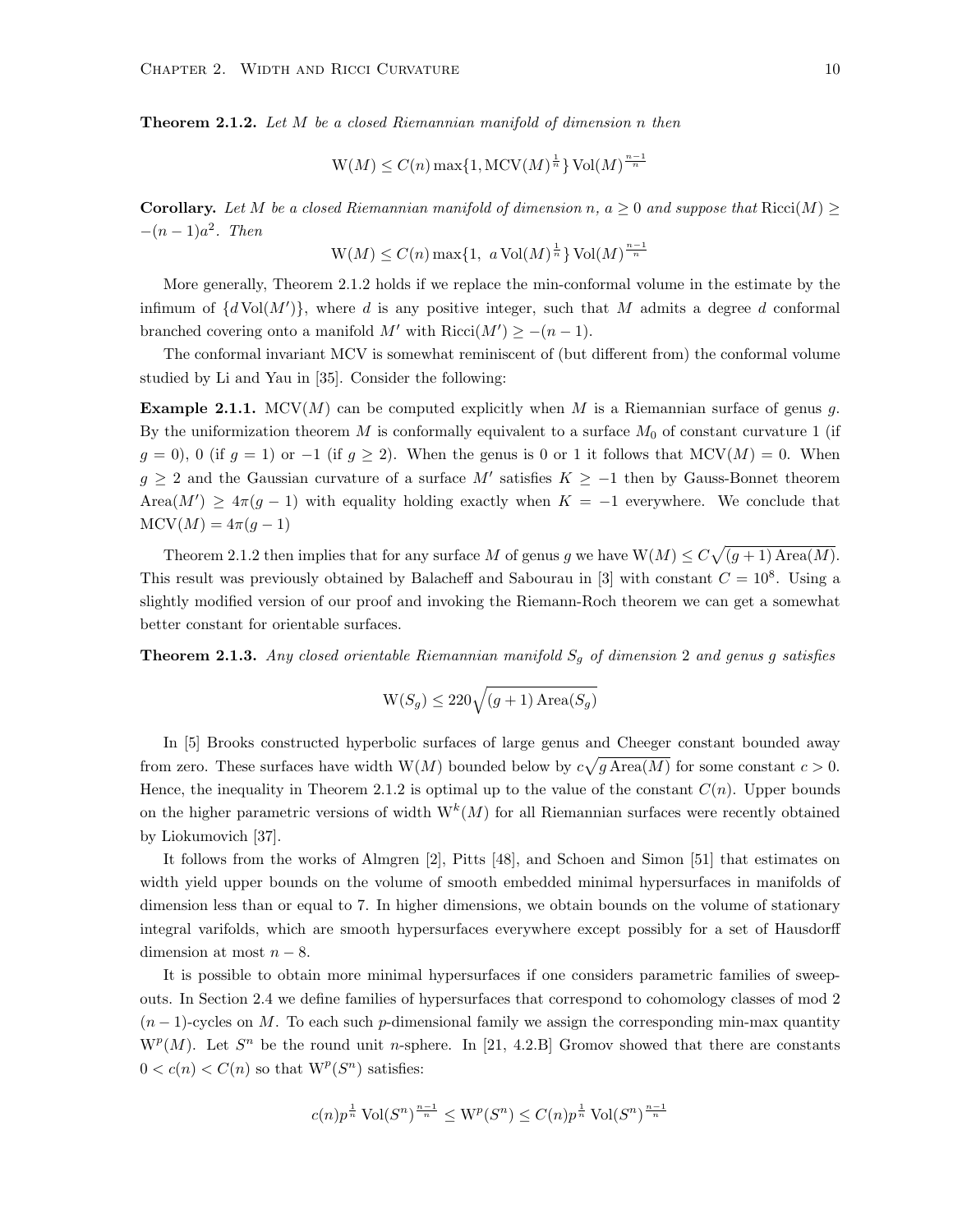**Theorem 2.1.2.** *Let $M$ be a closed Riemannian manifold of dimension $n$ then*

$$\mathrm{W}(M) \leq C(n) \max\{1, \mathrm{MCV}(M)^{\frac{1}{n}}\} \operatorname{Vol}(M)^{\frac{n-1}{n}}$$

**Corollary.** *Let $M$ be a closed Riemannian manifold of dimension $n$, $a \geq 0$ and suppose that $\operatorname{Ricci}(M) \geq -(n-1)a^2$. Then*

$$\mathrm{W}(M) \leq C(n) \max\{1, \ a \operatorname{Vol}(M)^{\frac{1}{n}}\} \operatorname{Vol}(M)^{\frac{n-1}{n}}$$

More generally, Theorem 2.1.2 holds if we replace the min-conformal volume in the estimate by the infimum of $\{d \operatorname{Vol}(M')\}$, where $d$ is any positive integer, such that $M$ admits a degree $d$ conformal branched covering onto a manifold $M'$ with $\operatorname{Ricci}(M') \geq -(n-1)$.

The conformal invariant MCV is somewhat reminiscent of (but different from) the conformal volume studied by Li and Yau in [35]. Consider the following:

**Example 2.1.1.** $\mathrm{MCV}(M)$ can be computed explicitly when $M$ is a Riemannian surface of genus $g$. By the uniformization theorem $M$ is conformally equivalent to a surface $M_0$ of constant curvature 1 (if $g = 0$), 0 (if $g = 1$) or $-1$ (if $g \geq 2$). When the genus is 0 or 1 it follows that $\mathrm{MCV}(M) = 0$. When $g \geq 2$ and the Gaussian curvature of a surface $M'$ satisfies $K \geq -1$ then by Gauss-Bonnet theorem $\operatorname{Area}(M') \geq 4\pi(g-1)$ with equality holding exactly when $K = -1$ everywhere. We conclude that $\mathrm{MCV}(M) = 4\pi(g-1)$

Theorem 2.1.2 then implies that for any surface $M$ of genus $g$ we have $\mathrm{W}(M) \leq C\sqrt{(g+1)\operatorname{Area}(M)}$. This result was previously obtained by Balacheff and Sabourau in [3] with constant $C = 10^8$. Using a slightly modified version of our proof and invoking the Riemann-Roch theorem we can get a somewhat better constant for orientable surfaces.

**Theorem 2.1.3.** *Any closed orientable Riemannian manifold $S_g$ of dimension 2 and genus $g$ satisfies*

$$\mathrm{W}(S_g) \leq 220\sqrt{(g+1)\operatorname{Area}(S_g)}$$

In [5] Brooks constructed hyperbolic surfaces of large genus and Cheeger constant bounded away from zero. These surfaces have width $\mathrm{W}(M)$ bounded below by $c\sqrt{g \operatorname{Area}(M)}$ for some constant $c > 0$. Hence, the inequality in Theorem 2.1.2 is optimal up to the value of the constant $C(n)$. Upper bounds on the higher parametric versions of width $\mathrm{W}^k(M)$ for all Riemannian surfaces were recently obtained by Liokumovich [37].

It follows from the works of Almgren [2], Pitts [48], and Schoen and Simon [51] that estimates on width yield upper bounds on the volume of smooth embedded minimal hypersurfaces in manifolds of dimension less than or equal to 7. In higher dimensions, we obtain bounds on the volume of stationary integral varifolds, which are smooth hypersurfaces everywhere except possibly for a set of Hausdorff dimension at most $n-8$.

It is possible to obtain more minimal hypersurfaces if one considers parametric families of sweep-outs. In Section 2.4 we define families of hypersurfaces that correspond to cohomology classes of mod 2 $(n-1)$-cycles on $M$. To each such $p$-dimensional family we assign the corresponding min-max quantity $\mathrm{W}^p(M)$. Let $S^n$ be the round unit $n$-sphere. In [21, 4.2.B] Gromov showed that there are constants $0 < c(n) < C(n)$ so that $\mathrm{W}^p(S^n)$ satisfies:

$$c(n)p^{\frac{1}{n}} \operatorname{Vol}(S^n)^{\frac{n-1}{n}} \leq \mathrm{W}^p(S^n) \leq C(n)p^{\frac{1}{n}} \operatorname{Vol}(S^n)^{\frac{n-1}{n}}$$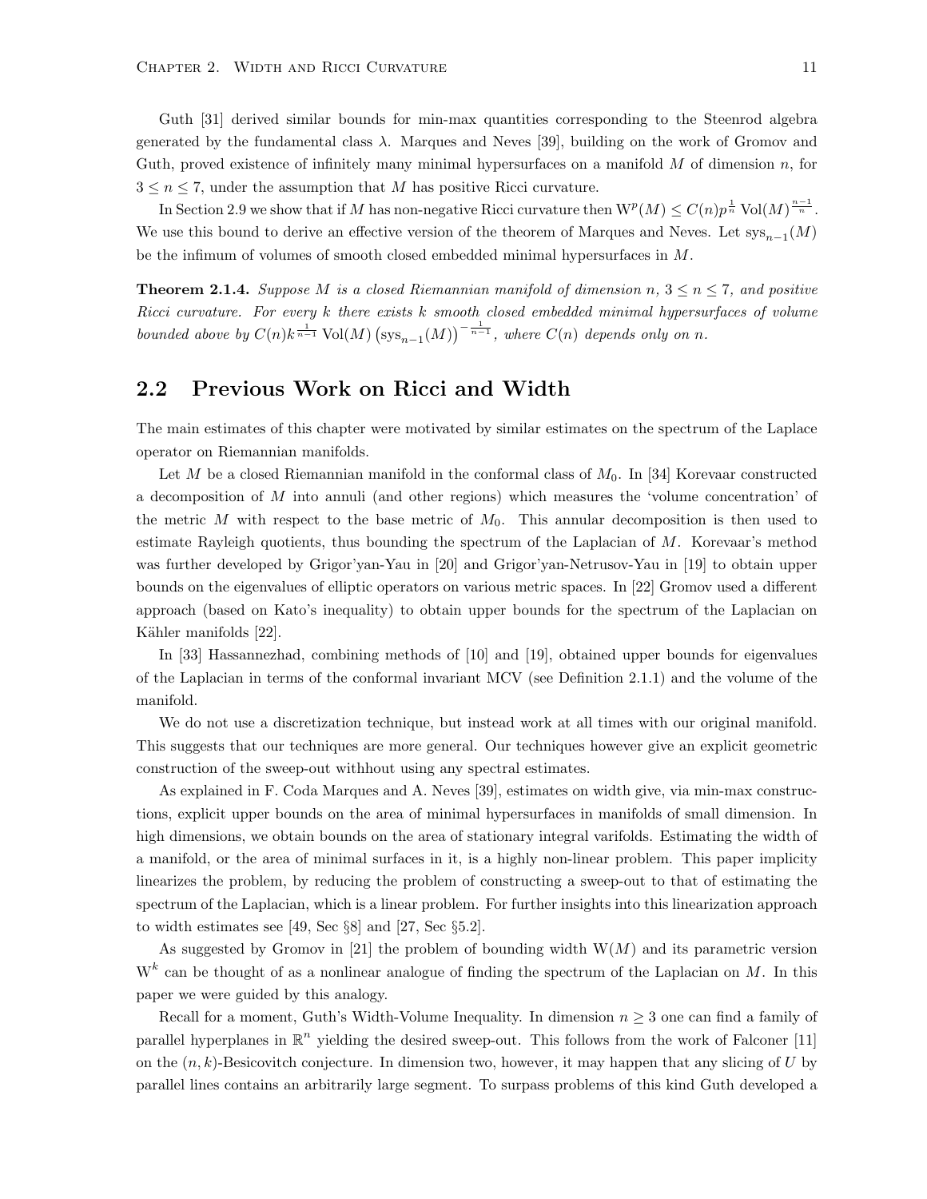Guth [31] derived similar bounds for min-max quantities corresponding to the Steenrod algebra generated by the fundamental class $\lambda$. Marques and Neves [39], building on the work of Gromov and Guth, proved existence of infinitely many minimal hypersurfaces on a manifold $M$ of dimension $n$, for $3 \leq n \leq 7$, under the assumption that $M$ has positive Ricci curvature.

In Section 2.9 we show that if $M$ has non-negative Ricci curvature then $\mathrm{W}^p(M) \leq C(n)p^{\frac{1}{n}} \operatorname{Vol}(M)^{\frac{n-1}{n}}$. We use this bound to derive an effective version of the theorem of Marques and Neves. Let $\operatorname{sys}_{n-1}(M)$ be the infimum of volumes of smooth closed embedded minimal hypersurfaces in $M$.

**Theorem 2.1.4.** *Suppose $M$ is a closed Riemannian manifold of dimension $n$, $3 \leq n \leq 7$, and positive Ricci curvature. For every $k$ there exists $k$ smooth closed embedded minimal hypersurfaces of volume bounded above by $C(n)k^{\frac{1}{n-1}} \operatorname{Vol}(M) \left(\operatorname{sys}_{n-1}(M)\right)^{-\frac{1}{n-1}}$, where $C(n)$ depends only on $n$.*

## 2.2 Previous Work on Ricci and Width

The main estimates of this chapter were motivated by similar estimates on the spectrum of the Laplace operator on Riemannian manifolds.

Let $M$ be a closed Riemannian manifold in the conformal class of $M_0$. In [34] Korevaar constructed a decomposition of $M$ into annuli (and other regions) which measures the 'volume concentration' of the metric $M$ with respect to the base metric of $M_0$. This annular decomposition is then used to estimate Rayleigh quotients, thus bounding the spectrum of the Laplacian of $M$. Korevaar's method was further developed by Grigor'yan-Yau in [20] and Grigor'yan-Netrusov-Yau in [19] to obtain upper bounds on the eigenvalues of elliptic operators on various metric spaces. In [22] Gromov used a different approach (based on Kato's inequality) to obtain upper bounds for the spectrum of the Laplacian on Kähler manifolds [22].

In [33] Hassannezhad, combining methods of [10] and [19], obtained upper bounds for eigenvalues of the Laplacian in terms of the conformal invariant MCV (see Definition 2.1.1) and the volume of the manifold.

We do not use a discretization technique, but instead work at all times with our original manifold. This suggests that our techniques are more general. Our techniques however give an explicit geometric construction of the sweep-out withhout using any spectral estimates.

As explained in F. Coda Marques and A. Neves [39], estimates on width give, via min-max constructions, explicit upper bounds on the area of minimal hypersurfaces in manifolds of small dimension. In high dimensions, we obtain bounds on the area of stationary integral varifolds. Estimating the width of a manifold, or the area of minimal surfaces in it, is a highly non-linear problem. This paper implicity linearizes the problem, by reducing the problem of constructing a sweep-out to that of estimating the spectrum of the Laplacian, which is a linear problem. For further insights into this linearization approach to width estimates see [49, Sec §8] and [27, Sec §5.2].

As suggested by Gromov in [21] the problem of bounding width $\mathrm{W}(M)$ and its parametric version $\mathrm{W}^k$ can be thought of as a nonlinear analogue of finding the spectrum of the Laplacian on $M$. In this paper we were guided by this analogy.

Recall for a moment, Guth's Width-Volume Inequality. In dimension $n \geq 3$ one can find a family of parallel hyperplanes in $\mathbb{R}^n$ yielding the desired sweep-out. This follows from the work of Falconer [11] on the $(n, k)$-Besicovitch conjecture. In dimension two, however, it may happen that any slicing of $U$ by parallel lines contains an arbitrarily large segment. To surpass problems of this kind Guth developed a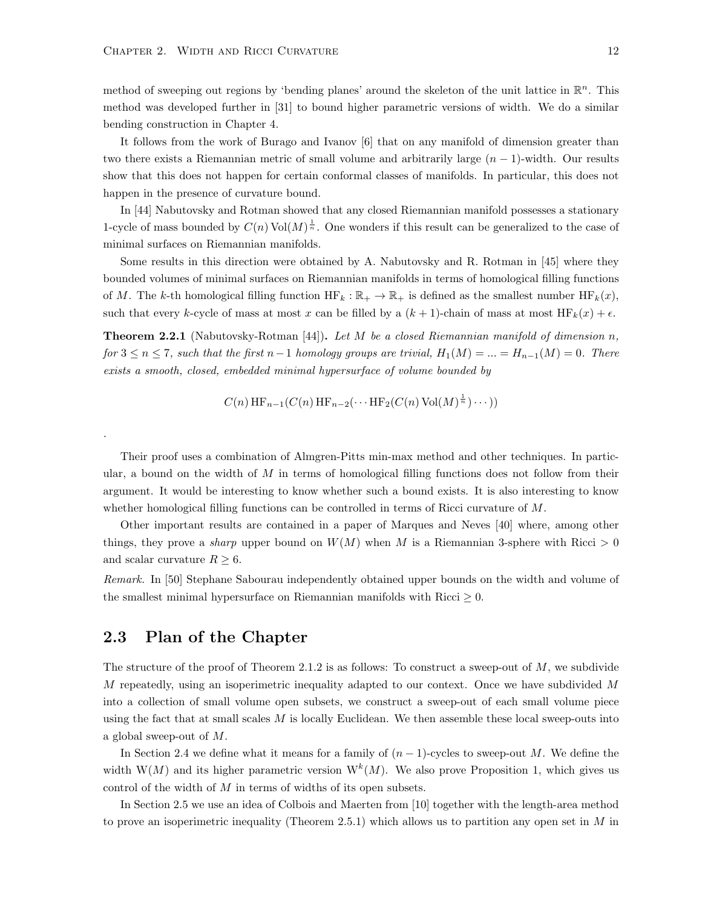method of sweeping out regions by 'bending planes' around the skeleton of the unit lattice in $\mathbb{R}^n$. This method was developed further in [31] to bound higher parametric versions of width. We do a similar bending construction in Chapter 4.

It follows from the work of Burago and Ivanov [6] that on any manifold of dimension greater than two there exists a Riemannian metric of small volume and arbitrarily large $(n-1)$-width. Our results show that this does not happen for certain conformal classes of manifolds. In particular, this does not happen in the presence of curvature bound.

In [44] Nabutovsky and Rotman showed that any closed Riemannian manifold possesses a stationary 1-cycle of mass bounded by $C(n)\operatorname{Vol}(M)^{\frac{1}{n}}$. One wonders if this result can be generalized to the case of minimal surfaces on Riemannian manifolds.

Some results in this direction were obtained by A. Nabutovsky and R. Rotman in [45] where they bounded volumes of minimal surfaces on Riemannian manifolds in terms of homological filling functions of $M$. The $k$-th homological filling function $\mathrm{HF}_k : \mathbb{R}_+ \to \mathbb{R}_+$ is defined as the smallest number $\mathrm{HF}_k(x)$, such that every $k$-cycle of mass at most $x$ can be filled by a $(k+1)$-chain of mass at most $\mathrm{HF}_k(x) + \epsilon$.

**Theorem 2.2.1** (Nabutovsky-Rotman [44])**.** *Let $M$ be a closed Riemannian manifold of dimension $n$, for $3 \leq n \leq 7$, such that the first $n-1$ homology groups are trivial, $H_1(M) = ... = H_{n-1}(M) = 0$. There exists a smooth, closed, embedded minimal hypersurface of volume bounded by*

$$C(n)\,\mathrm{HF}_{n-1}(C(n)\,\mathrm{HF}_{n-2}(\cdots \mathrm{HF}_2(C(n)\operatorname{Vol}(M)^{\frac{1}{n}})\cdots))$$

.

Their proof uses a combination of Almgren-Pitts min-max method and other techniques. In particular, a bound on the width of $M$ in terms of homological filling functions does not follow from their argument. It would be interesting to know whether such a bound exists. It is also interesting to know whether homological filling functions can be controlled in terms of Ricci curvature of $M$.

Other important results are contained in a paper of Marques and Neves [40] where, among other things, they prove a *sharp* upper bound on $W(M)$ when $M$ is a Riemannian 3-sphere with Ricci $> 0$ and scalar curvature $R \geq 6$.

*Remark.* In [50] Stephane Sabourau independently obtained upper bounds on the width and volume of the smallest minimal hypersurface on Riemannian manifolds with Ricci $\geq 0$.

## 2.3 Plan of the Chapter

The structure of the proof of Theorem 2.1.2 is as follows: To construct a sweep-out of $M$, we subdivide $M$ repeatedly, using an isoperimetric inequality adapted to our context. Once we have subdivided $M$ into a collection of small volume open subsets, we construct a sweep-out of each small volume piece using the fact that at small scales $M$ is locally Euclidean. We then assemble these local sweep-outs into a global sweep-out of $M$.

In Section 2.4 we define what it means for a family of $(n-1)$-cycles to sweep-out $M$. We define the width $\mathrm{W}(M)$ and its higher parametric version $\mathrm{W}^k(M)$. We also prove Proposition 1, which gives us control of the width of $M$ in terms of widths of its open subsets.

In Section 2.5 we use an idea of Colbois and Maerten from [10] together with the length-area method to prove an isoperimetric inequality (Theorem 2.5.1) which allows us to partition any open set in $M$ in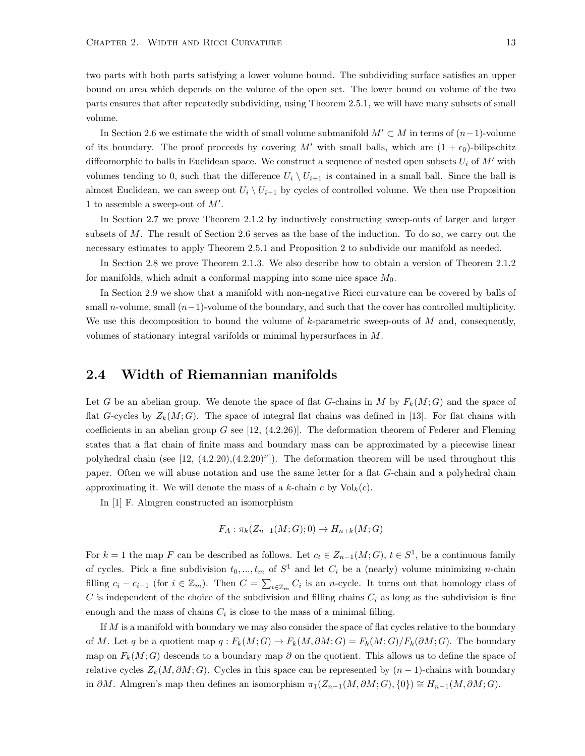two parts with both parts satisfying a lower volume bound. The subdividing surface satisfies an upper bound on area which depends on the volume of the open set. The lower bound on volume of the two parts ensures that after repeatedly subdividing, using Theorem 2.5.1, we will have many subsets of small volume.

In Section 2.6 we estimate the width of small volume submanifold $M' \subset M$ in terms of $(n-1)$-volume of its boundary. The proof proceeds by covering $M'$ with small balls, which are $(1+\epsilon_0)$-bilipschitz diffeomorphic to balls in Euclidean space. We construct a sequence of nested open subsets $U_i$ of $M'$ with volumes tending to 0, such that the difference $U_i \setminus U_{i+1}$ is contained in a small ball. Since the ball is almost Euclidean, we can sweep out $U_i \setminus U_{i+1}$ by cycles of controlled volume. We then use Proposition 1 to assemble a sweep-out of $M'$.

In Section 2.7 we prove Theorem 2.1.2 by inductively constructing sweep-outs of larger and larger subsets of $M$. The result of Section 2.6 serves as the base of the induction. To do so, we carry out the necessary estimates to apply Theorem 2.5.1 and Proposition 2 to subdivide our manifold as needed.

In Section 2.8 we prove Theorem 2.1.3. We also describe how to obtain a version of Theorem 2.1.2 for manifolds, which admit a conformal mapping into some nice space $M_0$.

In Section 2.9 we show that a manifold with non-negative Ricci curvature can be covered by balls of small $n$-volume, small $(n-1)$-volume of the boundary, and such that the cover has controlled multiplicity. We use this decomposition to bound the volume of $k$-parametric sweep-outs of $M$ and, consequently, volumes of stationary integral varifolds or minimal hypersurfaces in $M$.

## 2.4 Width of Riemannian manifolds

Let $G$ be an abelian group. We denote the space of flat $G$-chains in $M$ by $F_k(M;G)$ and the space of flat $G$-cycles by $Z_k(M;G)$. The space of integral flat chains was defined in [13]. For flat chains with coefficients in an abelian group $G$ see [12, (4.2.26)]. The deformation theorem of Federer and Fleming states that a flat chain of finite mass and boundary mass can be approximated by a piecewise linear polyhedral chain (see [12, (4.2.20),(4.2.20)$^\nu$]). The deformation theorem will be used throughout this paper. Often we will abuse notation and use the same letter for a flat $G$-chain and a polyhedral chain approximating it. We will denote the mass of a $k$-chain $c$ by $\mathrm{Vol}_k(c)$.

In [1] F. Almgren constructed an isomorphism

$$F_A : \pi_k(Z_{n-1}(M;G);0) \to H_{n+k}(M;G)$$

For $k=1$ the map $F$ can be described as follows. Let $c_t \in Z_{n-1}(M;G)$, $t \in S^1$, be a continuous family of cycles. Pick a fine subdivision $t_0, ..., t_m$ of $S^1$ and let $C_i$ be a (nearly) volume minimizing $n$-chain filling $c_i - c_{i-1}$ (for $i \in \mathbb{Z}_m$). Then $C = \sum_{i \in \mathbb{Z}_m} C_i$ is an $n$-cycle. It turns out that homology class of $C$ is independent of the choice of the subdivision and filling chains $C_i$ as long as the subdivision is fine enough and the mass of chains $C_i$ is close to the mass of a minimal filling.

If $M$ is a manifold with boundary we may also consider the space of flat cycles relative to the boundary of $M$. Let $q$ be a quotient map $q : F_k(M;G) \to F_k(M, \partial M; G) = F_k(M;G)/F_k(\partial M;G)$. The boundary map on $F_k(M;G)$ descends to a boundary map $\partial$ on the quotient. This allows us to define the space of relative cycles $Z_k(M, \partial M; G)$. Cycles in this space can be represented by $(n-1)$-chains with boundary in $\partial M$. Almgren's map then defines an isomorphism $\pi_1(Z_{n-1}(M, \partial M; G), \{0\}) \cong H_{n-1}(M, \partial M; G)$.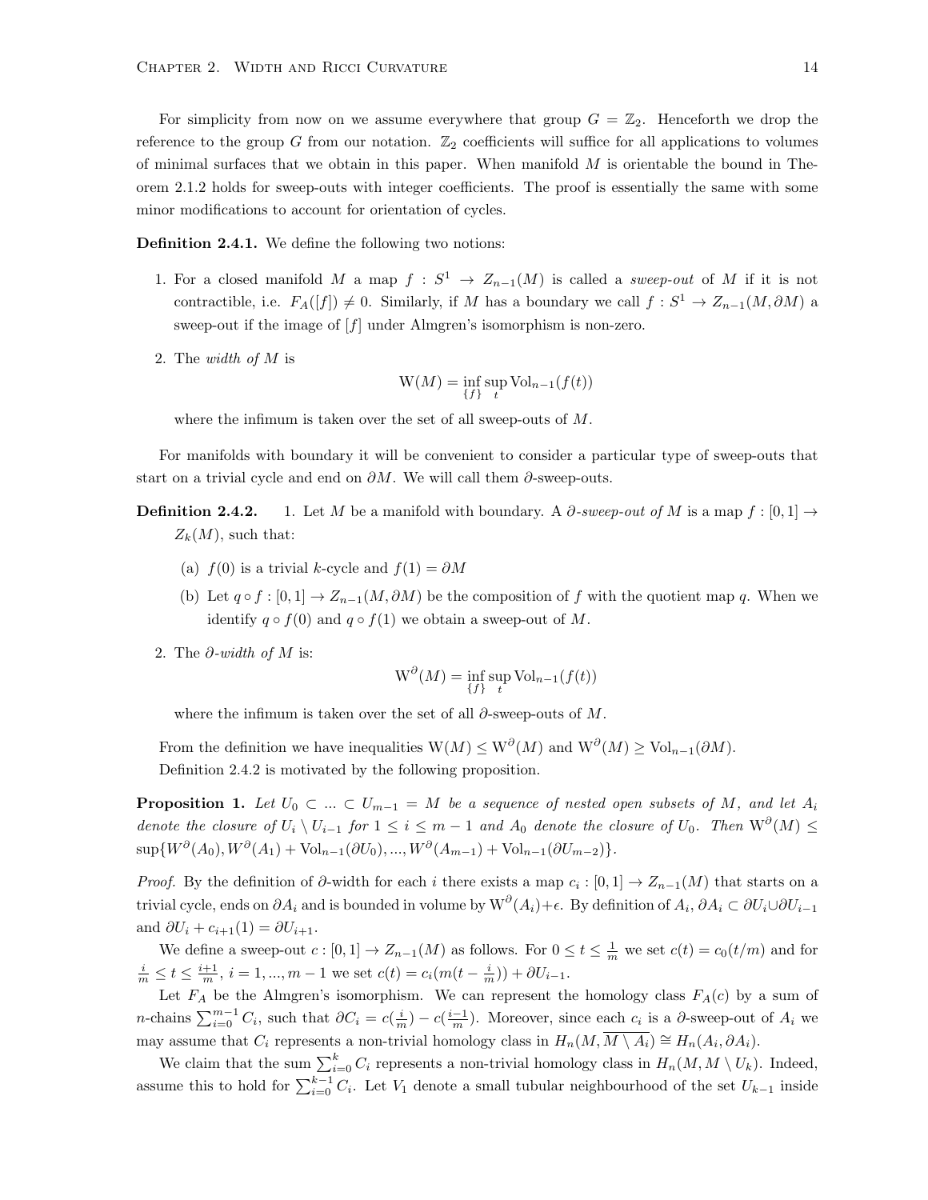For simplicity from now on we assume everywhere that group $G = \mathbb{Z}_2$. Henceforth we drop the reference to the group $G$ from our notation. $\mathbb{Z}_2$ coefficients will suffice for all applications to volumes of minimal surfaces that we obtain in this paper. When manifold $M$ is orientable the bound in Theorem 2.1.2 holds for sweep-outs with integer coefficients. The proof is essentially the same with some minor modifications to account for orientation of cycles.

**Definition 2.4.1.** We define the following two notions:

1. For a closed manifold $M$ a map $f : S^1 \to Z_{n-1}(M)$ is called a *sweep-out* of $M$ if it is not contractible, i.e. $F_A([f]) \neq 0$. Similarly, if $M$ has a boundary we call $f : S^1 \to Z_{n-1}(M, \partial M)$ a sweep-out if the image of $[f]$ under Almgren's isomorphism is non-zero.

2. The *width of* $M$ is
$$\mathrm{W}(M) = \inf_{\{f\}} \sup_t \mathrm{Vol}_{n-1}(f(t))$$
where the infimum is taken over the set of all sweep-outs of $M$.

For manifolds with boundary it will be convenient to consider a particular type of sweep-outs that start on a trivial cycle and end on $\partial M$. We will call them $\partial$-sweep-outs.

**Definition 2.4.2.** 1. Let $M$ be a manifold with boundary. A *$\partial$-sweep-out of* $M$ is a map $f : [0,1] \to Z_k(M)$, such that:

   (a) $f(0)$ is a trivial $k$-cycle and $f(1) = \partial M$

   (b) Let $q \circ f : [0,1] \to Z_{n-1}(M, \partial M)$ be the composition of $f$ with the quotient map $q$. When we identify $q \circ f(0)$ and $q \circ f(1)$ we obtain a sweep-out of $M$.

2. The *$\partial$-width of* $M$ is:
$$\mathrm{W}^{\partial}(M) = \inf_{\{f\}} \sup_t \mathrm{Vol}_{n-1}(f(t))$$
where the infimum is taken over the set of all $\partial$-sweep-outs of $M$.

From the definition we have inequalities $\mathrm{W}(M) \leq \mathrm{W}^{\partial}(M)$ and $\mathrm{W}^{\partial}(M) \geq \mathrm{Vol}_{n-1}(\partial M)$.

Definition 2.4.2 is motivated by the following proposition.

**Proposition 1.** *Let $U_0 \subset ... \subset U_{m-1} = M$ be a sequence of nested open subsets of $M$, and let $A_i$ denote the closure of $U_i \setminus U_{i-1}$ for $1 \leq i \leq m-1$ and $A_0$ denote the closure of $U_0$. Then $\mathrm{W}^{\partial}(M) \leq \sup\{W^{\partial}(A_0), W^{\partial}(A_1) + \mathrm{Vol}_{n-1}(\partial U_0), ..., W^{\partial}(A_{m-1}) + \mathrm{Vol}_{n-1}(\partial U_{m-2})\}$.*

*Proof.* By the definition of $\partial$-width for each $i$ there exists a map $c_i : [0,1] \to Z_{n-1}(M)$ that starts on a trivial cycle, ends on $\partial A_i$ and is bounded in volume by $\mathrm{W}^{\partial}(A_i)+\epsilon$. By definition of $A_i$, $\partial A_i \subset \partial U_i \cup \partial U_{i-1}$ and $\partial U_i + c_{i+1}(1) = \partial U_{i+1}$.

We define a sweep-out $c : [0,1] \to Z_{n-1}(M)$ as follows. For $0 \leq t \leq \frac{1}{m}$ we set $c(t) = c_0(t/m)$ and for $\frac{i}{m} \leq t \leq \frac{i+1}{m}$, $i = 1, ..., m-1$ we set $c(t) = c_i(m(t - \frac{i}{m})) + \partial U_{i-1}$.

Let $F_A$ be the Almgren's isomorphism. We can represent the homology class $F_A(c)$ by a sum of $n$-chains $\sum_{i=0}^{m-1} C_i$, such that $\partial C_i = c(\frac{i}{m}) - c(\frac{i-1}{m})$. Moreover, since each $c_i$ is a $\partial$-sweep-out of $A_i$ we may assume that $C_i$ represents a non-trivial homology class in $H_n(M, \overline{M \setminus A_i}) \cong H_n(A_i, \partial A_i)$.

We claim that the sum $\sum_{i=0}^{k} C_i$ represents a non-trivial homology class in $H_n(M, M \setminus U_k)$. Indeed, assume this to hold for $\sum_{i=0}^{k-1} C_i$. Let $V_1$ denote a small tubular neighbourhood of the set $U_{k-1}$ inside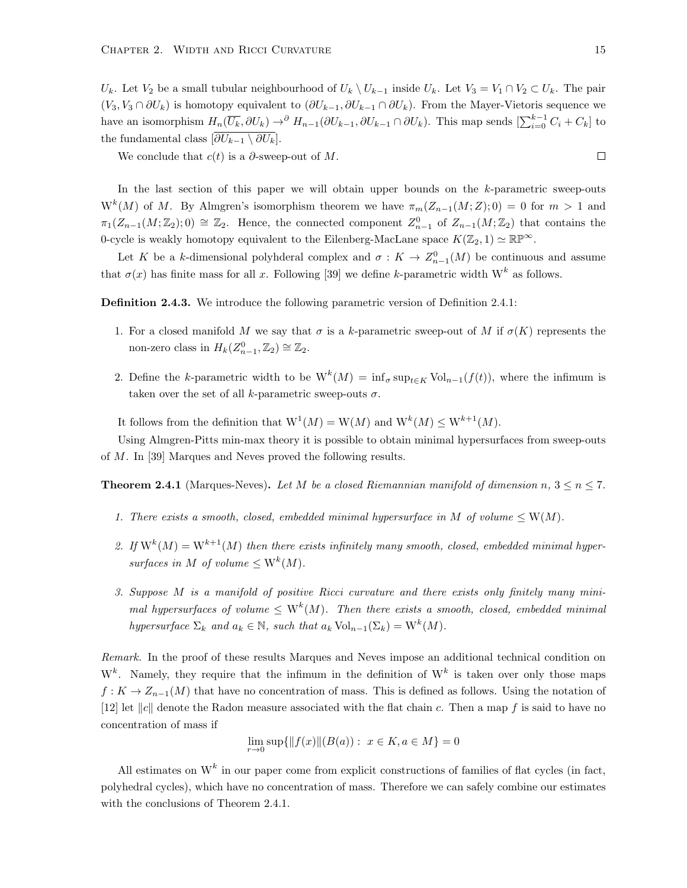$U_k$. Let $V_2$ be a small tubular neighbourhood of $U_k \setminus U_{k-1}$ inside $U_k$. Let $V_3 = V_1 \cap V_2 \subset U_k$. The pair $(V_3, V_3 \cap \partial U_k)$ is homotopy equivalent to $(\partial U_{k-1}, \partial U_{k-1} \cap \partial U_k)$. From the Mayer-Vietoris sequence we have an isomorphism $H_n(\overline{U_k}, \partial U_k) \to^{\partial} H_{n-1}(\partial U_{k-1}, \partial U_{k-1} \cap \partial U_k)$. This map sends $[\sum_{i=0}^{k-1} C_i + C_k]$ to the fundamental class $[\overline{\partial U_{k-1} \setminus \partial U_k}]$.

We conclude that $c(t)$ is a $\partial$-sweep-out of $M$. $\square$

In the last section of this paper we will obtain upper bounds on the $k$-parametric sweep-outs $\mathrm{W}^k(M)$ of $M$. By Almgren's isomorphism theorem we have $\pi_m(Z_{n-1}(M; Z); 0) = 0$ for $m > 1$ and $\pi_1(Z_{n-1}(M; \mathbb{Z}_2); 0) \cong \mathbb{Z}_2$. Hence, the connected component $Z^0_{n-1}$ of $Z_{n-1}(M; \mathbb{Z}_2)$ that contains the 0-cycle is weakly homotopy equivalent to the Eilenberg-MacLane space $K(\mathbb{Z}_2, 1) \simeq \mathbb{RP}^\infty$.

Let $K$ be a $k$-dimensional polyhderal complex and $\sigma : K \to Z^0_{n-1}(M)$ be continuous and assume that $\sigma(x)$ has finite mass for all $x$. Following [39] we define $k$-parametric width $\mathrm{W}^k$ as follows.

**Definition 2.4.3.** We introduce the following parametric version of Definition 2.4.1:

1. For a closed manifold $M$ we say that $\sigma$ is a $k$-parametric sweep-out of $M$ if $\sigma(K)$ represents the non-zero class in $H_k(Z^0_{n-1}, \mathbb{Z}_2) \cong \mathbb{Z}_2$.
2. Define the $k$-parametric width to be $\mathrm{W}^k(M) = \inf_\sigma \sup_{t \in K} \mathrm{Vol}_{n-1}(f(t))$, where the infimum is taken over the set of all $k$-parametric sweep-outs $\sigma$.

It follows from the definition that $\mathrm{W}^1(M) = \mathrm{W}(M)$ and $\mathrm{W}^k(M) \leq \mathrm{W}^{k+1}(M)$.

Using Almgren-Pitts min-max theory it is possible to obtain minimal hypersurfaces from sweep-outs of $M$. In [39] Marques and Neves proved the following results.

**Theorem 2.4.1** (Marques-Neves)**.** *Let $M$ be a closed Riemannian manifold of dimension $n$, $3 \leq n \leq 7$.*

1. *There exists a smooth, closed, embedded minimal hypersurface in $M$ of volume $\leq \mathrm{W}(M)$.*
2. *If $\mathrm{W}^k(M) = \mathrm{W}^{k+1}(M)$ then there exists infinitely many smooth, closed, embedded minimal hypersurfaces in $M$ of volume $\leq \mathrm{W}^k(M)$.*
3. *Suppose $M$ is a manifold of positive Ricci curvature and there exists only finitely many minimal hypersurfaces of volume $\leq \mathrm{W}^k(M)$. Then there exists a smooth, closed, embedded minimal hypersurface $\Sigma_k$ and $a_k \in \mathbb{N}$, such that $a_k \mathrm{Vol}_{n-1}(\Sigma_k) = \mathrm{W}^k(M)$.*

*Remark.* In the proof of these results Marques and Neves impose an additional technical condition on $\mathrm{W}^k$. Namely, they require that the infimum in the definition of $\mathrm{W}^k$ is taken over only those maps $f : K \to Z_{n-1}(M)$ that have no concentration of mass. This is defined as follows. Using the notation of [12] let $\|c\|$ denote the Radon measure associated with the flat chain $c$. Then a map $f$ is said to have no concentration of mass if

$$\lim_{r \to 0} \sup\{\|f(x)\|(B(a)) : \ x \in K, a \in M\} = 0$$

All estimates on $\mathrm{W}^k$ in our paper come from explicit constructions of families of flat cycles (in fact, polyhedral cycles), which have no concentration of mass. Therefore we can safely combine our estimates with the conclusions of Theorem 2.4.1.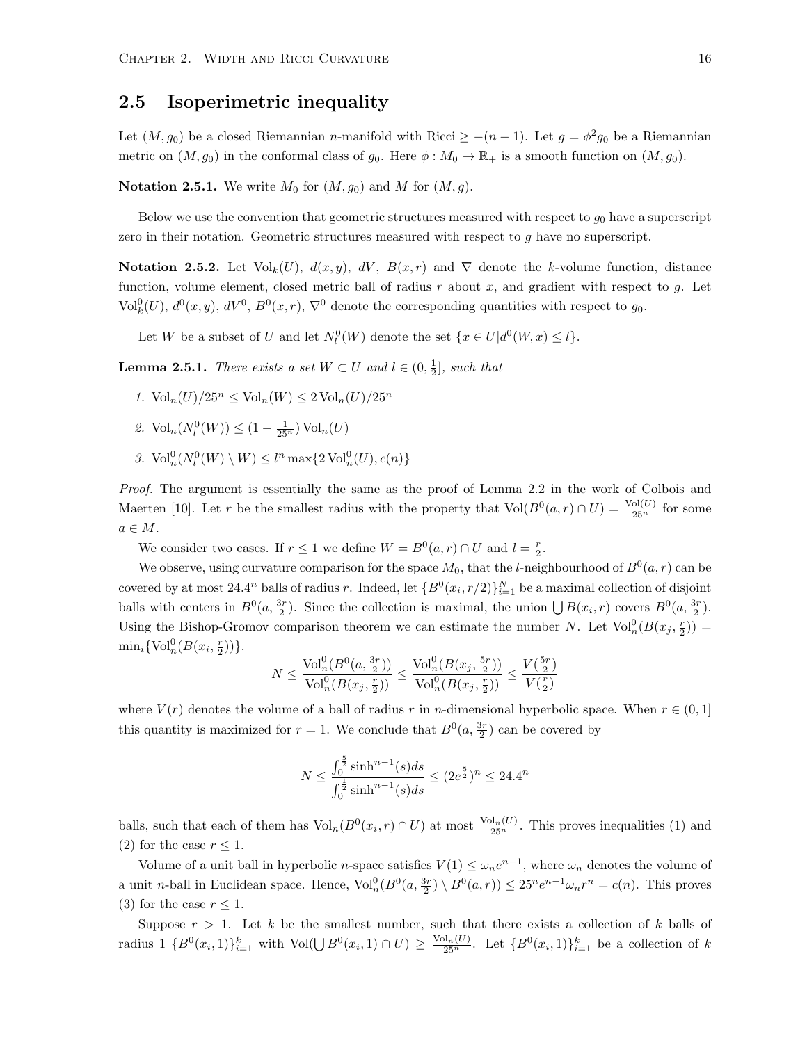## 2.5 Isoperimetric inequality

Let $(M, g_0)$ be a closed Riemannian $n$-manifold with Ricci $\geq -(n-1)$. Let $g = \phi^2 g_0$ be a Riemannian metric on $(M, g_0)$ in the conformal class of $g_0$. Here $\phi : M_0 \to \mathbb{R}_+$ is a smooth function on $(M, g_0)$.

**Notation 2.5.1.** We write $M_0$ for $(M, g_0)$ and $M$ for $(M, g)$.

Below we use the convention that geometric structures measured with respect to $g_0$ have a superscript zero in their notation. Geometric structures measured with respect to $g$ have no superscript.

**Notation 2.5.2.** Let $\mathrm{Vol}_k(U)$, $d(x,y)$, $dV$, $B(x,r)$ and $\nabla$ denote the $k$-volume function, distance function, volume element, closed metric ball of radius $r$ about $x$, and gradient with respect to $g$. Let $\mathrm{Vol}^0_k(U)$, $d^0(x,y)$, $dV^0$, $B^0(x,r)$, $\nabla^0$ denote the corresponding quantities with respect to $g_0$.

Let $W$ be a subset of $U$ and let $N^0_l(W)$ denote the set $\{x \in U | d^0(W,x) \leq l\}$.

**Lemma 2.5.1.** *There exists a set $W \subset U$ and $l \in (0, \frac{1}{2}]$, such that*

1. $\mathrm{Vol}_n(U)/25^n \leq \mathrm{Vol}_n(W) \leq 2\,\mathrm{Vol}_n(U)/25^n$
2. $\mathrm{Vol}_n(N^0_l(W)) \leq (1 - \frac{1}{25^n})\,\mathrm{Vol}_n(U)$
3. $\mathrm{Vol}^0_n(N^0_l(W) \setminus W) \leq l^n \max\{2\,\mathrm{Vol}^0_n(U), c(n)\}$

*Proof.* The argument is essentially the same as the proof of Lemma 2.2 in the work of Colbois and Maerten [10]. Let $r$ be the smallest radius with the property that $\mathrm{Vol}(B^0(a,r) \cap U) = \frac{\mathrm{Vol}(U)}{25^n}$ for some $a \in M$.

We consider two cases. If $r \leq 1$ we define $W = B^0(a,r) \cap U$ and $l = \frac{r}{2}$.

We observe, using curvature comparison for the space $M_0$, that the $l$-neighbourhood of $B^0(a,r)$ can be covered by at most $24.4^n$ balls of radius $r$. Indeed, let $\{B^0(x_i, r/2)\}_{i=1}^N$ be a maximal collection of disjoint balls with centers in $B^0(a, \frac{3r}{2})$. Since the collection is maximal, the union $\bigcup B(x_i, r)$ covers $B^0(a, \frac{3r}{2})$. Using the Bishop-Gromov comparison theorem we can estimate the number $N$. Let $\mathrm{Vol}^0_n(B(x_j, \frac{r}{2})) = \min_i\{\mathrm{Vol}^0_n(B(x_i, \frac{r}{2}))\}$.

$$N \leq \frac{\mathrm{Vol}^0_n(B^0(a, \frac{3r}{2}))}{\mathrm{Vol}^0_n(B(x_j, \frac{r}{2}))} \leq \frac{\mathrm{Vol}^0_n(B(x_j, \frac{5r}{2}))}{\mathrm{Vol}^0_n(B(x_j, \frac{r}{2}))} \leq \frac{V(\frac{5r}{2})}{V(\frac{r}{2})}$$

where $V(r)$ denotes the volume of a ball of radius $r$ in $n$-dimensional hyperbolic space. When $r \in (0,1]$ this quantity is maximized for $r = 1$. We conclude that $B^0(a, \frac{3r}{2})$ can be covered by

$$N \leq \frac{\int_0^{\frac{5}{2}} \sinh^{n-1}(s) ds}{\int_0^{\frac{1}{2}} \sinh^{n-1}(s) ds} \leq (2e^{\frac{5}{2}})^n \leq 24.4^n$$

balls, such that each of them has $\mathrm{Vol}_n(B^0(x_i, r) \cap U)$ at most $\frac{\mathrm{Vol}_n(U)}{25^n}$. This proves inequalities (1) and (2) for the case $r \leq 1$.

Volume of a unit ball in hyperbolic $n$-space satisfies $V(1) \leq \omega_n e^{n-1}$, where $\omega_n$ denotes the volume of a unit $n$-ball in Euclidean space. Hence, $\mathrm{Vol}^0_n(B^0(a, \frac{3}{2}) \setminus B^0(a,r)) \leq 25^n e^{n-1} \omega_n r^n = c(n)$. This proves (3) for the case $r \leq 1$.

Suppose $r > 1$. Let $k$ be the smallest number, such that there exists a collection of $k$ balls of radius 1 $\{B^0(x_i, 1)\}_{i=1}^k$ with $\mathrm{Vol}(\bigcup B^0(x_i, 1) \cap U) \geq \frac{\mathrm{Vol}_n(U)}{25^n}$. Let $\{B^0(x_i, 1)\}_{i=1}^k$ be a collection of $k$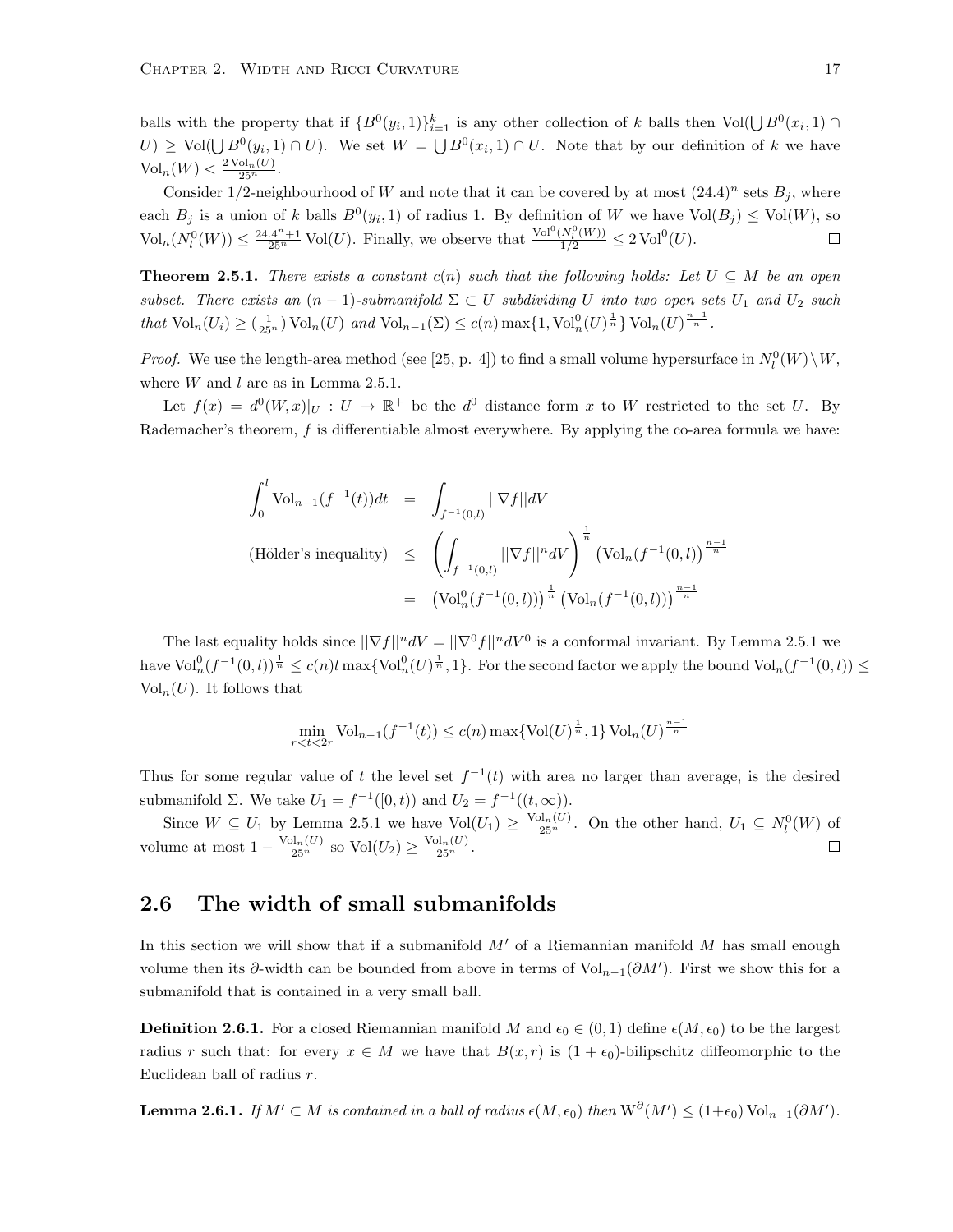balls with the property that if $\{B^0(y_i,1)\}_{i=1}^k$ is any other collection of $k$ balls then $\mathrm{Vol}(\bigcup B^0(x_i,1) \cap U) \geq \mathrm{Vol}(\bigcup B^0(y_i,1) \cap U)$. We set $W = \bigcup B^0(x_i,1) \cap U$. Note that by our definition of $k$ we have $\mathrm{Vol}_n(W) < \frac{2\,\mathrm{Vol}_n(U)}{25^n}$.

Consider 1/2-neighbourhood of $W$ and note that it can be covered by at most $(24.4)^n$ sets $B_j$, where each $B_j$ is a union of $k$ balls $B^0(y_i,1)$ of radius 1. By definition of $W$ we have $\mathrm{Vol}(B_j) \leq \mathrm{Vol}(W)$, so $\mathrm{Vol}_n(N_l^0(W)) \leq \frac{24.4^n+1}{25^n}\mathrm{Vol}(U)$. Finally, we observe that $\frac{\mathrm{Vol}^0(N_l^0(W))}{1/2} \leq 2\,\mathrm{Vol}^0(U)$. $\square$

**Theorem 2.5.1.** *There exists a constant $c(n)$ such that the following holds: Let $U \subseteq M$ be an open subset. There exists an $(n-1)$-submanifold $\Sigma \subset U$ subdividing $U$ into two open sets $U_1$ and $U_2$ such that $\mathrm{Vol}_n(U_i) \geq (\frac{1}{25^n})\mathrm{Vol}_n(U)$ and $\mathrm{Vol}_{n-1}(\Sigma) \leq c(n)\max\{1, \mathrm{Vol}_n^0(U)^{\frac{1}{n}}\}\mathrm{Vol}_n(U)^{\frac{n-1}{n}}$.*

*Proof.* We use the length-area method (see [25, p. 4]) to find a small volume hypersurface in $N_l^0(W)\setminus W$, where $W$ and $l$ are as in Lemma 2.5.1.

Let $f(x) = d^0(W,x)|_U : U \to \mathbb{R}^+$ be the $d^0$ distance form $x$ to $W$ restricted to the set $U$. By Rademacher's theorem, $f$ is differentiable almost everywhere. By applying the co-area formula we have:

$$
\begin{aligned}
\int_0^l \mathrm{Vol}_{n-1}(f^{-1}(t))dt &= \int_{f^{-1}(0,l)} ||\nabla f|| dV \\
\text{(Hölder's inequality)} \quad &\leq \left(\int_{f^{-1}(0,l)} ||\nabla f||^n dV\right)^{\frac{1}{n}} \left(\mathrm{Vol}_n(f^{-1}(0,l)\right)^{\frac{n-1}{n}} \\
&= \left(\mathrm{Vol}_n^0(f^{-1}(0,l))\right)^{\frac{1}{n}} \left(\mathrm{Vol}_n(f^{-1}(0,l))\right)^{\frac{n-1}{n}}
\end{aligned}
$$

The last equality holds since $||\nabla f||^n dV = ||\nabla^0 f||^n dV^0$ is a conformal invariant. By Lemma 2.5.1 we have $\mathrm{Vol}_n^0(f^{-1}(0,l))^{\frac{1}{n}} \leq c(n)l\max\{\mathrm{Vol}_n^0(U)^{\frac{1}{n}}, 1\}$. For the second factor we apply the bound $\mathrm{Vol}_n(f^{-1}(0,l)) \leq \mathrm{Vol}_n(U)$. It follows that

$$\min_{r<t<2r} \mathrm{Vol}_{n-1}(f^{-1}(t)) \leq c(n)\max\{\mathrm{Vol}(U)^{\frac{1}{n}}, 1\}\,\mathrm{Vol}_n(U)^{\frac{n-1}{n}}$$

Thus for some regular value of $t$ the level set $f^{-1}(t)$ with area no larger than average, is the desired submanifold $\Sigma$. We take $U_1 = f^{-1}([0,t))$ and $U_2 = f^{-1}((t,\infty))$.

Since $W \subseteq U_1$ by Lemma 2.5.1 we have $\mathrm{Vol}(U_1) \geq \frac{\mathrm{Vol}_n(U)}{25^n}$. On the other hand, $U_1 \subseteq N_l^0(W)$ of volume at most $1 - \frac{\mathrm{Vol}_n(U)}{25^n}$ so $\mathrm{Vol}(U_2) \geq \frac{\mathrm{Vol}_n(U)}{25^n}$. $\square$

## 2.6 The width of small submanifolds

In this section we will show that if a submanifold $M'$ of a Riemannian manifold $M$ has small enough volume then its $\partial$-width can be bounded from above in terms of $\mathrm{Vol}_{n-1}(\partial M')$. First we show this for a submanifold that is contained in a very small ball.

**Definition 2.6.1.** For a closed Riemannian manifold $M$ and $\epsilon_0 \in (0,1)$ define $\epsilon(M,\epsilon_0)$ to be the largest radius $r$ such that: for every $x \in M$ we have that $B(x,r)$ is $(1+\epsilon_0)$-bilipschitz diffeomorphic to the Euclidean ball of radius $r$.

**Lemma 2.6.1.** *If $M' \subset M$ is contained in a ball of radius $\epsilon(M,\epsilon_0)$ then $\mathrm{W}^{\partial}(M') \leq (1+\epsilon_0)\mathrm{Vol}_{n-1}(\partial M')$.*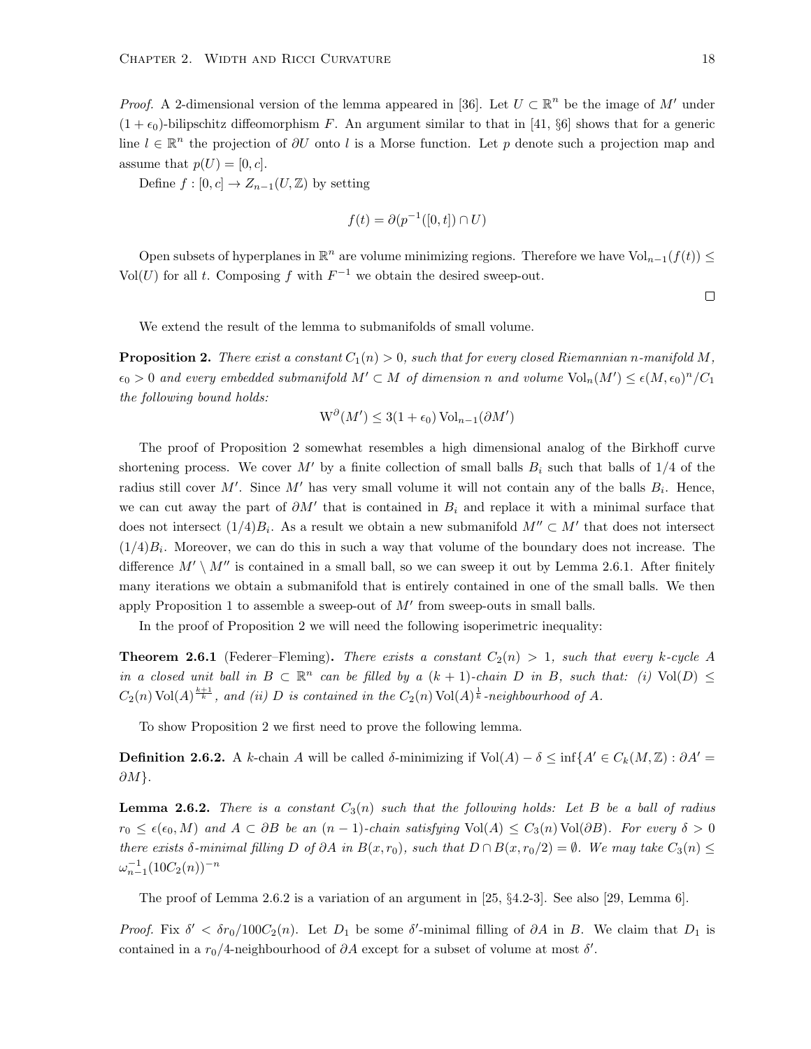*Proof.* A 2-dimensional version of the lemma appeared in [36]. Let $U \subset \mathbb{R}^n$ be the image of $M'$ under $(1+\epsilon_0)$-bilipschitz diffeomorphism $F$. An argument similar to that in [41, §6] shows that for a generic line $l \in \mathbb{R}^n$ the projection of $\partial U$ onto $l$ is a Morse function. Let $p$ denote such a projection map and assume that $p(U) = [0, c]$.

Define $f : [0, c] \to Z_{n-1}(U, \mathbb{Z})$ by setting

$$f(t) = \partial(p^{-1}([0, t]) \cap U)$$

Open subsets of hyperplanes in $\mathbb{R}^n$ are volume minimizing regions. Therefore we have $\mathrm{Vol}_{n-1}(f(t)) \leq \mathrm{Vol}(U)$ for all $t$. Composing $f$ with $F^{-1}$ we obtain the desired sweep-out. □

We extend the result of the lemma to submanifolds of small volume.

**Proposition 2.** *There exist a constant $C_1(n) > 0$, such that for every closed Riemannian $n$-manifold $M$, $\epsilon_0 > 0$ and every embedded submanifold $M' \subset M$ of dimension $n$ and volume $\mathrm{Vol}_n(M') \leq \epsilon(M, \epsilon_0)^n / C_1$ the following bound holds:*

$$\mathrm{W}^{\partial}(M') \leq 3(1+\epsilon_0)\,\mathrm{Vol}_{n-1}(\partial M')$$

The proof of Proposition 2 somewhat resembles a high dimensional analog of the Birkhoff curve shortening process. We cover $M'$ by a finite collection of small balls $B_i$ such that balls of 1/4 of the radius still cover $M'$. Since $M'$ has very small volume it will not contain any of the balls $B_i$. Hence, we can cut away the part of $\partial M'$ that is contained in $B_i$ and replace it with a minimal surface that does not intersect $(1/4)B_i$. As a result we obtain a new submanifold $M'' \subset M'$ that does not intersect $(1/4)B_i$. Moreover, we can do this in such a way that volume of the boundary does not increase. The difference $M' \setminus M''$ is contained in a small ball, so we can sweep it out by Lemma 2.6.1. After finitely many iterations we obtain a submanifold that is entirely contained in one of the small balls. We then apply Proposition 1 to assemble a sweep-out of $M'$ from sweep-outs in small balls.

In the proof of Proposition 2 we will need the following isoperimetric inequality:

**Theorem 2.6.1** (Federer–Fleming)**.** *There exists a constant $C_2(n) > 1$, such that every $k$-cycle $A$ in a closed unit ball in $B \subset \mathbb{R}^n$ can be filled by a $(k+1)$-chain $D$ in $B$, such that: (i) $\mathrm{Vol}(D) \leq C_2(n)\,\mathrm{Vol}(A)^{\frac{k+1}{k}}$, and (ii) $D$ is contained in the $C_2(n)\,\mathrm{Vol}(A)^{\frac{1}{k}}$-neighbourhood of $A$.*

To show Proposition 2 we first need to prove the following lemma.

**Definition 2.6.2.** A $k$-chain $A$ will be called $\delta$-minimizing if $\mathrm{Vol}(A) - \delta \leq \inf\{A' \in C_k(M, \mathbb{Z}) : \partial A' = \partial M\}$.

**Lemma 2.6.2.** *There is a constant $C_3(n)$ such that the following holds: Let $B$ be a ball of radius $r_0 \leq \epsilon(\epsilon_0, M)$ and $A \subset \partial B$ be an $(n-1)$-chain satisfying $\mathrm{Vol}(A) \leq C_3(n)\,\mathrm{Vol}(\partial B)$. For every $\delta > 0$ there exists $\delta$-minimal filling $D$ of $\partial A$ in $B(x, r_0)$, such that $D \cap B(x, r_0/2) = \emptyset$. We may take $C_3(n) \leq \omega_{n-1}^{-1}(10C_2(n))^{-n}$*

The proof of Lemma 2.6.2 is a variation of an argument in [25, §4.2-3]. See also [29, Lemma 6].

*Proof.* Fix $\delta' < \delta r_0 / 100 C_2(n)$. Let $D_1$ be some $\delta'$-minimal filling of $\partial A$ in $B$. We claim that $D_1$ is contained in a $r_0/4$-neighbourhood of $\partial A$ except for a subset of volume at most $\delta'$.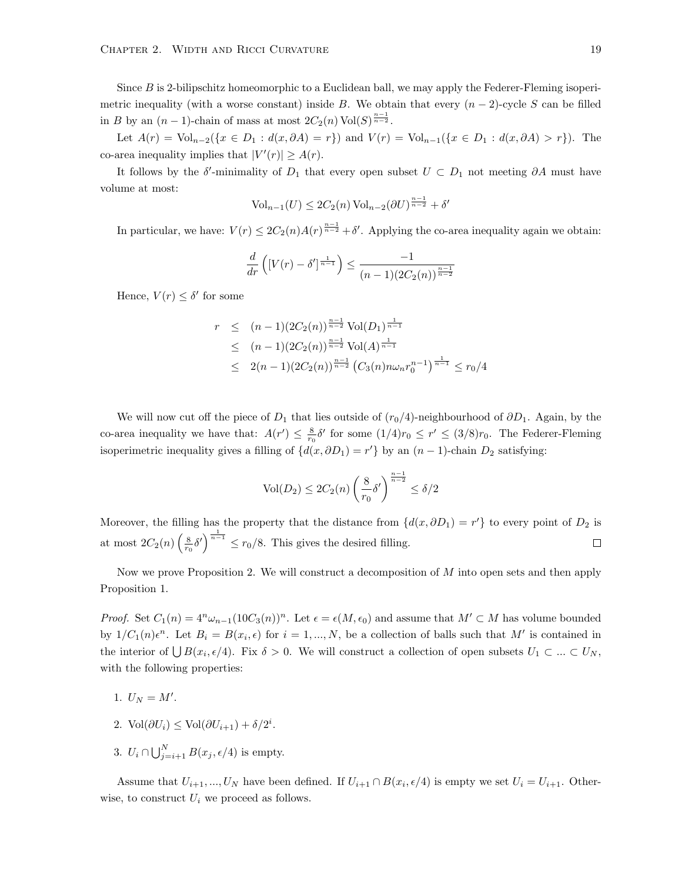Since $B$ is 2-bilipschitz homeomorphic to a Euclidean ball, we may apply the Federer-Fleming isoperimetric inequality (with a worse constant) inside $B$. We obtain that every $(n-2)$-cycle $S$ can be filled in $B$ by an $(n-1)$-chain of mass at most $2C_2(n)\operatorname{Vol}(S)^{\frac{n-1}{n-2}}$.

Let $A(r) = \operatorname{Vol}_{n-2}(\{x \in D_1 : d(x, \partial A) = r\})$ and $V(r) = \operatorname{Vol}_{n-1}(\{x \in D_1 : d(x, \partial A) > r\})$. The co-area inequality implies that $|V'(r)| \geq A(r)$.

It follows by the $\delta'$-minimality of $D_1$ that every open subset $U \subset D_1$ not meeting $\partial A$ must have volume at most:

$$\operatorname{Vol}_{n-1}(U) \leq 2C_2(n)\operatorname{Vol}_{n-2}(\partial U)^{\frac{n-1}{n-2}} + \delta'$$

In particular, we have: $V(r) \leq 2C_2(n)A(r)^{\frac{n-1}{n-2}} + \delta'$. Applying the co-area inequality again we obtain:

$$\frac{d}{dr}\left([V(r) - \delta']^{\frac{1}{n-1}}\right) \leq \frac{-1}{(n-1)(2C_2(n))^{\frac{n-1}{n-2}}}$$

Hence, $V(r) \leq \delta'$ for some

$$\begin{aligned}
r &\leq (n-1)(2C_2(n))^{\frac{n-1}{n-2}}\operatorname{Vol}(D_1)^{\frac{1}{n-1}} \\
&\leq (n-1)(2C_2(n))^{\frac{n-1}{n-2}}\operatorname{Vol}(A)^{\frac{1}{n-1}} \\
&\leq 2(n-1)(2C_2(n))^{\frac{n-1}{n-2}}\left(C_3(n)n\omega_n r_0^{n-1}\right)^{\frac{1}{n-1}} \leq r_0/4
\end{aligned}$$

We will now cut off the piece of $D_1$ that lies outside of $(r_0/4)$-neighbourhood of $\partial D_1$. Again, by the co-area inequality we have that: $A(r') \leq \frac{8}{r_0}\delta'$ for some $(1/4)r_0 \leq r' \leq (3/8)r_0$. The Federer-Fleming isoperimetric inequality gives a filling of $\{d(x, \partial D_1) = r'\}$ by an $(n-1)$-chain $D_2$ satisfying:

$$\operatorname{Vol}(D_2) \leq 2C_2(n)\left(\frac{8}{r_0}\delta'\right)^{\frac{n-1}{n-2}} \leq \delta/2$$

Moreover, the filling has the property that the distance from $\{d(x, \partial D_1) = r'\}$ to every point of $D_2$ is at most $2C_2(n)\left(\frac{8}{r_0}\delta'\right)^{\frac{1}{n-1}} \leq r_0/8$. This gives the desired filling. $\square$

Now we prove Proposition 2. We will construct a decomposition of $M$ into open sets and then apply Proposition 1.

*Proof.* Set $C_1(n) = 4^n\omega_{n-1}(10C_3(n))^n$. Let $\epsilon = \epsilon(M, \epsilon_0)$ and assume that $M' \subset M$ has volume bounded by $1/C_1(n)\epsilon^n$. Let $B_i = B(x_i, \epsilon)$ for $i = 1, ..., N$, be a collection of balls such that $M'$ is contained in the interior of $\bigcup B(x_i, \epsilon/4)$. Fix $\delta > 0$. We will construct a collection of open subsets $U_1 \subset ... \subset U_N$, with the following properties:

1. $U_N = M'$.
2. $\operatorname{Vol}(\partial U_i) \leq \operatorname{Vol}(\partial U_{i+1}) + \delta/2^i$.
3. $U_i \cap \bigcup_{j=i+1}^{N} B(x_j, \epsilon/4)$ is empty.

Assume that $U_{i+1}, ..., U_N$ have been defined. If $U_{i+1} \cap B(x_i, \epsilon/4)$ is empty we set $U_i = U_{i+1}$. Otherwise, to construct $U_i$ we proceed as follows.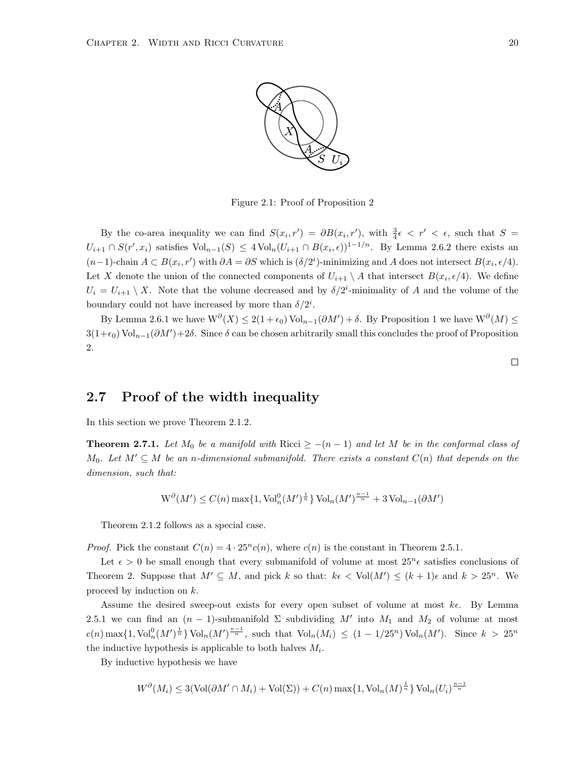Figure 2.1: Proof of Proposition 2

By the co-area inequality we can find $S(x_i, r') = \partial B(x_i, r')$, with $\frac{3}{4}\epsilon < r' < \epsilon$, such that $S = U_{i+1} \cap S(r', x_i)$ satisfies $\mathrm{Vol}_{n-1}(S) \leq 4\,\mathrm{Vol}_n(U_{i+1} \cap B(x_i, \epsilon))^{1-1/n}$. By Lemma 2.6.2 there exists an $(n-1)$-chain $A \subset B(x_i, r')$ with $\partial A = \partial S$ which is $(\delta/2^i)$-minimizing and $A$ does not intersect $B(x_i, \epsilon/4)$. Let $X$ denote the union of the connected components of $U_{i+1} \setminus A$ that intersect $B(x_i, \epsilon/4)$. We define $U_i = U_{i+1} \setminus X$. Note that the volume decreased and by $\delta/2^i$-minimality of $A$ and the volume of the boundary could not have increased by more than $\delta/2^i$.

By Lemma 2.6.1 we have $\mathrm{W}^{\partial}(X) \leq 2(1+\epsilon_0)\,\mathrm{Vol}_{n-1}(\partial M') + \delta$. By Proposition 1 we have $\mathrm{W}^{\partial}(M) \leq 3(1+\epsilon_0)\,\mathrm{Vol}_{n-1}(\partial M') + 2\delta$. Since $\delta$ can be chosen arbitrarily small this concludes the proof of Proposition 2.

□

## 2.7 Proof of the width inequality

In this section we prove Theorem 2.1.2.

**Theorem 2.7.1.** *Let $M_0$ be a manifold with $\mathrm{Ricci} \geq -(n-1)$ and let $M$ be in the conformal class of $M_0$. Let $M' \subseteq M$ be an $n$-dimensional submanifold. There exists a constant $C(n)$ that depends on the dimension, such that:*

$$\mathrm{W}^{\partial}(M') \leq C(n) \max\{1, \mathrm{Vol}_n^0(M')^{\frac{1}{n}}\}\,\mathrm{Vol}_n(M')^{\frac{n-1}{n}} + 3\,\mathrm{Vol}_{n-1}(\partial M')$$

Theorem 2.1.2 follows as a special case.

*Proof.* Pick the constant $C(n) = 4 \cdot 25^n c(n)$, where $c(n)$ is the constant in Theorem 2.5.1.

Let $\epsilon > 0$ be small enough that every submanifold of volume at most $25^n\epsilon$ satisfies conclusions of Theorem 2. Suppose that $M' \subseteq M$, and pick $k$ so that: $k\epsilon < \mathrm{Vol}(M') \leq (k+1)\epsilon$ and $k > 25^n$. We proceed by induction on $k$.

Assume the desired sweep-out exists for every open subset of volume at most $k\epsilon$. By Lemma 2.5.1 we can find an $(n-1)$-submanifold $\Sigma$ subdividing $M'$ into $M_1$ and $M_2$ of volume at most $c(n)\max\{1, \mathrm{Vol}_n^0(M')^{\frac{1}{n}}\}\,\mathrm{Vol}_n(M')^{\frac{n-1}{n}}$, such that $\mathrm{Vol}_n(M_i) \leq (1 - 1/25^n)\,\mathrm{Vol}_n(M')$. Since $k > 25^n$ the inductive hypothesis is applicable to both halves $M_i$.

By inductive hypothesis we have

$$W^{\partial}(M_i) \leq 3(\mathrm{Vol}(\partial M' \cap M_i) + \mathrm{Vol}(\Sigma)) + C(n)\max\{1, \mathrm{Vol}_n(M)^{\frac{1}{n}}\}\,\mathrm{Vol}_n(U_i)^{\frac{n-1}{n}}$$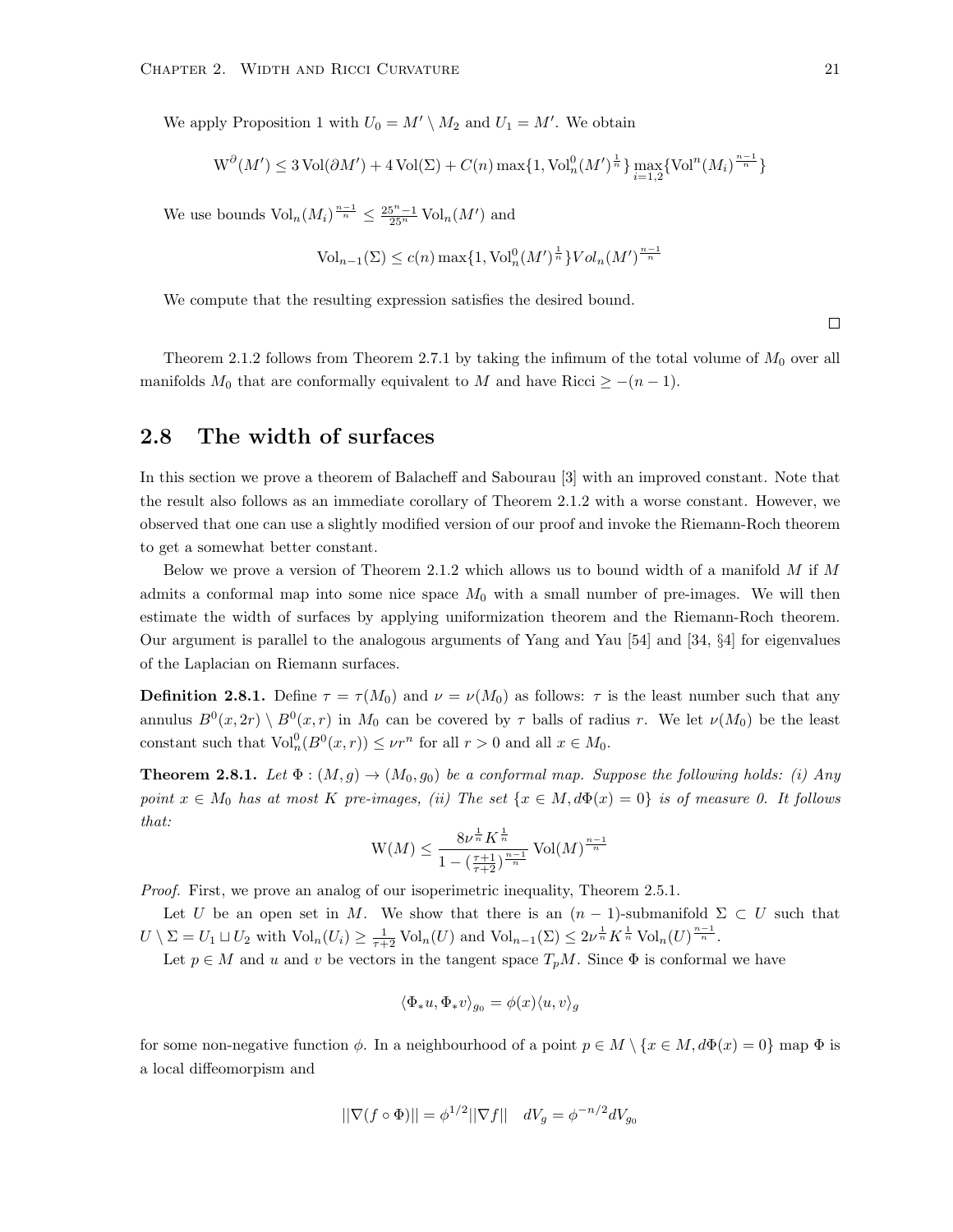We apply Proposition 1 with $U_0 = M' \setminus M_2$ and $U_1 = M'$. We obtain

$$\mathrm{W}^{\partial}(M') \leq 3\operatorname{Vol}(\partial M') + 4\operatorname{Vol}(\Sigma) + C(n)\max\{1, \operatorname{Vol}_n^0(M')^{\frac{1}{n}}\}\max_{i=1,2}\{\operatorname{Vol}^n(M_i)^{\frac{n-1}{n}}\}$$

We use bounds $\operatorname{Vol}_n(M_i)^{\frac{n-1}{n}} \leq \frac{25^n-1}{25^n}\operatorname{Vol}_n(M')$ and

$$\operatorname{Vol}_{n-1}(\Sigma) \leq c(n)\max\{1, \operatorname{Vol}_n^0(M')^{\frac{1}{n}}\} Vol_n(M')^{\frac{n-1}{n}}$$

We compute that the resulting expression satisfies the desired bound.

□

Theorem 2.1.2 follows from Theorem 2.7.1 by taking the infimum of the total volume of $M_0$ over all manifolds $M_0$ that are conformally equivalent to $M$ and have Ricci $\geq -(n-1)$.

## 2.8 The width of surfaces

In this section we prove a theorem of Balacheff and Sabourau [3] with an improved constant. Note that the result also follows as an immediate corollary of Theorem 2.1.2 with a worse constant. However, we observed that one can use a slightly modified version of our proof and invoke the Riemann-Roch theorem to get a somewhat better constant.

Below we prove a version of Theorem 2.1.2 which allows us to bound width of a manifold $M$ if $M$ admits a conformal map into some nice space $M_0$ with a small number of pre-images. We will then estimate the width of surfaces by applying uniformization theorem and the Riemann-Roch theorem. Our argument is parallel to the analogous arguments of Yang and Yau [54] and [34, §4] for eigenvalues of the Laplacian on Riemann surfaces.

**Definition 2.8.1.** Define $\tau = \tau(M_0)$ and $\nu = \nu(M_0)$ as follows: $\tau$ is the least number such that any annulus $B^0(x, 2r) \setminus B^0(x, r)$ in $M_0$ can be covered by $\tau$ balls of radius $r$. We let $\nu(M_0)$ be the least constant such that $\operatorname{Vol}_n^0(B^0(x, r)) \leq \nu r^n$ for all $r > 0$ and all $x \in M_0$.

**Theorem 2.8.1.** *Let $\Phi : (M, g) \to (M_0, g_0)$ be a conformal map. Suppose the following holds: (i) Any point $x \in M_0$ has at most $K$ pre-images, (ii) The set $\{x \in M, d\Phi(x) = 0\}$ is of measure 0. It follows that:*

$$\mathrm{W}(M) \leq \frac{8\nu^{\frac{1}{n}}K^{\frac{1}{n}}}{1 - (\frac{\tau+1}{\tau+2})^{\frac{n-1}{n}}}\operatorname{Vol}(M)^{\frac{n-1}{n}}$$

*Proof.* First, we prove an analog of our isoperimetric inequality, Theorem 2.5.1.

Let $U$ be an open set in $M$. We show that there is an $(n-1)$-submanifold $\Sigma \subset U$ such that $U \setminus \Sigma = U_1 \sqcup U_2$ with $\operatorname{Vol}_n(U_i) \geq \frac{1}{\tau+2}\operatorname{Vol}_n(U)$ and $\operatorname{Vol}_{n-1}(\Sigma) \leq 2\nu^{\frac{1}{n}}K^{\frac{1}{n}}\operatorname{Vol}_n(U)^{\frac{n-1}{n}}$.

Let $p \in M$ and $u$ and $v$ be vectors in the tangent space $T_pM$. Since $\Phi$ is conformal we have

$$\langle \Phi_* u, \Phi_* v\rangle_{g_0} = \phi(x)\langle u, v\rangle_g$$

for some non-negative function $\phi$. In a neighbourhood of a point $p \in M \setminus \{x \in M, d\Phi(x) = 0\}$ map $\Phi$ is a local diffeomorpism and

$$||\nabla(f \circ \Phi)|| = \phi^{1/2}||\nabla f|| \quad dV_g = \phi^{-n/2}dV_{g_0}$$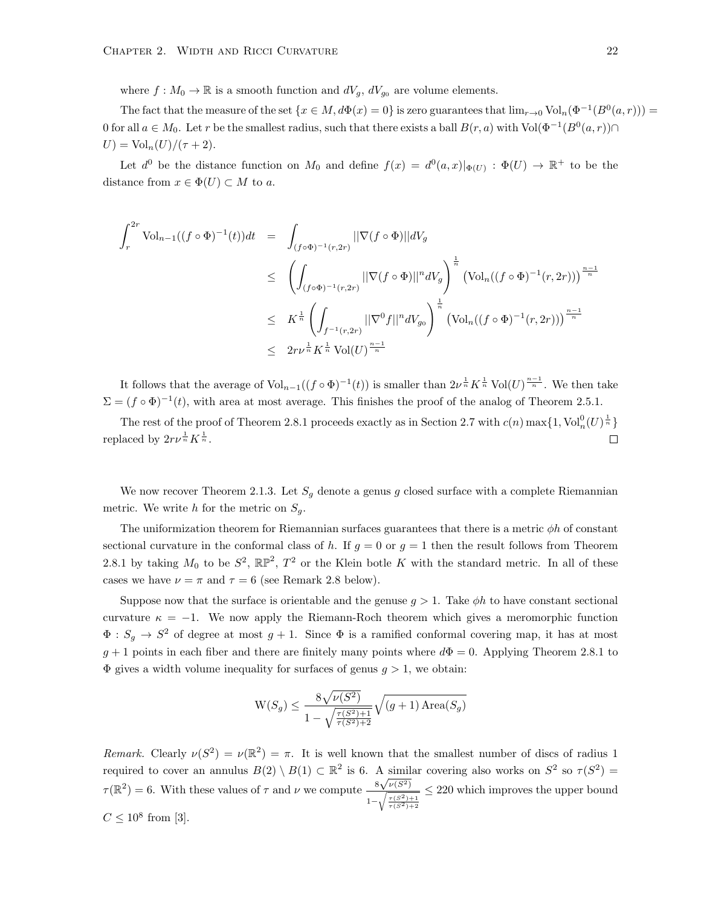where $f : M_0 \to \mathbb{R}$ is a smooth function and $dV_g$, $dV_{g_0}$ are volume elements.

The fact that the measure of the set $\{x \in M, d\Phi(x) = 0\}$ is zero guarantees that $\lim_{r\to 0} \mathrm{Vol}_n(\Phi^{-1}(B^0(a,r))) = 0$ for all $a \in M_0$. Let $r$ be the smallest radius, such that there exists a ball $B(r,a)$ with $\mathrm{Vol}(\Phi^{-1}(B^0(a,r)) \cap U) = \mathrm{Vol}_n(U)/(\tau+2)$.

Let $d^0$ be the distance function on $M_0$ and define $f(x) = d^0(a,x)|_{\Phi(U)} : \Phi(U) \to \mathbb{R}^+$ to be the distance from $x \in \Phi(U) \subset M$ to $a$.

$$
\begin{aligned}
\int_r^{2r} \mathrm{Vol}_{n-1}((f\circ\Phi)^{-1}(t))dt &= \int_{(f\circ\Phi)^{-1}(r,2r)} ||\nabla(f\circ\Phi)||dV_g \\
&\leq \left(\int_{(f\circ\Phi)^{-1}(r,2r)} ||\nabla(f\circ\Phi)||^n dV_g\right)^{\frac{1}{n}} \left(\mathrm{Vol}_n((f\circ\Phi)^{-1}(r,2r))\right)^{\frac{n-1}{n}} \\
&\leq K^{\frac{1}{n}} \left(\int_{f^{-1}(r,2r)} ||\nabla^0 f||^n dV_{g_0}\right)^{\frac{1}{n}} \left(\mathrm{Vol}_n((f\circ\Phi)^{-1}(r,2r))\right)^{\frac{n-1}{n}} \\
&\leq 2r\nu^{\frac{1}{n}} K^{\frac{1}{n}} \mathrm{Vol}(U)^{\frac{n-1}{n}}
\end{aligned}
$$

It follows that the average of $\mathrm{Vol}_{n-1}((f\circ\Phi)^{-1}(t))$ is smaller than $2\nu^{\frac{1}{n}} K^{\frac{1}{n}} \mathrm{Vol}(U)^{\frac{n-1}{n}}$. We then take $\Sigma = (f\circ\Phi)^{-1}(t)$, with area at most average. This finishes the proof of the analog of Theorem 2.5.1.

The rest of the proof of Theorem 2.8.1 proceeds exactly as in Section 2.7 with $c(n)\max\{1, \mathrm{Vol}_n^0(U)^{\frac{1}{n}}\}$ replaced by $2r\nu^{\frac{1}{n}} K^{\frac{1}{n}}$. $\square$

We now recover Theorem 2.1.3. Let $S_g$ denote a genus $g$ closed surface with a complete Riemannian metric. We write $h$ for the metric on $S_g$.

The uniformization theorem for Riemannian surfaces guarantees that there is a metric $\phi h$ of constant sectional curvature in the conformal class of $h$. If $g = 0$ or $g = 1$ then the result follows from Theorem 2.8.1 by taking $M_0$ to be $S^2$, $\mathbb{RP}^2$, $T^2$ or the Klein botle $K$ with the standard metric. In all of these cases we have $\nu = \pi$ and $\tau = 6$ (see Remark 2.8 below).

Suppose now that the surface is orientable and the genuse $g > 1$. Take $\phi h$ to have constant sectional curvature $\kappa = -1$. We now apply the Riemann-Roch theorem which gives a meromorphic function $\Phi : S_g \to S^2$ of degree at most $g+1$. Since $\Phi$ is a ramified conformal covering map, it has at most $g+1$ points in each fiber and there are finitely many points where $d\Phi = 0$. Applying Theorem 2.8.1 to $\Phi$ gives a width volume inequality for surfaces of genus $g > 1$, we obtain:

$$
\mathrm{W}(S_g) \leq \frac{8\sqrt{\nu(S^2)}}{1 - \sqrt{\frac{\tau(S^2)+1}{\tau(S^2)+2}}} \sqrt{(g+1)\,\mathrm{Area}(S_g)}
$$

*Remark.* Clearly $\nu(S^2) = \nu(\mathbb{R}^2) = \pi$. It is well known that the smallest number of discs of radius 1 required to cover an annulus $B(2) \setminus B(1) \subset \mathbb{R}^2$ is 6. A similar covering also works on $S^2$ so $\tau(S^2) = \tau(\mathbb{R}^2) = 6$. With these values of $\tau$ and $\nu$ we compute $\frac{8\sqrt{\nu(S^2)}}{1-\sqrt{\frac{\tau(S^2)+1}{\tau(S^2)+2}}} \leq 220$ which improves the upper bound $C \leq 10^8$ from [3].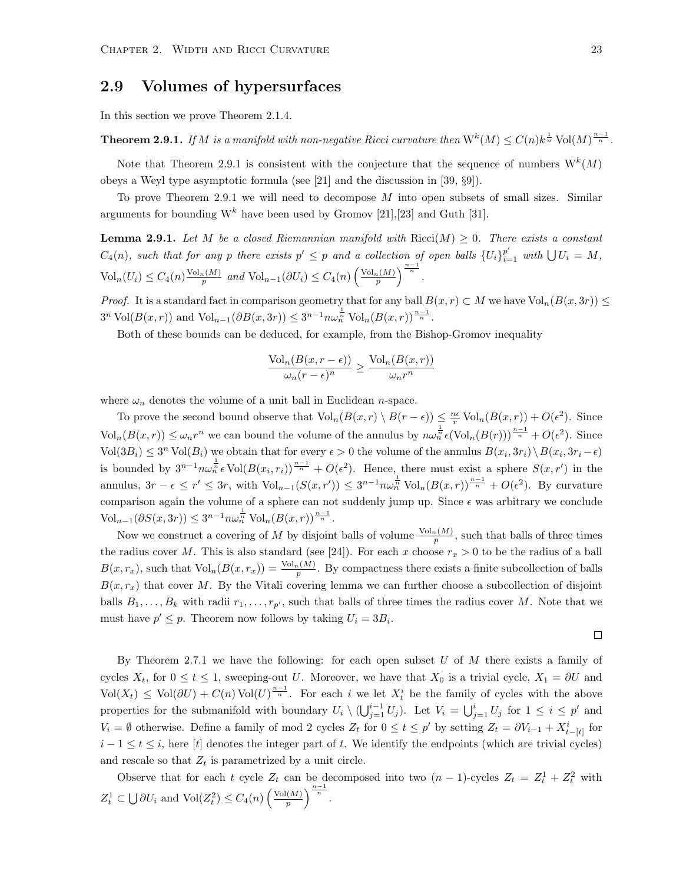## 2.9 Volumes of hypersurfaces

In this section we prove Theorem 2.1.4.

**Theorem 2.9.1.** *If $M$ is a manifold with non-negative Ricci curvature then $\mathrm{W}^k(M) \leq C(n) k^{\frac{1}{n}} \operatorname{Vol}(M)^{\frac{n-1}{n}}$.*

Note that Theorem 2.9.1 is consistent with the conjecture that the sequence of numbers $\mathrm{W}^k(M)$ obeys a Weyl type asymptotic formula (see [21] and the discussion in [39, §9]).

To prove Theorem 2.9.1 we will need to decompose $M$ into open subsets of small sizes. Similar arguments for bounding $\mathrm{W}^k$ have been used by Gromov [21],[23] and Guth [31].

**Lemma 2.9.1.** *Let $M$ be a closed Riemannian manifold with $\operatorname{Ricci}(M) \geq 0$. There exists a constant $C_4(n)$, such that for any $p$ there exists $p' \leq p$ and a collection of open balls $\{U_i\}_{i=1}^{p'}$ with $\bigcup U_i = M$, $\operatorname{Vol}_n(U_i) \leq C_4(n) \frac{\operatorname{Vol}_n(M)}{p}$ and $\operatorname{Vol}_{n-1}(\partial U_i) \leq C_4(n) \left(\frac{\operatorname{Vol}_n(M)}{p}\right)^{\frac{n-1}{n}}$.*

*Proof.* It is a standard fact in comparison geometry that for any ball $B(x,r) \subset M$ we have $\operatorname{Vol}_n(B(x,3r)) \leq 3^n \operatorname{Vol}(B(x,r))$ and $\operatorname{Vol}_{n-1}(\partial B(x,3r)) \leq 3^{n-1} n \omega_n^{\frac{1}{n}} \operatorname{Vol}_n(B(x,r))^{\frac{n-1}{n}}$.

Both of these bounds can be deduced, for example, from the Bishop-Gromov inequality

$$\frac{\operatorname{Vol}_n(B(x,r-\epsilon))}{\omega_n (r-\epsilon)^n} \geq \frac{\operatorname{Vol}_n(B(x,r))}{\omega_n r^n}$$

where $\omega_n$ denotes the volume of a unit ball in Euclidean $n$-space.

To prove the second bound observe that $\operatorname{Vol}_n(B(x,r) \setminus B(r-\epsilon)) \leq \frac{n\epsilon}{r} \operatorname{Vol}_n(B(x,r)) + O(\epsilon^2)$. Since $\operatorname{Vol}_n(B(x,r)) \leq \omega_n r^n$ we can bound the volume of the annulus by $n \omega_n^{\frac{1}{n}} \epsilon (\operatorname{Vol}_n(B(r)))^{\frac{n-1}{n}} + O(\epsilon^2)$. Since $\operatorname{Vol}(3B_i) \leq 3^n \operatorname{Vol}(B_i)$ we obtain that for every $\epsilon > 0$ the volume of the annulus $B(x_i, 3r_i) \setminus B(x_i, 3r_i - \epsilon)$ is bounded by $3^{n-1} n \omega_n^{\frac{1}{n}} \epsilon \operatorname{Vol}(B(x_i, r_i))^{\frac{n-1}{n}} + O(\epsilon^2)$. Hence, there must exist a sphere $S(x, r')$ in the annulus, $3r - \epsilon \leq r' \leq 3r$, with $\operatorname{Vol}_{n-1}(S(x,r')) \leq 3^{n-1} n \omega_n^{\frac{1}{n}} \operatorname{Vol}_n(B(x,r))^{\frac{n-1}{n}} + O(\epsilon^2)$. By curvature comparison again the volume of a sphere can not suddenly jump up. Since $\epsilon$ was arbitrary we conclude $\operatorname{Vol}_{n-1}(\partial S(x,3r)) \leq 3^{n-1} n \omega_n^{\frac{1}{n}} \operatorname{Vol}_n(B(x,r))^{\frac{n-1}{n}}$.

Now we construct a covering of $M$ by disjoint balls of volume $\frac{\operatorname{Vol}_n(M)}{p}$, such that balls of three times the radius cover $M$. This is also standard (see [24]). For each $x$ choose $r_x > 0$ to be the radius of a ball $B(x, r_x)$, such that $\operatorname{Vol}_n(B(x,r_x)) = \frac{\operatorname{Vol}_n(M)}{p}$. By compactness there exists a finite subcollection of balls $B(x, r_x)$ that cover $M$. By the Vitali covering lemma we can further choose a subcollection of disjoint balls $B_1, \ldots, B_k$ with radii $r_1, \ldots, r_{p'}$, such that balls of three times the radius cover $M$. Note that we must have $p' \leq p$. Theorem now follows by taking $U_i = 3B_i$.

□

By Theorem 2.7.1 we have the following: for each open subset $U$ of $M$ there exists a family of cycles $X_t$, for $0 \leq t \leq 1$, sweeping-out $U$. Moreover, we have that $X_0$ is a trivial cycle, $X_1 = \partial U$ and $\operatorname{Vol}(X_t) \leq \operatorname{Vol}(\partial U) + C(n) \operatorname{Vol}(U)^{\frac{n-1}{n}}$. For each $i$ we let $X_t^i$ be the family of cycles with the above properties for the submanifold with boundary $U_i \setminus (\bigcup_{j=1}^{i-1} U_j)$. Let $V_i = \bigcup_{j=1}^{i} U_j$ for $1 \leq i \leq p'$ and $V_i = \emptyset$ otherwise. Define a family of mod 2 cycles $Z_t$ for $0 \leq t \leq p'$ by setting $Z_t = \partial V_{i-1} + X^i_{t-[t]}$ for $i - 1 \leq t \leq i$, here $[t]$ denotes the integer part of $t$. We identify the endpoints (which are trivial cycles) and rescale so that $Z_t$ is parametrized by a unit circle.

Observe that for each $t$ cycle $Z_t$ can be decomposed into two $(n-1)$-cycles $Z_t = Z_t^1 + Z_t^2$ with $Z_t^1 \subset \bigcup \partial U_i$ and $\operatorname{Vol}(Z_t^2) \leq C_4(n) \left(\frac{\operatorname{Vol}(M)}{p}\right)^{\frac{n-1}{n}}$.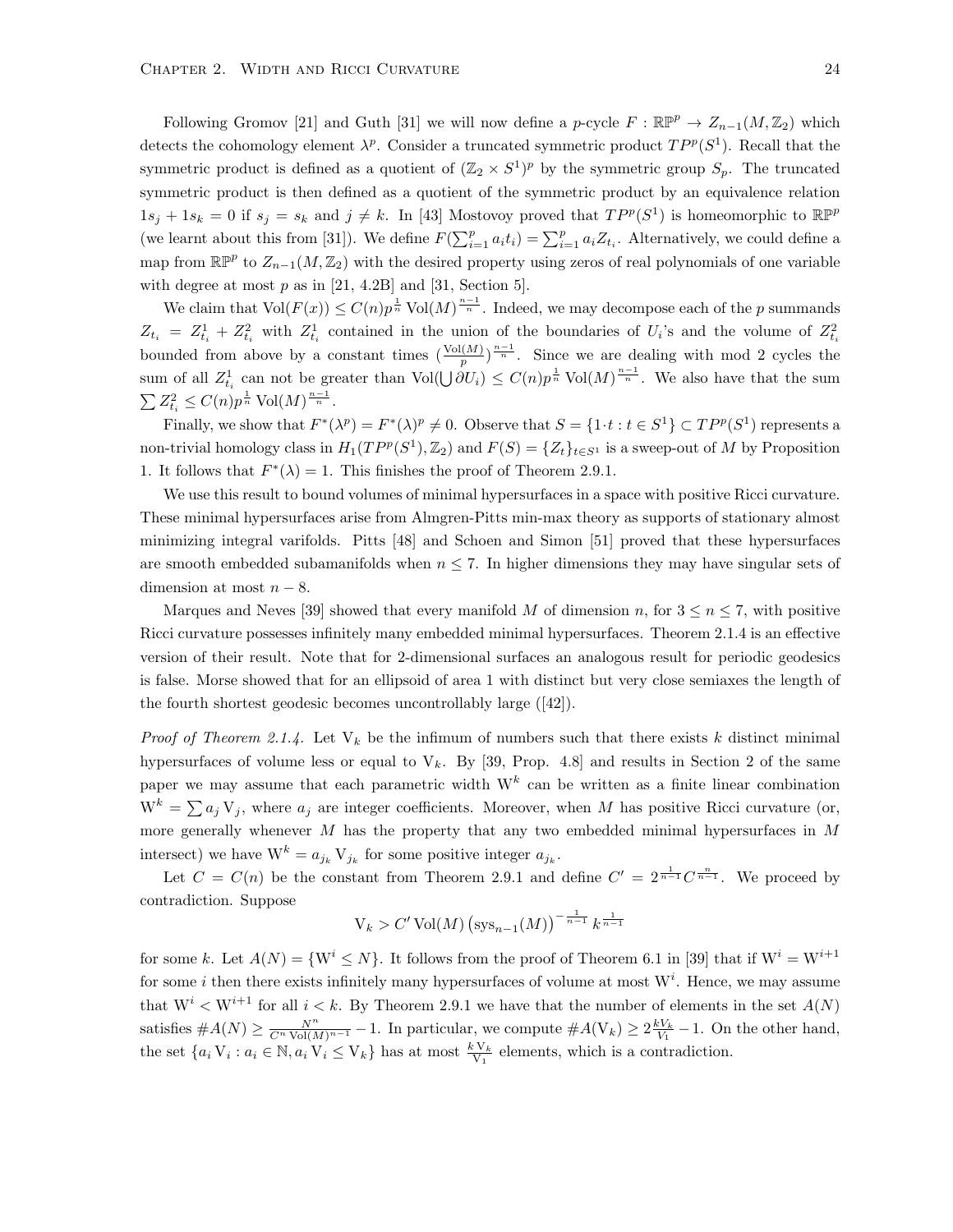Following Gromov [21] and Guth [31] we will now define a $p$-cycle $F : \mathbb{RP}^p \to Z_{n-1}(M, \mathbb{Z}_2)$ which detects the cohomology element $\lambda^p$. Consider a truncated symmetric product $TP^p(S^1)$. Recall that the symmetric product is defined as a quotient of $(\mathbb{Z}_2 \times S^1)^p$ by the symmetric group $S_p$. The truncated symmetric product is then defined as a quotient of the symmetric product by an equivalence relation $1s_j + 1s_k = 0$ if $s_j = s_k$ and $j \neq k$. In [43] Mostovoy proved that $TP^p(S^1)$ is homeomorphic to $\mathbb{RP}^p$ (we learnt about this from [31]). We define $F(\sum_{i=1}^p a_i t_i) = \sum_{i=1}^p a_i Z_{t_i}$. Alternatively, we could define a map from $\mathbb{RP}^p$ to $Z_{n-1}(M, \mathbb{Z}_2)$ with the desired property using zeros of real polynomials of one variable with degree at most $p$ as in [21, 4.2B] and [31, Section 5].

We claim that $\mathrm{Vol}(F(x)) \leq C(n) p^{\frac{1}{n}} \mathrm{Vol}(M)^{\frac{n-1}{n}}$. Indeed, we may decompose each of the $p$ summands $Z_{t_i} = Z_{t_i}^1 + Z_{t_i}^2$ with $Z_{t_i}^1$ contained in the union of the boundaries of $U_i$'s and the volume of $Z_{t_i}^2$ bounded from above by a constant times $(\frac{\mathrm{Vol}(M)}{p})^{\frac{n-1}{n}}$. Since we are dealing with mod 2 cycles the sum of all $Z_{t_i}^1$ can not be greater than $\mathrm{Vol}(\bigcup \partial U_i) \leq C(n) p^{\frac{1}{n}} \mathrm{Vol}(M)^{\frac{n-1}{n}}$. We also have that the sum $\sum Z_{t_i}^2 \leq C(n) p^{\frac{1}{n}} \mathrm{Vol}(M)^{\frac{n-1}{n}}$.

Finally, we show that $F^*(\lambda^p) = F^*(\lambda)^p \neq 0$. Observe that $S = \{1 \cdot t : t \in S^1\} \subset TP^p(S^1)$ represents a non-trivial homology class in $H_1(TP^p(S^1), \mathbb{Z}_2)$ and $F(S) = \{Z_t\}_{t \in S^1}$ is a sweep-out of $M$ by Proposition 1. It follows that $F^*(\lambda) = 1$. This finishes the proof of Theorem 2.9.1.

We use this result to bound volumes of minimal hypersurfaces in a space with positive Ricci curvature. These minimal hypersurfaces arise from Almgren-Pitts min-max theory as supports of stationary almost minimizing integral varifolds. Pitts [48] and Schoen and Simon [51] proved that these hypersurfaces are smooth embedded subamanifolds when $n \leq 7$. In higher dimensions they may have singular sets of dimension at most $n - 8$.

Marques and Neves [39] showed that every manifold $M$ of dimension $n$, for $3 \leq n \leq 7$, with positive Ricci curvature possesses infinitely many embedded minimal hypersurfaces. Theorem 2.1.4 is an effective version of their result. Note that for 2-dimensional surfaces an analogous result for periodic geodesics is false. Morse showed that for an ellipsoid of area 1 with distinct but very close semiaxes the length of the fourth shortest geodesic becomes uncontrollably large ([42]).

*Proof of Theorem 2.1.4.* Let $\mathrm{V}_k$ be the infimum of numbers such that there exists $k$ distinct minimal hypersurfaces of volume less or equal to $\mathrm{V}_k$. By [39, Prop. 4.8] and results in Section 2 of the same paper we may assume that each parametric width $\mathrm{W}^k$ can be written as a finite linear combination $\mathrm{W}^k = \sum a_j \mathrm{V}_j$, where $a_j$ are integer coefficients. Moreover, when $M$ has positive Ricci curvature (or, more generally whenever $M$ has the property that any two embedded minimal hypersurfaces in $M$ intersect) we have $\mathrm{W}^k = a_{j_k} \mathrm{V}_{j_k}$ for some positive integer $a_{j_k}$.

Let $C = C(n)$ be the constant from Theorem 2.9.1 and define $C' = 2^{\frac{1}{n-1}} C^{\frac{n}{n-1}}$. We proceed by contradiction. Suppose

$$\mathrm{V}_k > C' \mathrm{Vol}(M) \left(\mathrm{sys}_{n-1}(M)\right)^{-\frac{1}{n-1}} k^{\frac{1}{n-1}}$$

for some $k$. Let $A(N) = \{\mathrm{W}^i \leq N\}$. It follows from the proof of Theorem 6.1 in [39] that if $\mathrm{W}^i = \mathrm{W}^{i+1}$ for some $i$ then there exists infinitely many hypersurfaces of volume at most $\mathrm{W}^i$. Hence, we may assume that $\mathrm{W}^i < \mathrm{W}^{i+1}$ for all $i < k$. By Theorem 2.9.1 we have that the number of elements in the set $A(N)$ satisfies $\#A(N) \geq \frac{N^n}{C^n \mathrm{Vol}(M)^{n-1}} - 1$. In particular, we compute $\#A(\mathrm{V}_k) \geq 2\frac{k\mathrm{V}_k}{\mathrm{V}_1} - 1$. On the other hand, the set $\{a_i \mathrm{V}_i : a_i \in \mathbb{N}, a_i \mathrm{V}_i \leq \mathrm{V}_k\}$ has at most $\frac{k\,\mathrm{V}_k}{\mathrm{V}_1}$ elements, which is a contradiction.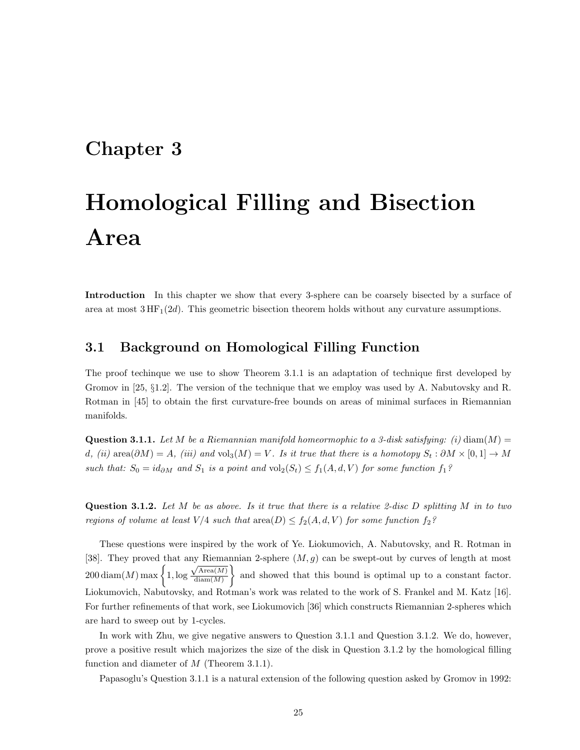# Chapter 3

# Homological Filling and Bisection Area

**Introduction** In this chapter we show that every 3-sphere can be coarsely bisected by a surface of area at most $3\,\mathrm{HF}_1(2d)$. This geometric bisection theorem holds without any curvature assumptions.

## 3.1 Background on Homological Filling Function

The proof techinque we use to show Theorem 3.1.1 is an adaptation of technique first developed by Gromov in [25, §1.2]. The version of the technique that we employ was used by A. Nabutovsky and R. Rotman in [45] to obtain the first curvature-free bounds on areas of minimal surfaces in Riemannian manifolds.

**Question 3.1.1.** *Let $M$ be a Riemannian manifold homeormophic to a 3-disk satisfying: (i) $\mathrm{diam}(M) = d$, (ii) $\mathrm{area}(\partial M) = A$, (iii) and $\mathrm{vol}_3(M) = V$. Is it true that there is a homotopy $S_t : \partial M \times [0,1] \to M$ such that: $S_0 = id_{\partial M}$ and $S_1$ is a point and $\mathrm{vol}_2(S_t) \leq f_1(A, d, V)$ for some function $f_1$?*

**Question 3.1.2.** *Let $M$ be as above. Is it true that there is a relative 2-disc $D$ splitting $M$ in to two regions of volume at least $V/4$ such that $\mathrm{area}(D) \leq f_2(A, d, V)$ for some function $f_2$?*

These questions were inspired by the work of Ye. Liokumovich, A. Nabutovsky, and R. Rotman in [38]. They proved that any Riemannian 2-sphere $(M, g)$ can be swept-out by curves of length at most $200\,\mathrm{diam}(M) \max\left\{1, \log \frac{\sqrt{\mathrm{Area}(M)}}{\mathrm{diam}(M)}\right\}$ and showed that this bound is optimal up to a constant factor. Liokumovich, Nabutovsky, and Rotman's work was related to the work of S. Frankel and M. Katz [16]. For further refinements of that work, see Liokumovich [36] which constructs Riemannian 2-spheres which are hard to sweep out by 1-cycles.

In work with Zhu, we give negative answers to Question 3.1.1 and Question 3.1.2. We do, however, prove a positive result which majorizes the size of the disk in Question 3.1.2 by the homological filling function and diameter of $M$ (Theorem 3.1.1).

Papasoglu's Question 3.1.1 is a natural extension of the following question asked by Gromov in 1992: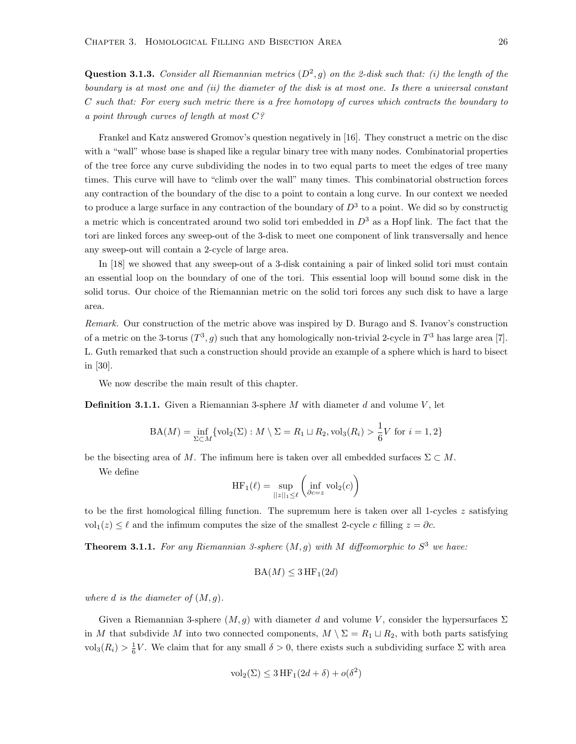**Question 3.1.3.** *Consider all Riemannian metrics $(D^2, g)$ on the 2-disk such that: (i) the length of the boundary is at most one and (ii) the diameter of the disk is at most one. Is there a universal constant $C$ such that: For every such metric there is a free homotopy of curves which contracts the boundary to a point through curves of length at most $C$?*

Frankel and Katz answered Gromov's question negatively in [16]. They construct a metric on the disc with a "wall" whose base is shaped like a regular binary tree with many nodes. Combinatorial properties of the tree force any curve subdividing the nodes in to two equal parts to meet the edges of tree many times. This curve will have to "climb over the wall" many times. This combinatorial obstruction forces any contraction of the boundary of the disc to a point to contain a long curve. In our context we needed to produce a large surface in any contraction of the boundary of $D^3$ to a point. We did so by constructig a metric which is concentrated around two solid tori embedded in $D^3$ as a Hopf link. The fact that the tori are linked forces any sweep-out of the 3-disk to meet one component of link transversally and hence any sweep-out will contain a 2-cycle of large area.

In [18] we showed that any sweep-out of a 3-disk containing a pair of linked solid tori must contain an essential loop on the boundary of one of the tori. This essential loop will bound some disk in the solid torus. Our choice of the Riemannian metric on the solid tori forces any such disk to have a large area.

*Remark.* Our construction of the metric above was inspired by D. Burago and S. Ivanov's construction of a metric on the 3-torus $(T^3, g)$ such that any homologically non-trivial 2-cycle in $T^3$ has large area [7]. L. Guth remarked that such a construction should provide an example of a sphere which is hard to bisect in [30].

We now describe the main result of this chapter.

**Definition 3.1.1.** Given a Riemannian 3-sphere $M$ with diameter $d$ and volume $V$, let

$$\mathrm{BA}(M) = \inf_{\Sigma \subset M} \{\mathrm{vol}_2(\Sigma) : M \setminus \Sigma = R_1 \sqcup R_2, \mathrm{vol}_3(R_i) > \frac{1}{6}V \text{ for } i = 1, 2\}$$

be the bisecting area of $M$. The infimum here is taken over all embedded surfaces $\Sigma \subset M$.

We define

$$\mathrm{HF}_1(\ell) = \sup_{||z||_1 \leq \ell} \left( \inf_{\partial c = z} \mathrm{vol}_2(c) \right)$$

to be the first homological filling function. The supremum here is taken over all 1-cycles $z$ satisfying $\mathrm{vol}_1(z) \leq \ell$ and the infimum computes the size of the smallest 2-cycle $c$ filling $z = \partial c$.

**Theorem 3.1.1.** *For any Riemannian 3-sphere $(M, g)$ with $M$ diffeomorphic to $S^3$ we have:*

$$\mathrm{BA}(M) \leq 3\,\mathrm{HF}_1(2d)$$

*where $d$ is the diameter of $(M, g)$.*

Given a Riemannian 3-sphere $(M, g)$ with diameter $d$ and volume $V$, consider the hypersurfaces $\Sigma$ in $M$ that subdivide $M$ into two connected components, $M \setminus \Sigma = R_1 \sqcup R_2$, with both parts satisfying $\mathrm{vol}_3(R_i) > \frac{1}{6}V$. We claim that for any small $\delta > 0$, there exists such a subdividing surface $\Sigma$ with area

$$\mathrm{vol}_2(\Sigma) \leq 3\,\mathrm{HF}_1(2d + \delta) + o(\delta^2)$$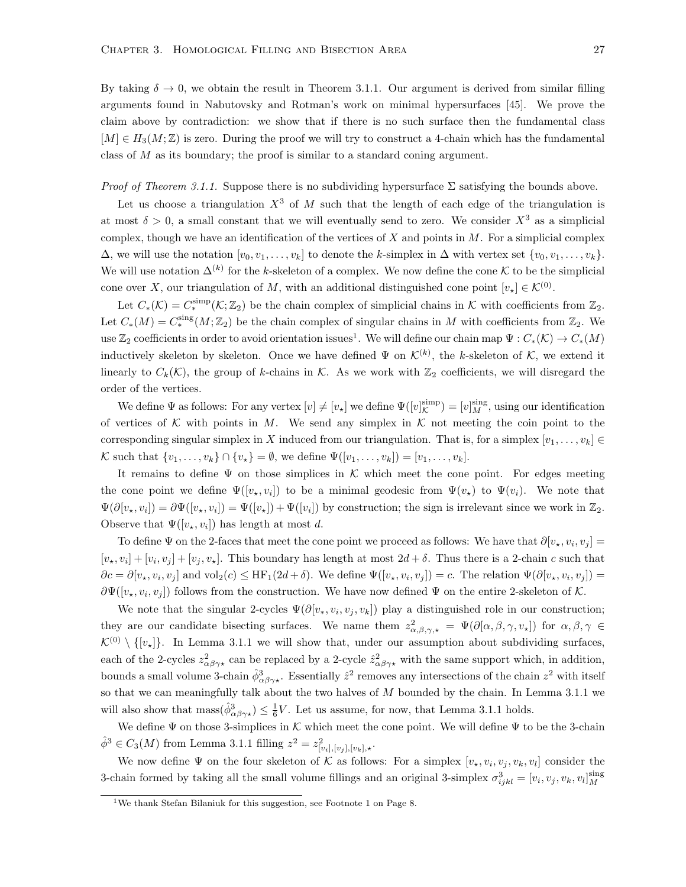By taking $\delta \to 0$, we obtain the result in Theorem 3.1.1. Our argument is derived from similar filling arguments found in Nabutovsky and Rotman's work on minimal hypersurfaces [45]. We prove the claim above by contradiction: we show that if there is no such surface then the fundamental class $[M] \in H_3(M;\mathbb{Z})$ is zero. During the proof we will try to construct a 4-chain which has the fundamental class of $M$ as its boundary; the proof is similar to a standard coning argument.

*Proof of Theorem 3.1.1.* Suppose there is no subdividing hypersurface $\Sigma$ satisfying the bounds above.

Let us choose a triangulation $X^3$ of $M$ such that the length of each edge of the triangulation is at most $\delta > 0$, a small constant that we will eventually send to zero. We consider $X^3$ as a simplicial complex, though we have an identification of the vertices of $X$ and points in $M$. For a simplicial complex $\Delta$, we will use the notation $[v_0, v_1, \ldots, v_k]$ to denote the $k$-simplex in $\Delta$ with vertex set $\{v_0, v_1, \ldots, v_k\}$. We will use notation $\Delta^{(k)}$ for the $k$-skeleton of a complex. We now define the cone $\mathcal{K}$ to be the simplicial cone over $X$, our triangulation of $M$, with an additional distinguished cone point $[v_\star] \in \mathcal{K}^{(0)}$.

Let $C_*(\mathcal{K}) = C_*^{\text{simp}}(\mathcal{K};\mathbb{Z}_2)$ be the chain complex of simplicial chains in $\mathcal{K}$ with coefficients from $\mathbb{Z}_2$. Let $C_*(M) = C_*^{\text{sing}}(M;\mathbb{Z}_2)$ be the chain complex of singular chains in $M$ with coefficients from $\mathbb{Z}_2$. We use $\mathbb{Z}_2$ coefficients in order to avoid orientation issues[1]. We will define our chain map $\Psi : C_*(\mathcal{K}) \to C_*(M)$ inductively skeleton by skeleton. Once we have defined $\Psi$ on $\mathcal{K}^{(k)}$, the $k$-skeleton of $\mathcal{K}$, we extend it linearly to $C_k(\mathcal{K})$, the group of $k$-chains in $\mathcal{K}$. As we work with $\mathbb{Z}_2$ coefficients, we will disregard the order of the vertices.

We define $\Psi$ as follows: For any vertex $[v] \neq [v_\star]$ we define $\Psi([v]^{\text{simp}}_{\mathcal{K}}) = [v]^{\text{sing}}_M$, using our identification of vertices of $\mathcal{K}$ with points in $M$. We send any simplex in $\mathcal{K}$ not meeting the coin point to the corresponding singular simplex in $X$ induced from our triangulation. That is, for a simplex $[v_1, \ldots, v_k] \in \mathcal{K}$ such that $\{v_1, \ldots, v_k\} \cap \{v_\star\} = \emptyset$, we define $\Psi([v_1, \ldots, v_k]) = [v_1, \ldots, v_k]$.

It remains to define $\Psi$ on those simplices in $\mathcal{K}$ which meet the cone point. For edges meeting the cone point we define $\Psi([v_\star, v_i])$ to be a minimal geodesic from $\Psi(v_\star)$ to $\Psi(v_i)$. We note that $\Psi(\partial[v_\star, v_i]) = \partial\Psi([v_\star, v_i]) = \Psi([v_\star]) + \Psi([v_i])$ by construction; the sign is irrelevant since we work in $\mathbb{Z}_2$. Observe that $\Psi([v_\star, v_i])$ has length at most $d$.

To define $\Psi$ on the 2-faces that meet the cone point we proceed as follows: We have that $\partial[v_\star, v_i, v_j] = [v_\star, v_i] + [v_i, v_j] + [v_j, v_\star]$. This boundary has length at most $2d + \delta$. Thus there is a 2-chain $c$ such that $\partial c = \partial[v_\star, v_i, v_j]$ and $\text{vol}_2(c) \leq \text{HF}_1(2d+\delta)$. We define $\Psi([v_\star, v_i, v_j]) = c$. The relation $\Psi(\partial[v_\star, v_i, v_j]) = \partial\Psi([v_\star, v_i, v_j])$ follows from the construction. We have now defined $\Psi$ on the entire 2-skeleton of $\mathcal{K}$.

We note that the singular 2-cycles $\Psi(\partial[v_*, v_i, v_j, v_k])$ play a distinguished role in our construction; they are our candidate bisecting surfaces. We name them $z^2_{\alpha,\beta,\gamma,\star} = \Psi(\partial[\alpha, \beta, \gamma, v_\star])$ for $\alpha, \beta, \gamma \in \mathcal{K}^{(0)} \setminus \{[v_\star]\}$. In Lemma 3.1.1 we will show that, under our assumption about subdividing surfaces, each of the 2-cycles $z^2_{\alpha\beta\gamma\star}$ can be replaced by a 2-cycle $\hat{z}^2_{\alpha\beta\gamma\star}$ with the same support which, in addition, bounds a small volume 3-chain $\hat{\phi}^3_{\alpha\beta\gamma\star}$. Essentially $\hat{z}^2$ removes any intersections of the chain $z^2$ with itself so that we can meaningfully talk about the two halves of $M$ bounded by the chain. In Lemma 3.1.1 we will also show that $\text{mass}(\hat{\phi}^3_{\alpha\beta\gamma\star}) \leq \frac{1}{6}V$. Let us assume, for now, that Lemma 3.1.1 holds.

We define $\Psi$ on those 3-simplices in $\mathcal{K}$ which meet the cone point. We will define $\Psi$ to be the 3-chain $\hat{\phi}^3 \in C_3(M)$ from Lemma 3.1.1 filling $z^2 = z^2_{[v_i],[v_j],[v_k],\star}$.

We now define $\Psi$ on the four skeleton of $\mathcal{K}$ as follows: For a simplex $[v_\star, v_i, v_j, v_k, v_l]$ consider the 3-chain formed by taking all the small volume fillings and an original 3-simplex $\sigma^3_{ijkl} = [v_i, v_j, v_k, v_l]^{\text{sing}}_M$

[1] We thank Stefan Bilaniuk for this suggestion, see Footnote 1 on Page 8.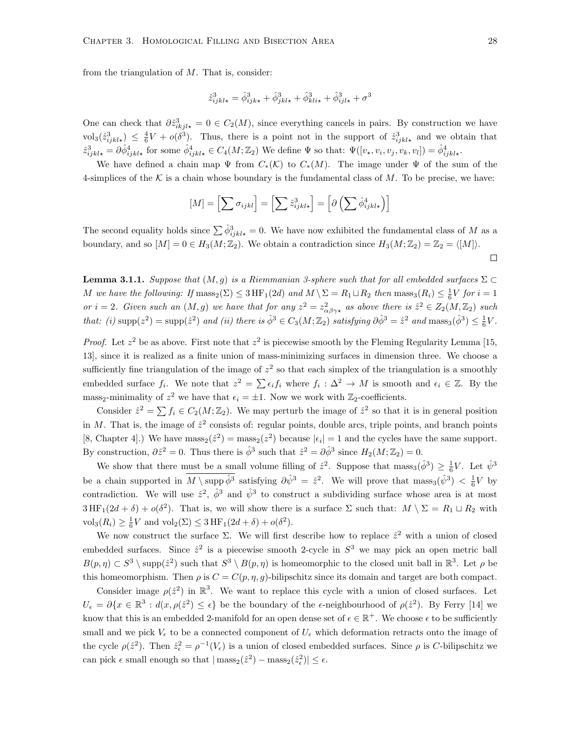from the triangulation of $M$. That is, consider:

$$\hat{z}^3_{ijkl\star} = \hat{\phi}^3_{ijk\star} + \hat{\phi}^3_{jkl\star} + \hat{\phi}^3_{kli\star} + \hat{\phi}^3_{ijl\star} + \sigma^3$$

One can check that $\partial \hat{z}^3_{ikjl\star} = 0 \in C_2(M)$, since everything cancels in pairs. By construction we have $\text{vol}_3(\hat{z}^3_{ijkl\star}) \leq \frac{4}{6}V + o(\delta^3)$. Thus, there is a point not in the support of $\hat{z}^3_{ijkl\star}$ and we obtain that $\hat{z}^3_{ijkl\star} = \partial \hat{\phi}^4_{ijkl\star}$ for some $\hat{\phi}^4_{ijkl\star} \in C_4(M;\mathbb{Z}_2)$ We define $\Psi$ so that: $\Psi([v_\star, v_i, v_j, v_k, v_l]) = \hat{\phi}^4_{ijkl\star}$.

We have defined a chain map $\Psi$ from $C_*(\mathcal{K})$ to $C_*(M)$. The image under $\Psi$ of the sum of the 4-simplices of the $\mathcal{K}$ is a chain whose boundary is the fundamental class of $M$. To be precise, we have:

$$[M] = \left[\sum \sigma_{ijkl}\right] = \left[\sum \hat{z}^3_{ijkl\star}\right] = \left[\partial\left(\sum \hat{\phi}^4_{ijkl\star}\right)\right]$$

The second equality holds since $\sum \hat{\phi}^3_{ijkl\star} = 0$. We have now exhibited the fundamental class of $M$ as a boundary, and so $[M] = 0 \in H_3(M;\mathbb{Z}_2)$. We obtain a contradiction since $H_3(M;\mathbb{Z}_2) = \mathbb{Z}_2 = \langle [M] \rangle$. □

**Lemma 3.1.1.** *Suppose that $(M, g)$ is a Riemmanian 3-sphere such that for all embedded surfaces $\Sigma \subset M$ we have the following: If $\text{mass}_2(\Sigma) \leq 3\,\text{HF}_1(2d)$ and $M \setminus \Sigma = R_1 \sqcup R_2$ then $\text{mass}_3(R_i) \leq \frac{1}{6}V$ for $i = 1$ or $i = 2$. Given such an $(M, g)$ we have that for any $z^2 = z^2_{\alpha\beta\gamma\star}$ as above there is $\hat{z}^2 \in Z_2(M, \mathbb{Z}_2)$ such that: (i) $\text{supp}(z^2) = \text{supp}(\hat{z}^2)$ and (ii) there is $\hat{\phi}^3 \in C_3(M;\mathbb{Z}_2)$ satisfying $\partial \hat{\phi}^3 = \hat{z}^2$ and $\text{mass}_3(\hat{\phi}^3) \leq \frac{1}{6}V$.*

*Proof.* Let $z^2$ be as above. First note that $z^2$ is piecewise smooth by the Fleming Regularity Lemma [15, 13], since it is realized as a finite union of mass-minimizing surfaces in dimension three. We choose a sufficiently fine triangulation of the image of $z^2$ so that each simplex of the triangulation is a smoothly embedded surface $f_i$. We note that $z^2 = \sum \epsilon_i f_i$ where $f_i : \Delta^2 \to M$ is smooth and $\epsilon_i \in \mathbb{Z}$. By the $\text{mass}_2$-minimality of $z^2$ we have that $\epsilon_i = \pm 1$. Now we work with $\mathbb{Z}_2$-coefficients.

Consider $\hat{z}^2 = \sum f_i \in C_2(M;\mathbb{Z}_2)$. We may perturb the image of $\hat{z}^2$ so that it is in general position in $M$. That is, the image of $\hat{z}^2$ consists of: regular points, double arcs, triple points, and branch points [8, Chapter 4].) We have $\text{mass}_2(\hat{z}^2) = \text{mass}_2(z^2)$ because $|\epsilon_i| = 1$ and the cycles have the same support. By construction, $\partial \hat{z}^2 = 0$. Thus there is $\hat{\phi}^3$ such that $\hat{z}^2 = \partial \hat{\phi}^3$ since $H_2(M;\mathbb{Z}_2) = 0$.

We show that there must be a small volume filling of $\hat{z}^2$. Suppose that $\text{mass}_3(\hat{\phi}^3) \geq \frac{1}{6}V$. Let $\hat{\psi}^3$ be a chain supported in $\overline{M \setminus \text{supp}\,\hat{\phi}^3}$ satisfying $\partial \hat{\psi}^3 = \hat{z}^2$. We will prove that $\text{mass}_3(\hat{\psi}^3) < \frac{1}{6}V$ by contradiction. We will use $\hat{z}^2$, $\hat{\phi}^3$ and $\hat{\psi}^3$ to construct a subdividing surface whose area is at most $3\,\text{HF}_1(2d + \delta) + o(\delta^2)$. That is, we will show there is a surface $\Sigma$ such that: $M \setminus \Sigma = R_1 \sqcup R_2$ with $\text{vol}_3(R_i) \geq \frac{1}{6}V$ and $\text{vol}_2(\Sigma) \leq 3\,\text{HF}_1(2d + \delta) + o(\delta^2)$.

We now construct the surface $\Sigma$. We will first describe how to replace $\hat{z}^2$ with a union of closed embedded surfaces. Since $\hat{z}^2$ is a piecewise smooth 2-cycle in $S^3$ we may pick an open metric ball $B(p, \eta) \subset S^3 \setminus \text{supp}(\hat{z}^2)$ such that $S^3 \setminus B(p, \eta)$ is homeomorphic to the closed unit ball in $\mathbb{R}^3$. Let $\rho$ be this homeomorphism. Then $\rho$ is $C = C(p, \eta, g)$-bilipschitz since its domain and target are both compact.

Consider image $\rho(\hat{z}^2)$ in $\mathbb{R}^3$. We want to replace this cycle with a union of closed surfaces. Let $U_\epsilon = \partial\{x \in \mathbb{R}^3 : d(x, \rho(\hat{z}^2) \leq \epsilon\}$ be the boundary of the $\epsilon$-neighbourhood of $\rho(\hat{z}^2)$. By Ferry [14] we know that this is an embedded 2-manifold for an open dense set of $\epsilon \in \mathbb{R}^+$. We choose $\epsilon$ to be sufficiently small and we pick $V_\epsilon$ to be a connected component of $U_\epsilon$ which deformation retracts onto the image of the cycle $\rho(\hat{z}^2)$. Then $\hat{z}^2_\epsilon = \rho^{-1}(V_\epsilon)$ is a union of closed embedded surfaces. Since $\rho$ is $C$-bilipschitz we can pick $\epsilon$ small enough so that $|\,\text{mass}_2(\hat{z}^2) - \text{mass}_2(\hat{z}^2_\epsilon)| \leq \epsilon$.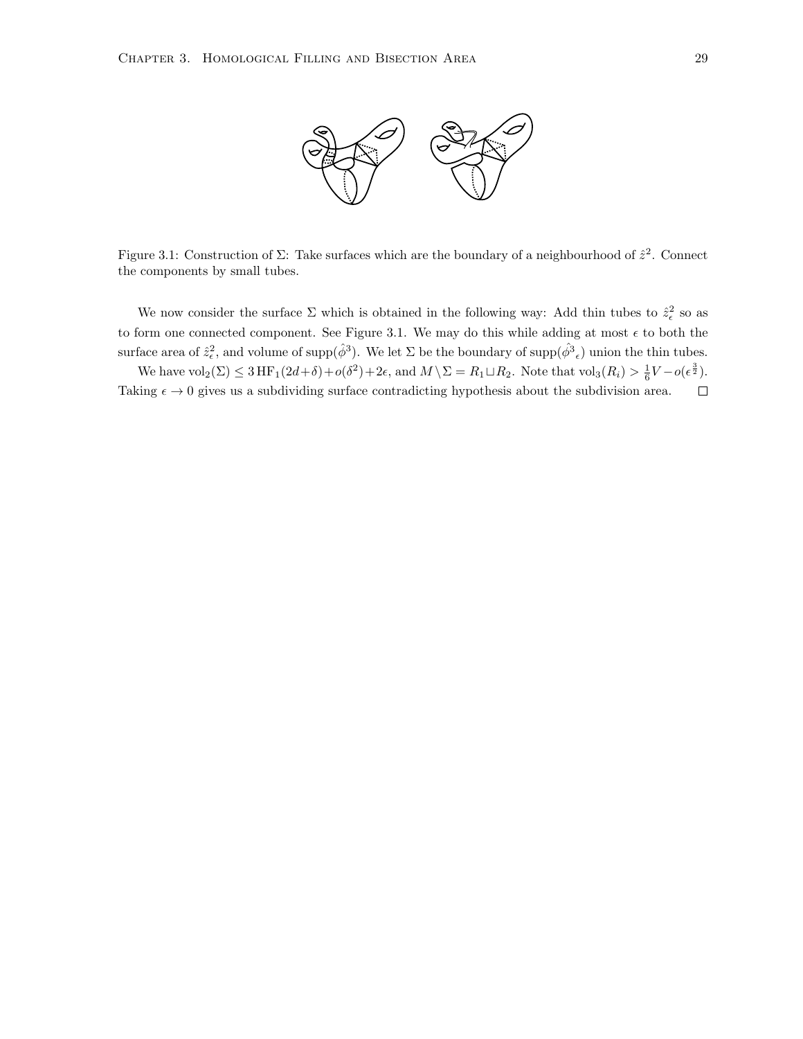Figure 3.1: Construction of $\Sigma$: Take surfaces which are the boundary of a neighbourhood of $\hat{z}^2$. Connect the components by small tubes.

We now consider the surface $\Sigma$ which is obtained in the following way: Add thin tubes to $\hat{z}^2_\epsilon$ so as to form one connected component. See Figure 3.1. We may do this while adding at most $\epsilon$ to both the surface area of $\hat{z}^2_\epsilon$, and volume of $\mathrm{supp}(\hat{\phi}^3)$. We let $\Sigma$ be the boundary of $\mathrm{supp}(\hat{\phi^3}_\epsilon)$ union the thin tubes.

We have $\mathrm{vol}_2(\Sigma) \leq 3\,\mathrm{HF}_1(2d+\delta)+o(\delta^2)+2\epsilon$, and $M \setminus \Sigma = R_1 \sqcup R_2$. Note that $\mathrm{vol}_3(R_i) > \frac{1}{6}V - o(\epsilon^{\frac{3}{2}})$. Taking $\epsilon \to 0$ gives us a subdividing surface contradicting hypothesis about the subdivision area. $\square$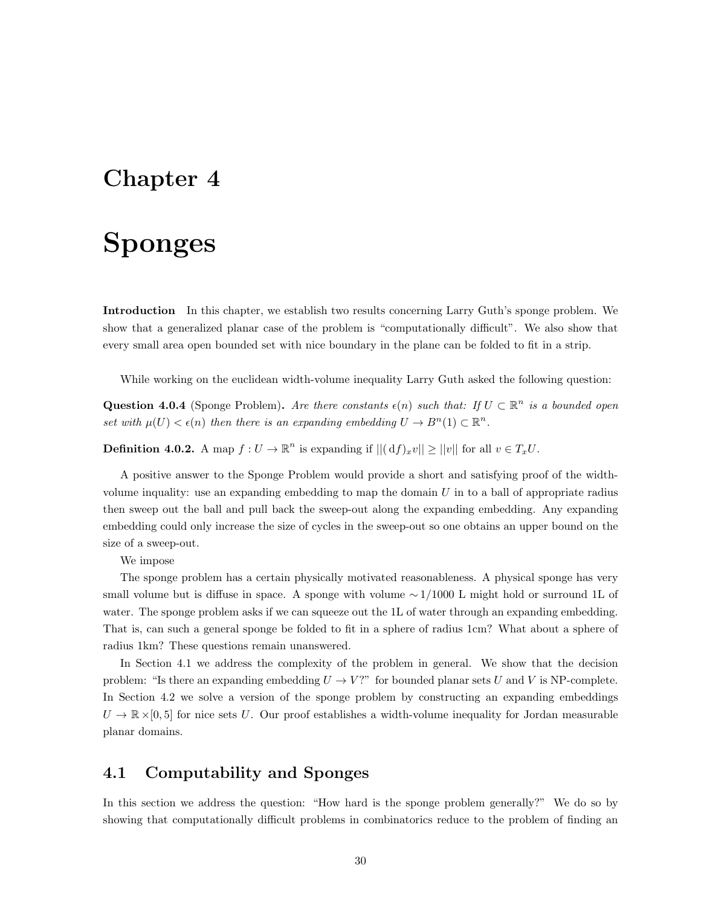# Chapter 4

# Sponges

**Introduction** In this chapter, we establish two results concerning Larry Guth's sponge problem. We show that a generalized planar case of the problem is "computationally difficult". We also show that every small area open bounded set with nice boundary in the plane can be folded to fit in a strip.

While working on the euclidean width-volume inequality Larry Guth asked the following question:

**Question 4.0.4** (Sponge Problem)**.** *Are there constants $\epsilon(n)$ such that: If $U \subset \mathbb{R}^n$ is a bounded open set with $\mu(U) < \epsilon(n)$ then there is an expanding embedding $U \to B^n(1) \subset \mathbb{R}^n$.*

**Definition 4.0.2.** A map $f : U \to \mathbb{R}^n$ is expanding if $||(\,\mathrm{d}f)_x v|| \geq ||v||$ for all $v \in T_x U$.

A positive answer to the Sponge Problem would provide a short and satisfying proof of the width-volume inquality: use an expanding embedding to map the domain $U$ in to a ball of appropriate radius then sweep out the ball and pull back the sweep-out along the expanding embedding. Any expanding embedding could only increase the size of cycles in the sweep-out so one obtains an upper bound on the size of a sweep-out.

We impose

The sponge problem has a certain physically motivated reasonableness. A physical sponge has very small volume but is diffuse in space. A sponge with volume $\sim 1/1000$ L might hold or surround 1L of water. The sponge problem asks if we can squeeze out the 1L of water through an expanding embedding. That is, can such a general sponge be folded to fit in a sphere of radius 1cm? What about a sphere of radius 1km? These questions remain unanswered.

In Section 4.1 we address the complexity of the problem in general. We show that the decision problem: "Is there an expanding embedding $U \to V$?" for bounded planar sets $U$ and $V$ is NP-complete. In Section 4.2 we solve a version of the sponge problem by constructing an expanding embeddings $U \to \mathbb{R} \times [0, 5]$ for nice sets $U$. Our proof establishes a width-volume inequality for Jordan measurable planar domains.

## 4.1 Computability and Sponges

In this section we address the question: "How hard is the sponge problem generally?" We do so by showing that computationally difficult problems in combinatorics reduce to the problem of finding an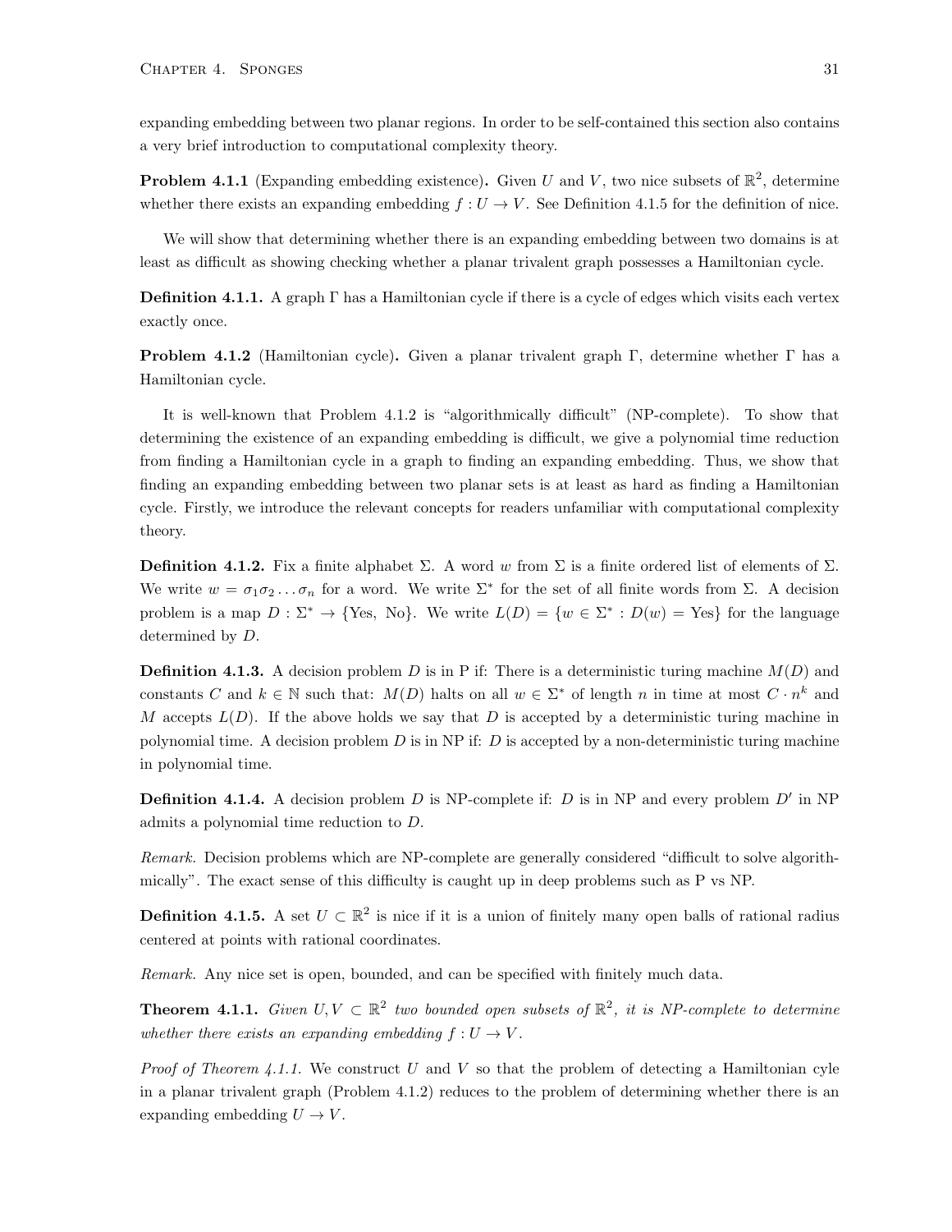expanding embedding between two planar regions. In order to be self-contained this section also contains a very brief introduction to computational complexity theory.

**Problem 4.1.1** (Expanding embedding existence)**.** Given $U$ and $V$, two nice subsets of $\mathbb{R}^2$, determine whether there exists an expanding embedding $f : U \to V$. See Definition 4.1.5 for the definition of nice.

We will show that determining whether there is an expanding embedding between two domains is at least as difficult as showing checking whether a planar trivalent graph possesses a Hamiltonian cycle.

**Definition 4.1.1.** A graph $\Gamma$ has a Hamiltonian cycle if there is a cycle of edges which visits each vertex exactly once.

**Problem 4.1.2** (Hamiltonian cycle)**.** Given a planar trivalent graph $\Gamma$, determine whether $\Gamma$ has a Hamiltonian cycle.

It is well-known that Problem 4.1.2 is "algorithmically difficult" (NP-complete). To show that determining the existence of an expanding embedding is difficult, we give a polynomial time reduction from finding a Hamiltonian cycle in a graph to finding an expanding embedding. Thus, we show that finding an expanding embedding between two planar sets is at least as hard as finding a Hamiltonian cycle. Firstly, we introduce the relevant concepts for readers unfamiliar with computational complexity theory.

**Definition 4.1.2.** Fix a finite alphabet $\Sigma$. A word $w$ from $\Sigma$ is a finite ordered list of elements of $\Sigma$. We write $w = \sigma_1\sigma_2 \dots \sigma_n$ for a word. We write $\Sigma^*$ for the set of all finite words from $\Sigma$. A decision problem is a map $D : \Sigma^* \to \{\text{Yes, No}\}$. We write $L(D) = \{w \in \Sigma^* : D(w) = \text{Yes}\}$ for the language determined by $D$.

**Definition 4.1.3.** A decision problem $D$ is in P if: There is a deterministic turing machine $M(D)$ and constants $C$ and $k \in \mathbb{N}$ such that: $M(D)$ halts on all $w \in \Sigma^*$ of length $n$ in time at most $C \cdot n^k$ and $M$ accepts $L(D)$. If the above holds we say that $D$ is accepted by a deterministic turing machine in polynomial time. A decision problem $D$ is in NP if: $D$ is accepted by a non-deterministic turing machine in polynomial time.

**Definition 4.1.4.** A decision problem $D$ is NP-complete if: $D$ is in NP and every problem $D'$ in NP admits a polynomial time reduction to $D$.

*Remark.* Decision problems which are NP-complete are generally considered "difficult to solve algorithmically". The exact sense of this difficulty is caught up in deep problems such as P vs NP.

**Definition 4.1.5.** A set $U \subset \mathbb{R}^2$ is nice if it is a union of finitely many open balls of rational radius centered at points with rational coordinates.

*Remark.* Any nice set is open, bounded, and can be specified with finitely much data.

**Theorem 4.1.1.** *Given $U, V \subset \mathbb{R}^2$ two bounded open subsets of $\mathbb{R}^2$, it is NP-complete to determine whether there exists an expanding embedding $f : U \to V$.*

*Proof of Theorem 4.1.1.* We construct $U$ and $V$ so that the problem of detecting a Hamiltonian cyle in a planar trivalent graph (Problem 4.1.2) reduces to the problem of determining whether there is an expanding embedding $U \to V$.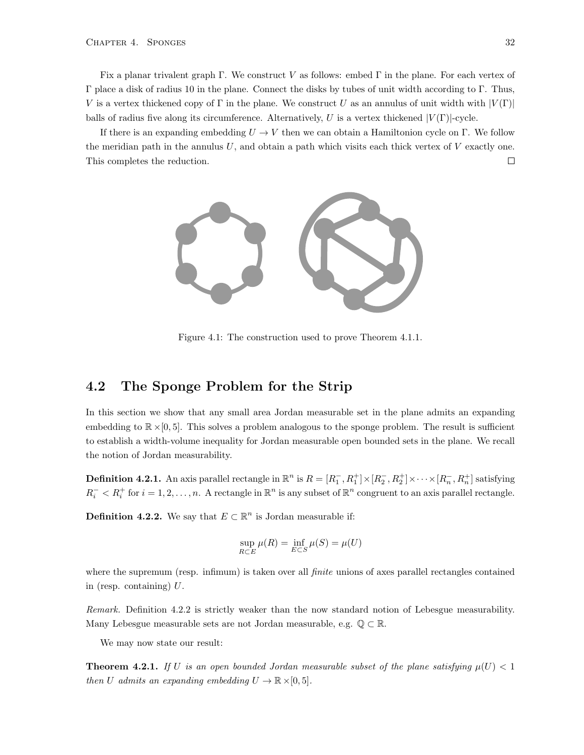Fix a planar trivalent graph $\Gamma$. We construct $V$ as follows: embed $\Gamma$ in the plane. For each vertex of $\Gamma$ place a disk of radius 10 in the plane. Connect the disks by tubes of unit width according to $\Gamma$. Thus, $V$ is a vertex thickened copy of $\Gamma$ in the plane. We construct $U$ as an annulus of unit width with $|V(\Gamma)|$ balls of radius five along its circumference. Alternatively, $U$ is a vertex thickened $|V(\Gamma)|$-cycle.

If there is an expanding embedding $U \to V$ then we can obtain a Hamiltonion cycle on $\Gamma$. We follow the meridian path in the annulus $U$, and obtain a path which visits each thick vertex of $V$ exactly one. This completes the reduction. □

Figure 4.1: The construction used to prove Theorem 4.1.1.

## 4.2 The Sponge Problem for the Strip

In this section we show that any small area Jordan measurable set in the plane admits an expanding embedding to $\mathbb{R} \times [0, 5]$. This solves a problem analogous to the sponge problem. The result is sufficient to establish a width-volume inequality for Jordan measurable open bounded sets in the plane. We recall the notion of Jordan measurability.

**Definition 4.2.1.** An axis parallel rectangle in $\mathbb{R}^n$ is $R = [R_1^-, R_1^+] \times [R_2^-, R_2^+] \times \cdots \times [R_n^-, R_n^+]$ satisfying $R_i^- < R_i^+$ for $i = 1, 2, \ldots, n$. A rectangle in $\mathbb{R}^n$ is any subset of $\mathbb{R}^n$ congruent to an axis parallel rectangle.

**Definition 4.2.2.** We say that $E \subset \mathbb{R}^n$ is Jordan measurable if:

$$\sup_{R \subset E} \mu(R) = \inf_{E \subset S} \mu(S) = \mu(U)$$

where the supremum (resp. infimum) is taken over all *finite* unions of axes parallel rectangles contained in (resp. containing) $U$.

*Remark.* Definition 4.2.2 is strictly weaker than the now standard notion of Lebesgue measurability. Many Lebesgue measurable sets are not Jordan measurable, e.g. $\mathbb{Q} \subset \mathbb{R}$.

We may now state our result:

**Theorem 4.2.1.** *If $U$ is an open bounded Jordan measurable subset of the plane satisfying $\mu(U) < 1$ then $U$ admits an expanding embedding $U \to \mathbb{R} \times [0, 5]$.*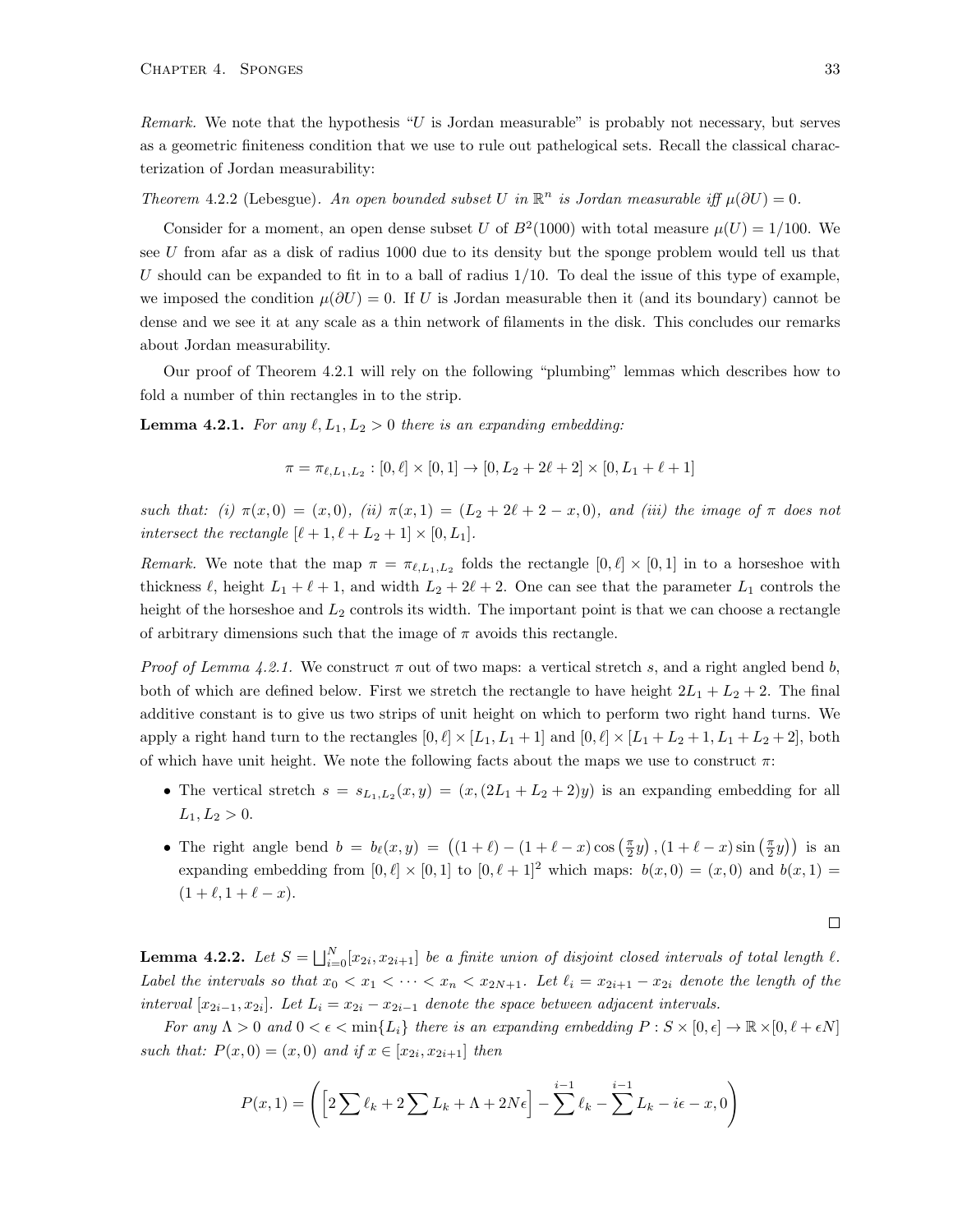*Remark.* We note that the hypothesis "$U$ is Jordan measurable" is probably not necessary, but serves as a geometric finiteness condition that we use to rule out pathelogical sets. Recall the classical characterization of Jordan measurability:

*Theorem* 4.2.2 (Lebesgue). *An open bounded subset $U$ in $\mathbb{R}^n$ is Jordan measurable iff $\mu(\partial U) = 0$.*

Consider for a moment, an open dense subset $U$ of $B^2(1000)$ with total measure $\mu(U) = 1/100$. We see $U$ from afar as a disk of radius 1000 due to its density but the sponge problem would tell us that $U$ should can be expanded to fit in to a ball of radius $1/10$. To deal the issue of this type of example, we imposed the condition $\mu(\partial U) = 0$. If $U$ is Jordan measurable then it (and its boundary) cannot be dense and we see it at any scale as a thin network of filaments in the disk. This concludes our remarks about Jordan measurability.

Our proof of Theorem 4.2.1 will rely on the following "plumbing" lemmas which describes how to fold a number of thin rectangles in to the strip.

**Lemma 4.2.1.** *For any $\ell, L_1, L_2 > 0$ there is an expanding embedding:*

$$\pi = \pi_{\ell,L_1,L_2} : [0,\ell] \times [0,1] \to [0, L_2 + 2\ell + 2] \times [0, L_1 + \ell + 1]$$

*such that: (i) $\pi(x,0) = (x,0)$, (ii) $\pi(x,1) = (L_2 + 2\ell + 2 - x, 0)$, and (iii) the image of $\pi$ does not intersect the rectangle $[\ell+1, \ell+L_2+1] \times [0, L_1]$.*

*Remark.* We note that the map $\pi = \pi_{\ell,L_1,L_2}$ folds the rectangle $[0,\ell] \times [0,1]$ in to a horseshoe with thickness $\ell$, height $L_1 + \ell + 1$, and width $L_2 + 2\ell + 2$. One can see that the parameter $L_1$ controls the height of the horseshoe and $L_2$ controls its width. The important point is that we can choose a rectangle of arbitrary dimensions such that the image of $\pi$ avoids this rectangle.

*Proof of Lemma 4.2.1.* We construct $\pi$ out of two maps: a vertical stretch $s$, and a right angled bend $b$, both of which are defined below. First we stretch the rectangle to have height $2L_1 + L_2 + 2$. The final additive constant is to give us two strips of unit height on which to perform two right hand turns. We apply a right hand turn to the rectangles $[0,\ell] \times [L_1, L_1 + 1]$ and $[0,\ell] \times [L_1 + L_2 + 1, L_1 + L_2 + 2]$, both of which have unit height. We note the following facts about the maps we use to construct $\pi$:

- The vertical stretch $s = s_{L_1,L_2}(x,y) = (x, (2L_1 + L_2 + 2)y)$ is an expanding embedding for all $L_1, L_2 > 0$.
- The right angle bend $b = b_\ell(x,y) = \left((1+\ell) - (1+\ell-x)\cos\left(\frac{\pi}{2}y\right), (1+\ell-x)\sin\left(\frac{\pi}{2}y\right)\right)$ is an expanding embedding from $[0,\ell] \times [0,1]$ to $[0,\ell+1]^2$ which maps: $b(x,0) = (x,0)$ and $b(x,1) = (1+\ell, 1+\ell-x)$.

□

**Lemma 4.2.2.** *Let $S = \bigsqcup_{i=0}^{N} [x_{2i}, x_{2i+1}]$ be a finite union of disjoint closed intervals of total length $\ell$. Label the intervals so that $x_0 < x_1 < \cdots < x_n < x_{2N+1}$. Let $\ell_i = x_{2i+1} - x_{2i}$ denote the length of the interval $[x_{2i-1}, x_{2i}]$. Let $L_i = x_{2i} - x_{2i-1}$ denote the space between adjacent intervals.*

*For any $\Lambda > 0$ and $0 < \epsilon < \min\{L_i\}$ there is an expanding embedding $P : S \times [0,\epsilon] \to \mathbb{R} \times [0, \ell + \epsilon N]$ such that: $P(x,0) = (x,0)$ and if $x \in [x_{2i}, x_{2i+1}]$ then*

$$P(x,1) = \left(\left[2\sum \ell_k + 2\sum L_k + \Lambda + 2N\epsilon\right] - \sum^{i-1} \ell_k - \sum^{i-1} L_k - i\epsilon - x, 0\right)$$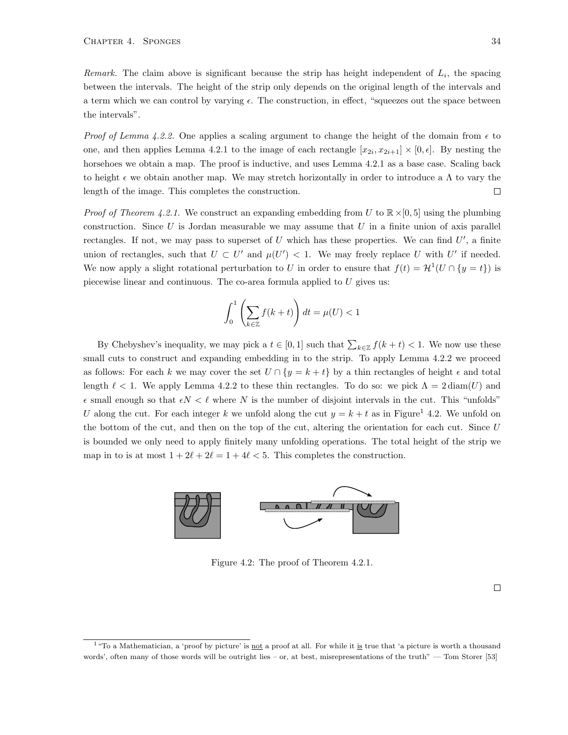*Remark.* The claim above is significant because the strip has height independent of $L_i$, the spacing between the intervals. The height of the strip only depends on the original length of the intervals and a term which we can control by varying $\epsilon$. The construction, in effect, "squeezes out the space between the intervals".

*Proof of Lemma 4.2.2.* One applies a scaling argument to change the height of the domain from $\epsilon$ to one, and then applies Lemma 4.2.1 to the image of each rectangle $[x_{2i}, x_{2i+1}] \times [0, \epsilon]$. By nesting the horsehoes we obtain a map. The proof is inductive, and uses Lemma 4.2.1 as a base case. Scaling back to height $\epsilon$ we obtain another map. We may stretch horizontally in order to introduce a $\Lambda$ to vary the length of the image. This completes the construction. □

*Proof of Theorem 4.2.1.* We construct an expanding embedding from $U$ to $\mathbb{R} \times [0, 5]$ using the plumbing construction. Since $U$ is Jordan measurable we may assume that $U$ in a finite union of axis parallel rectangles. If not, we may pass to superset of $U$ which has these properties. We can find $U'$, a finite union of rectangles, such that $U \subset U'$ and $\mu(U') < 1$. We may freely replace $U$ with $U'$ if needed. We now apply a slight rotational perturbation to $U$ in order to ensure that $f(t) = \mathcal{H}^1(U \cap \{y = t\})$ is piecewise linear and continuous. The co-area formula applied to $U$ gives us:

$$\int_0^1 \left( \sum_{k \in \mathbb{Z}} f(k+t) \right) dt = \mu(U) < 1$$

By Chebyshev's inequality, we may pick a $t \in [0, 1]$ such that $\sum_{k \in \mathbb{Z}} f(k + t) < 1$. We now use these small cuts to construct and expanding embedding in to the strip. To apply Lemma 4.2.2 we proceed as follows: For each $k$ we may cover the set $U \cap \{y = k + t\}$ by a thin rectangles of height $\epsilon$ and total length $\ell < 1$. We apply Lemma 4.2.2 to these thin rectangles. To do so: we pick $\Lambda = 2 \operatorname{diam}(U)$ and $\epsilon$ small enough so that $\epsilon N < \ell$ where $N$ is the number of disjoint intervals in the cut. This "unfolds" $U$ along the cut. For each integer $k$ we unfold along the cut $y = k + t$ as in Figure[1] 4.2. We unfold on the bottom of the cut, and then on the top of the cut, altering the orientation for each cut. Since $U$ is bounded we only need to apply finitely many unfolding operations. The total height of the strip we map in to is at most $1 + 2\ell + 2\ell = 1 + 4\ell < 5$. This completes the construction.

Figure 4.2: The proof of Theorem 4.2.1.

□

[1] "To a Mathematician, a 'proof by picture' is not a proof at all. For while it is true that 'a picture is worth a thousand words', often many of those words will be outright lies – or, at best, misrepresentations of the truth" — Tom Storer [53]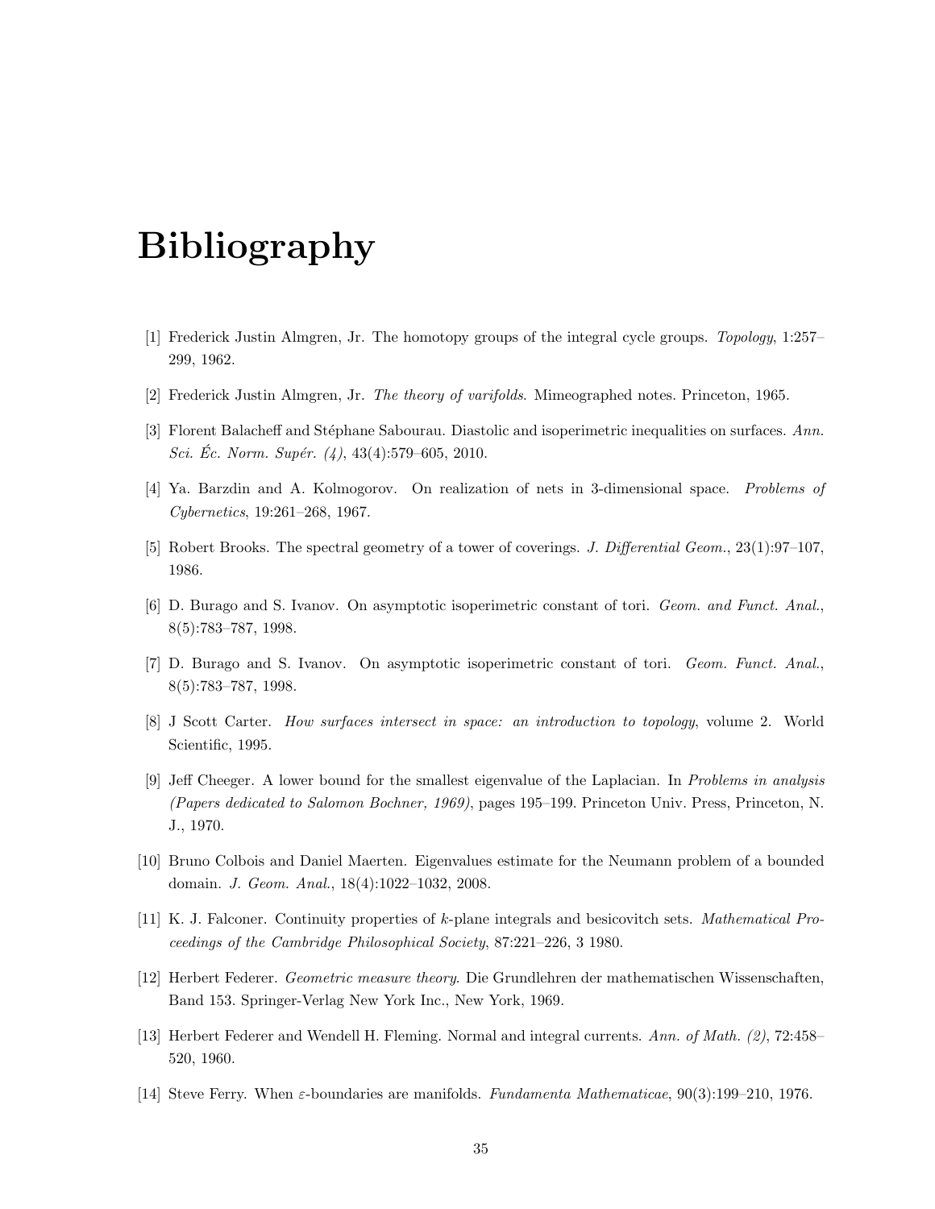# Bibliography

[1] Frederick Justin Almgren, Jr. The homotopy groups of the integral cycle groups. *Topology*, 1:257–299, 1962.

[2] Frederick Justin Almgren, Jr. *The theory of varifolds*. Mimeographed notes. Princeton, 1965.

[3] Florent Balacheff and Stéphane Sabourau. Diastolic and isoperimetric inequalities on surfaces. *Ann. Sci. Éc. Norm. Supér. (4)*, 43(4):579–605, 2010.

[4] Ya. Barzdin and A. Kolmogorov. On realization of nets in 3-dimensional space. *Problems of Cybernetics*, 19:261–268, 1967.

[5] Robert Brooks. The spectral geometry of a tower of coverings. *J. Differential Geom.*, 23(1):97–107, 1986.

[6] D. Burago and S. Ivanov. On asymptotic isoperimetric constant of tori. *Geom. and Funct. Anal.*, 8(5):783–787, 1998.

[7] D. Burago and S. Ivanov. On asymptotic isoperimetric constant of tori. *Geom. Funct. Anal.*, 8(5):783–787, 1998.

[8] J Scott Carter. *How surfaces intersect in space: an introduction to topology*, volume 2. World Scientific, 1995.

[9] Jeff Cheeger. A lower bound for the smallest eigenvalue of the Laplacian. In *Problems in analysis (Papers dedicated to Salomon Bochner, 1969)*, pages 195–199. Princeton Univ. Press, Princeton, N. J., 1970.

[10] Bruno Colbois and Daniel Maerten. Eigenvalues estimate for the Neumann problem of a bounded domain. *J. Geom. Anal.*, 18(4):1022–1032, 2008.

[11] K. J. Falconer. Continuity properties of $k$-plane integrals and besicovitch sets. *Mathematical Proceedings of the Cambridge Philosophical Society*, 87:221–226, 3 1980.

[12] Herbert Federer. *Geometric measure theory*. Die Grundlehren der mathematischen Wissenschaften, Band 153. Springer-Verlag New York Inc., New York, 1969.

[13] Herbert Federer and Wendell H. Fleming. Normal and integral currents. *Ann. of Math. (2)*, 72:458–520, 1960.

[14] Steve Ferry. When $\varepsilon$-boundaries are manifolds. *Fundamenta Mathematicae*, 90(3):199–210, 1976.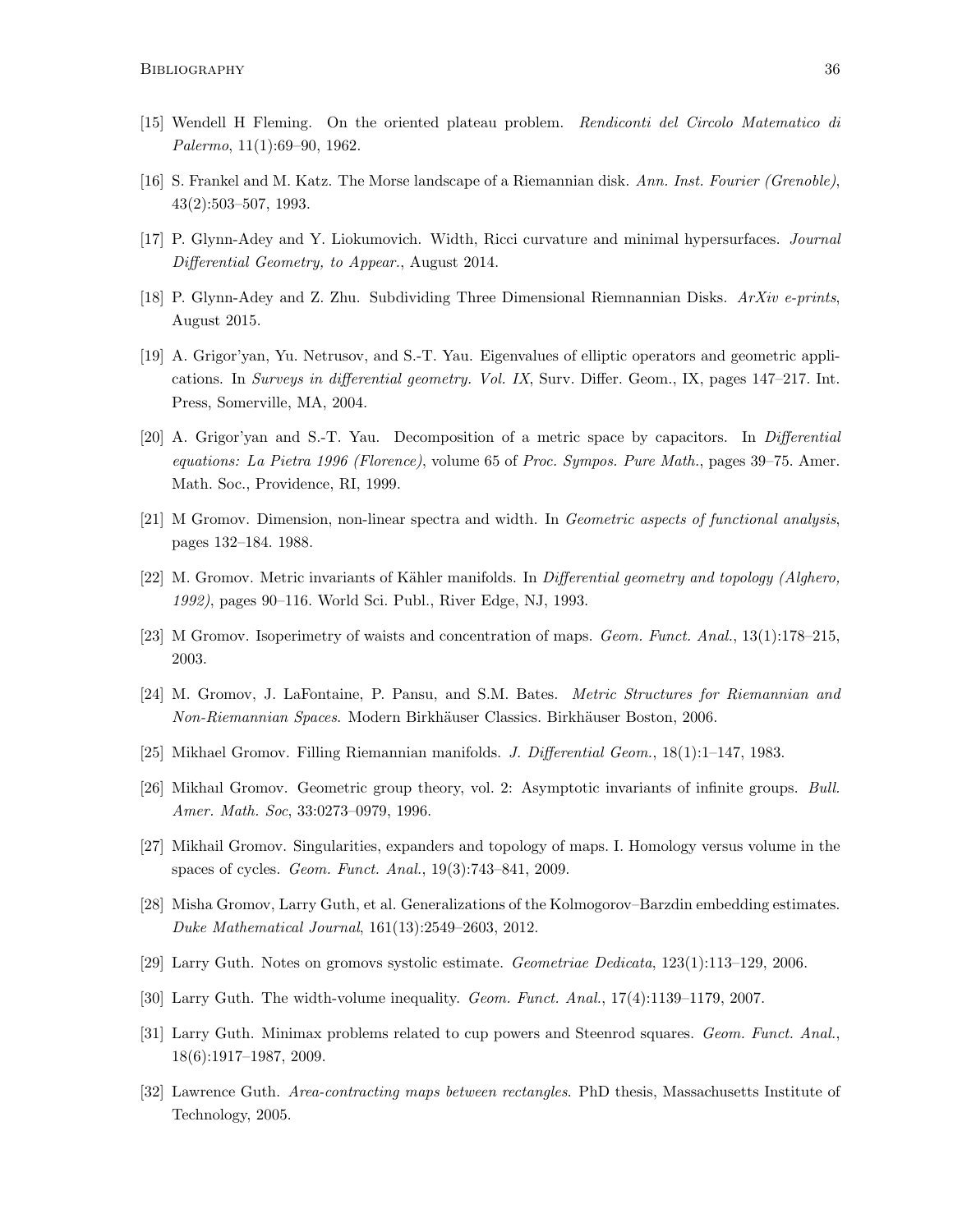[15] Wendell H Fleming. On the oriented plateau problem. *Rendiconti del Circolo Matematico di Palermo*, 11(1):69–90, 1962.

[16] S. Frankel and M. Katz. The Morse landscape of a Riemannian disk. *Ann. Inst. Fourier (Grenoble)*, 43(2):503–507, 1993.

[17] P. Glynn-Adey and Y. Liokumovich. Width, Ricci curvature and minimal hypersurfaces. *Journal Differential Geometry, to Appear.*, August 2014.

[18] P. Glynn-Adey and Z. Zhu. Subdividing Three Dimensional Riemnannian Disks. *ArXiv e-prints*, August 2015.

[19] A. Grigor'yan, Yu. Netrusov, and S.-T. Yau. Eigenvalues of elliptic operators and geometric applications. In *Surveys in differential geometry. Vol. IX*, Surv. Differ. Geom., IX, pages 147–217. Int. Press, Somerville, MA, 2004.

[20] A. Grigor'yan and S.-T. Yau. Decomposition of a metric space by capacitors. In *Differential equations: La Pietra 1996 (Florence)*, volume 65 of *Proc. Sympos. Pure Math.*, pages 39–75. Amer. Math. Soc., Providence, RI, 1999.

[21] M Gromov. Dimension, non-linear spectra and width. In *Geometric aspects of functional analysis*, pages 132–184. 1988.

[22] M. Gromov. Metric invariants of Kähler manifolds. In *Differential geometry and topology (Alghero, 1992)*, pages 90–116. World Sci. Publ., River Edge, NJ, 1993.

[23] M Gromov. Isoperimetry of waists and concentration of maps. *Geom. Funct. Anal.*, 13(1):178–215, 2003.

[24] M. Gromov, J. LaFontaine, P. Pansu, and S.M. Bates. *Metric Structures for Riemannian and Non-Riemannian Spaces*. Modern Birkhäuser Classics. Birkhäuser Boston, 2006.

[25] Mikhael Gromov. Filling Riemannian manifolds. *J. Differential Geom.*, 18(1):1–147, 1983.

[26] Mikhaıl Gromov. Geometric group theory, vol. 2: Asymptotic invariants of infinite groups. *Bull. Amer. Math. Soc*, 33:0273–0979, 1996.

[27] Mikhail Gromov. Singularities, expanders and topology of maps. I. Homology versus volume in the spaces of cycles. *Geom. Funct. Anal.*, 19(3):743–841, 2009.

[28] Misha Gromov, Larry Guth, et al. Generalizations of the Kolmogorov–Barzdin embedding estimates. *Duke Mathematical Journal*, 161(13):2549–2603, 2012.

[29] Larry Guth. Notes on gromovs systolic estimate. *Geometriae Dedicata*, 123(1):113–129, 2006.

[30] Larry Guth. The width-volume inequality. *Geom. Funct. Anal.*, 17(4):1139–1179, 2007.

[31] Larry Guth. Minimax problems related to cup powers and Steenrod squares. *Geom. Funct. Anal.*, 18(6):1917–1987, 2009.

[32] Lawrence Guth. *Area-contracting maps between rectangles*. PhD thesis, Massachusetts Institute of Technology, 2005.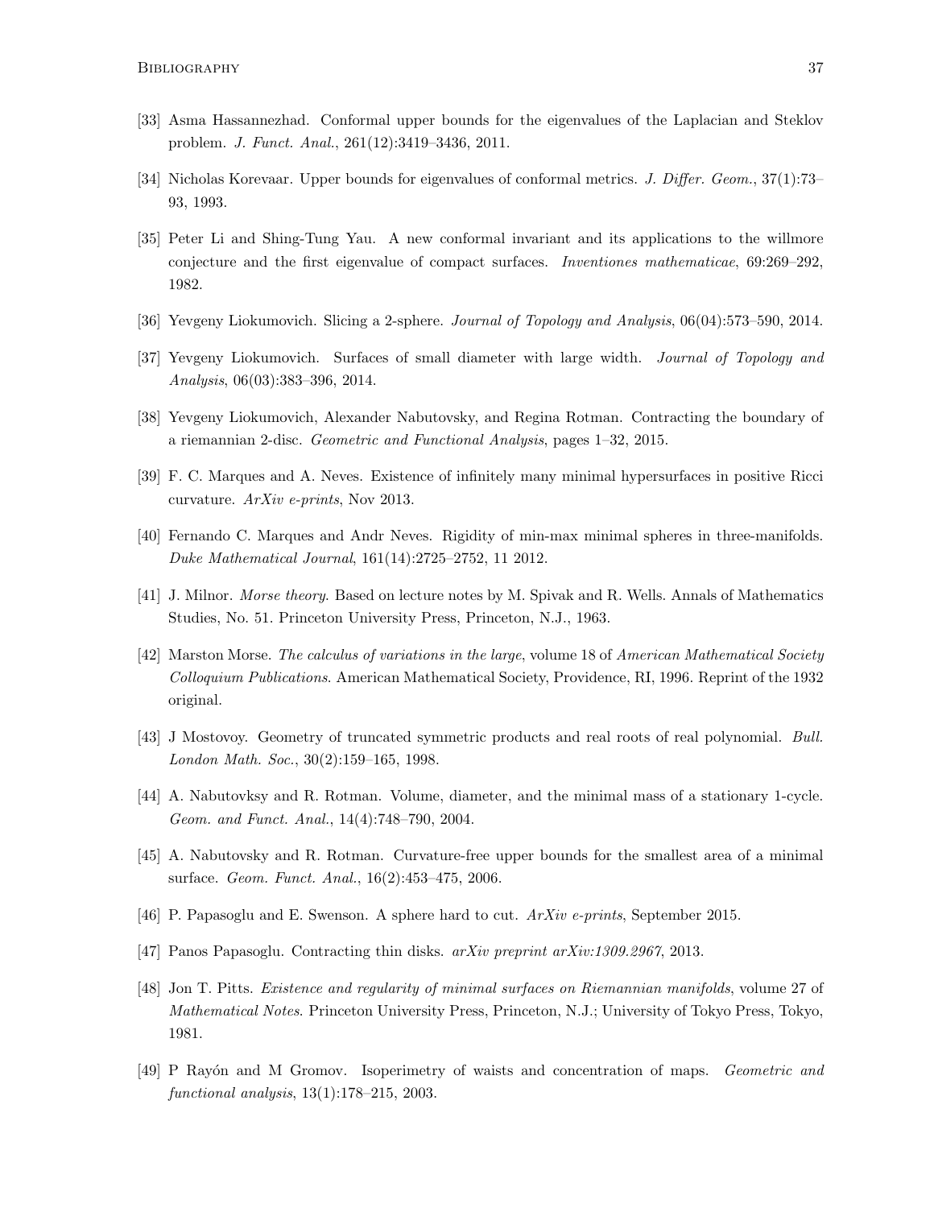[33] Asma Hassannezhad. Conformal upper bounds for the eigenvalues of the Laplacian and Steklov problem. *J. Funct. Anal.*, 261(12):3419–3436, 2011.

[34] Nicholas Korevaar. Upper bounds for eigenvalues of conformal metrics. *J. Differ. Geom.*, 37(1):73–93, 1993.

[35] Peter Li and Shing-Tung Yau. A new conformal invariant and its applications to the willmore conjecture and the first eigenvalue of compact surfaces. *Inventiones mathematicae*, 69:269–292, 1982.

[36] Yevgeny Liokumovich. Slicing a 2-sphere. *Journal of Topology and Analysis*, 06(04):573–590, 2014.

[37] Yevgeny Liokumovich. Surfaces of small diameter with large width. *Journal of Topology and Analysis*, 06(03):383–396, 2014.

[38] Yevgeny Liokumovich, Alexander Nabutovsky, and Regina Rotman. Contracting the boundary of a riemannian 2-disc. *Geometric and Functional Analysis*, pages 1–32, 2015.

[39] F. C. Marques and A. Neves. Existence of infinitely many minimal hypersurfaces in positive Ricci curvature. *ArXiv e-prints*, Nov 2013.

[40] Fernando C. Marques and Andr Neves. Rigidity of min-max minimal spheres in three-manifolds. *Duke Mathematical Journal*, 161(14):2725–2752, 11 2012.

[41] J. Milnor. *Morse theory*. Based on lecture notes by M. Spivak and R. Wells. Annals of Mathematics Studies, No. 51. Princeton University Press, Princeton, N.J., 1963.

[42] Marston Morse. *The calculus of variations in the large*, volume 18 of *American Mathematical Society Colloquium Publications*. American Mathematical Society, Providence, RI, 1996. Reprint of the 1932 original.

[43] J Mostovoy. Geometry of truncated symmetric products and real roots of real polynomial. *Bull. London Math. Soc.*, 30(2):159–165, 1998.

[44] A. Nabutovksy and R. Rotman. Volume, diameter, and the minimal mass of a stationary 1-cycle. *Geom. and Funct. Anal.*, 14(4):748–790, 2004.

[45] A. Nabutovsky and R. Rotman. Curvature-free upper bounds for the smallest area of a minimal surface. *Geom. Funct. Anal.*, 16(2):453–475, 2006.

[46] P. Papasoglu and E. Swenson. A sphere hard to cut. *ArXiv e-prints*, September 2015.

[47] Panos Papasoglu. Contracting thin disks. *arXiv preprint arXiv:1309.2967*, 2013.

[48] Jon T. Pitts. *Existence and regularity of minimal surfaces on Riemannian manifolds*, volume 27 of *Mathematical Notes*. Princeton University Press, Princeton, N.J.; University of Tokyo Press, Tokyo, 1981.

[49] P Rayón and M Gromov. Isoperimetry of waists and concentration of maps. *Geometric and functional analysis*, 13(1):178–215, 2003.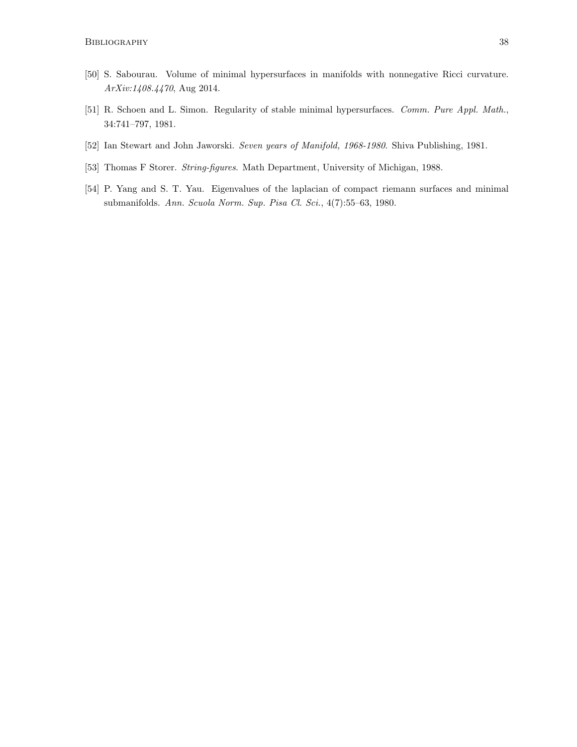[50] S. Sabourau. Volume of minimal hypersurfaces in manifolds with nonnegative Ricci curvature. *ArXiv:1408.4470*, Aug 2014.

[51] R. Schoen and L. Simon. Regularity of stable minimal hypersurfaces. *Comm. Pure Appl. Math.*, 34:741–797, 1981.

[52] Ian Stewart and John Jaworski. *Seven years of Manifold, 1968-1980*. Shiva Publishing, 1981.

[53] Thomas F Storer. *String-figures*. Math Department, University of Michigan, 1988.

[54] P. Yang and S. T. Yau. Eigenvalues of the laplacian of compact riemann surfaces and minimal submanifolds. *Ann. Scuola Norm. Sup. Pisa Cl. Sci.*, 4(7):55–63, 1980.